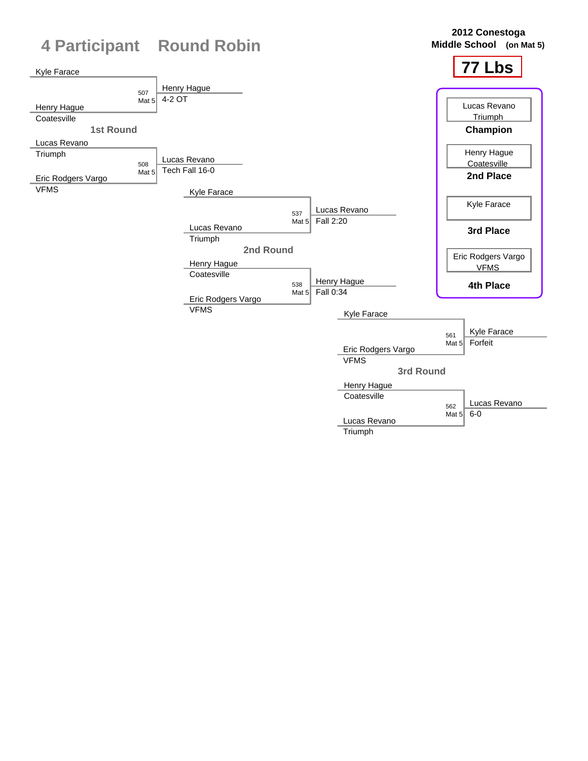# 4 Participant Round Robin

**2012 Conestoga Middle School** (on Mat 5)

## 77 Lbs

### 1st Round

| Bout | Mat | Wrestler 1 | Wrestler 2 | Winner | Result |
|---|---|---|---|---|---|
| 507 | Mat 5 | Kyle Farace | Henry Hague (Coatesville) | Henry Hague | 4-2 OT |
| 508 | Mat 5 | Lucas Revano (Triumph) | Eric Rodgers Vargo (VFMS) | Lucas Revano | Tech Fall 16-0 |

### 2nd Round

| Bout | Mat | Wrestler 1 | Wrestler 2 | Winner | Result |
|---|---|---|---|---|---|
| 537 | Mat 5 | Kyle Farace | Lucas Revano (Triumph) | Lucas Revano | Fall 2:20 |
| 538 | Mat 5 | Henry Hague (Coatesville) | Eric Rodgers Vargo (VFMS) | Henry Hague | Fall 0:34 |

### 3rd Round

| Bout | Mat | Wrestler 1 | Wrestler 2 | Winner | Result |
|---|---|---|---|---|---|
| 561 | Mat 5 | Kyle Farace | Eric Rodgers Vargo (VFMS) | Kyle Farace | Forfeit |
| 562 | Mat 5 | Henry Hague (Coatesville) | Lucas Revano (Triumph) | Lucas Revano | 6-0 |

### Placement

- **Champion**: Lucas Revano, Triumph
- **2nd Place**: Henry Hague, Coatesville
- **3rd Place**: Kyle Farace
- **4th Place**: Eric Rodgers Vargo, VFMS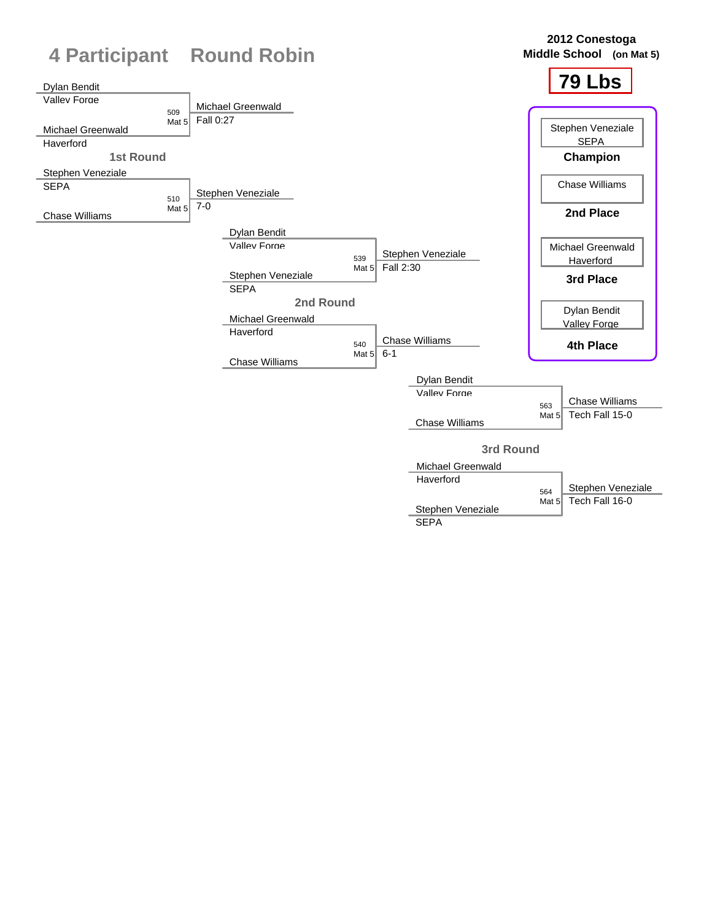# 4 Participant Round Robin

**2012 Conestoga Middle School (on Mat 5)**

## 79 Lbs

### 1st Round

| Wrestler 1 | Wrestler 2 | Bout | Mat | Winner | Result |
|---|---|---|---|---|---|
| Dylan Bendit (Valley Forge) | Michael Greenwald (Haverford) | 509 | Mat 5 | Michael Greenwald | Fall 0:27 |
| Stephen Veneziale (SEPA) | Chase Williams | 510 | Mat 5 | Stephen Veneziale | 7-0 |

### 2nd Round

| Wrestler 1 | Wrestler 2 | Bout | Mat | Winner | Result |
|---|---|---|---|---|---|
| Dylan Bendit (Valley Forge) | Stephen Veneziale (SEPA) | 539 | Mat 5 | Stephen Veneziale | Fall 2:30 |
| Michael Greenwald (Haverford) | Chase Williams | 540 | Mat 5 | Chase Williams | 6-1 |

### 3rd Round

| Wrestler 1 | Wrestler 2 | Bout | Mat | Winner | Result |
|---|---|---|---|---|---|
| Dylan Bendit (Valley Forge) | Chase Williams | 563 | Mat 5 | Chase Williams | Tech Fall 15-0 |
| Michael Greenwald (Haverford) | Stephen Veneziale (SEPA) | 564 | Mat 5 | Stephen Veneziale | Tech Fall 16-0 |

### Final Standings

- **Champion**: Stephen Veneziale, SEPA
- **2nd Place**: Chase Williams
- **3rd Place**: Michael Greenwald, Haverford
- **4th Place**: Dylan Bendit, Valley Forge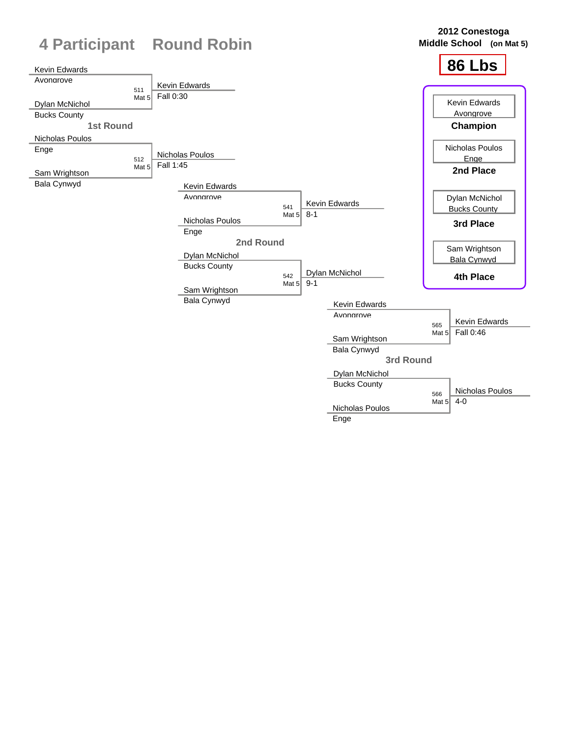# 4 Participant Round Robin

**2012 Conestoga Middle School (on Mat 5)**

## 86 Lbs

### 1st Round

| Match | Wrestler 1 | Wrestler 2 | Winner | Result |
|---|---|---|---|---|
| 511 Mat 5 | Kevin Edwards (Avongrove) | Dylan McNichol (Bucks County) | Kevin Edwards | Fall 0:30 |
| 512 Mat 5 | Nicholas Poulos (Enge) | Sam Wrightson (Bala Cynwyd) | Nicholas Poulos | Fall 1:45 |

### 2nd Round

| Match | Wrestler 1 | Wrestler 2 | Winner | Result |
|---|---|---|---|---|
| 541 Mat 5 | Kevin Edwards (Avongrove) | Nicholas Poulos (Enge) | Kevin Edwards | 8-1 |
| 542 Mat 5 | Dylan McNichol (Bucks County) | Sam Wrightson (Bala Cynwyd) | Dylan McNichol | 9-1 |

### 3rd Round

| Match | Wrestler 1 | Wrestler 2 | Winner | Result |
|---|---|---|---|---|
| 565 Mat 5 | Kevin Edwards (Avongrove) | Sam Wrightson (Bala Cynwyd) | Kevin Edwards | Fall 0:46 |
| 566 Mat 5 | Dylan McNichol (Bucks County) | Nicholas Poulos (Enge) | Nicholas Poulos | 4-0 |

### Placement

| Place | Wrestler | Team |
|---|---|---|
| Champion | Kevin Edwards | Avongrove |
| 2nd Place | Nicholas Poulos | Enge |
| 3rd Place | Dylan McNichol | Bucks County |
| 4th Place | Sam Wrightson | Bala Cynwyd |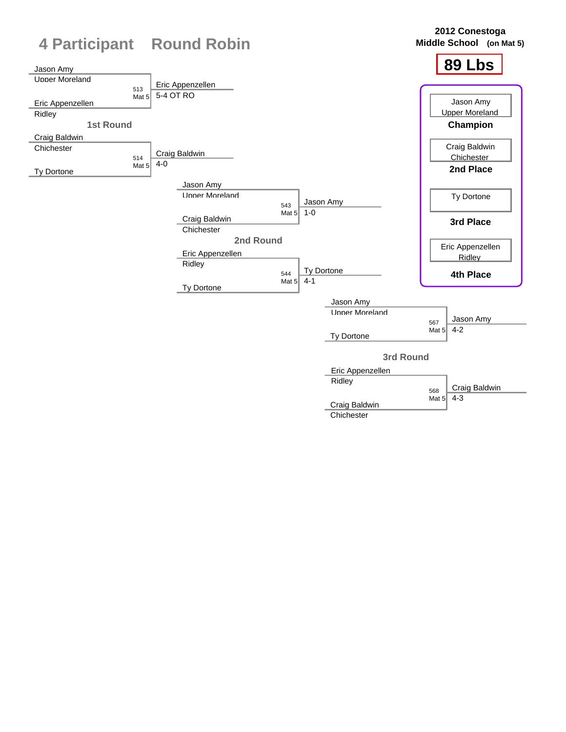# 4 Participant Round Robin

**2012 Conestoga Middle School (on Mat 5)**

## 89 Lbs

### 1st Round

| Bout | Mat | Wrestler 1 | Wrestler 2 | Winner | Result |
|---|---|---|---|---|---|
| 513 | Mat 5 | Jason Amy (Upper Moreland) | Eric Appenzellen (Ridley) | Eric Appenzellen | 5-4 OT RO |
| 514 | Mat 5 | Craig Baldwin (Chichester) | Ty Dortone | Craig Baldwin | 4-0 |

### 2nd Round

| Bout | Mat | Wrestler 1 | Wrestler 2 | Winner | Result |
|---|---|---|---|---|---|
| 543 | Mat 5 | Jason Amy (Upper Moreland) | Craig Baldwin (Chichester) | Jason Amy | 1-0 |
| 544 | Mat 5 | Eric Appenzellen (Ridley) | Ty Dortone | Ty Dortone | 4-1 |

### 3rd Round

| Bout | Mat | Wrestler 1 | Wrestler 2 | Winner | Result |
|---|---|---|---|---|---|
| 567 | Mat 5 | Jason Amy (Upper Moreland) | Ty Dortone | Jason Amy | 4-2 |
| 568 | Mat 5 | Eric Appenzellen (Ridley) | Craig Baldwin (Chichester) | Craig Baldwin | 4-3 |

### Final Placement

| Place | Wrestler | School |
|---|---|---|
| Champion | Jason Amy | Upper Moreland |
| 2nd Place | Craig Baldwin | Chichester |
| 3rd Place | Ty Dortone | |
| 4th Place | Eric Appenzellen | Ridley |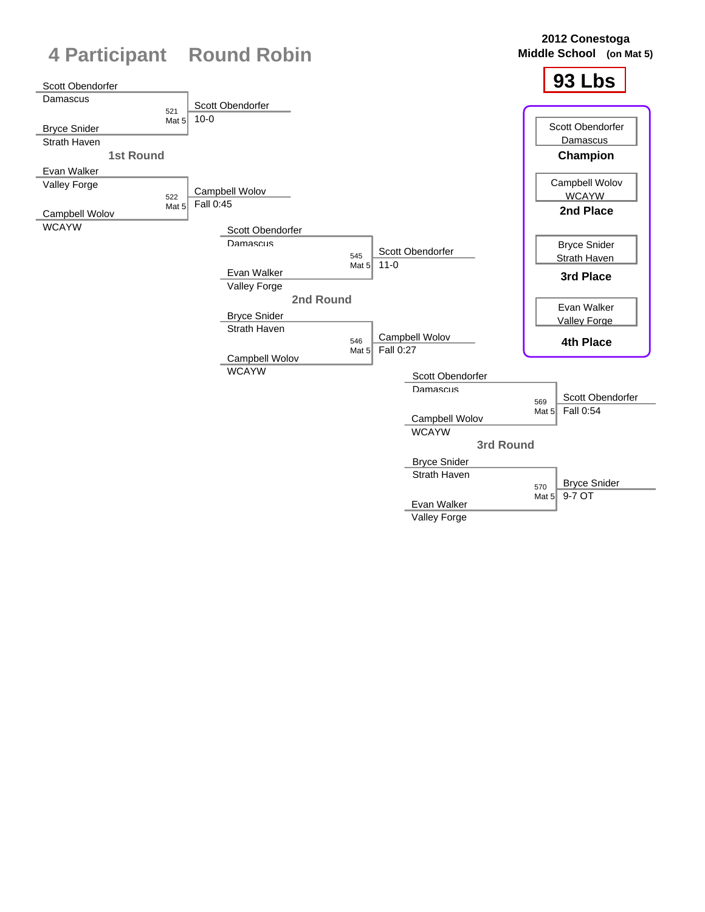# 4 Participant Round Robin

**2012 Conestoga Middle School (on Mat 5)**

## 93 Lbs

### 1st Round

| Bout | Mat | Wrestler 1 | Wrestler 2 | Winner | Result |
|---|---|---|---|---|---|
| 521 | Mat 5 | Scott Obendorfer (Damascus) | Bryce Snider (Strath Haven) | Scott Obendorfer | 10-0 |
| 522 | Mat 5 | Evan Walker (Valley Forge) | Campbell Wolov (WCAYW) | Campbell Wolov | Fall 0:45 |

### 2nd Round

| Bout | Mat | Wrestler 1 | Wrestler 2 | Winner | Result |
|---|---|---|---|---|---|
| 545 | Mat 5 | Scott Obendorfer (Damascus) | Evan Walker (Valley Forge) | Scott Obendorfer | 11-0 |
| 546 | Mat 5 | Bryce Snider (Strath Haven) | Campbell Wolov (WCAYW) | Campbell Wolov | Fall 0:27 |

### 3rd Round

| Bout | Mat | Wrestler 1 | Wrestler 2 | Winner | Result |
|---|---|---|---|---|---|
| 569 | Mat 5 | Scott Obendorfer (Damascus) | Campbell Wolov (WCAYW) | Scott Obendorfer | Fall 0:54 |
| 570 | Mat 5 | Bryce Snider (Strath Haven) | Evan Walker (Valley Forge) | Bryce Snider | 9-7 OT |

### Placings

| Place | Wrestler | Team |
|---|---|---|
| **Champion** | Scott Obendorfer | Damascus |
| **2nd Place** | Campbell Wolov | WCAYW |
| **3rd Place** | Bryce Snider | Strath Haven |
| **4th Place** | Evan Walker | Valley Forge |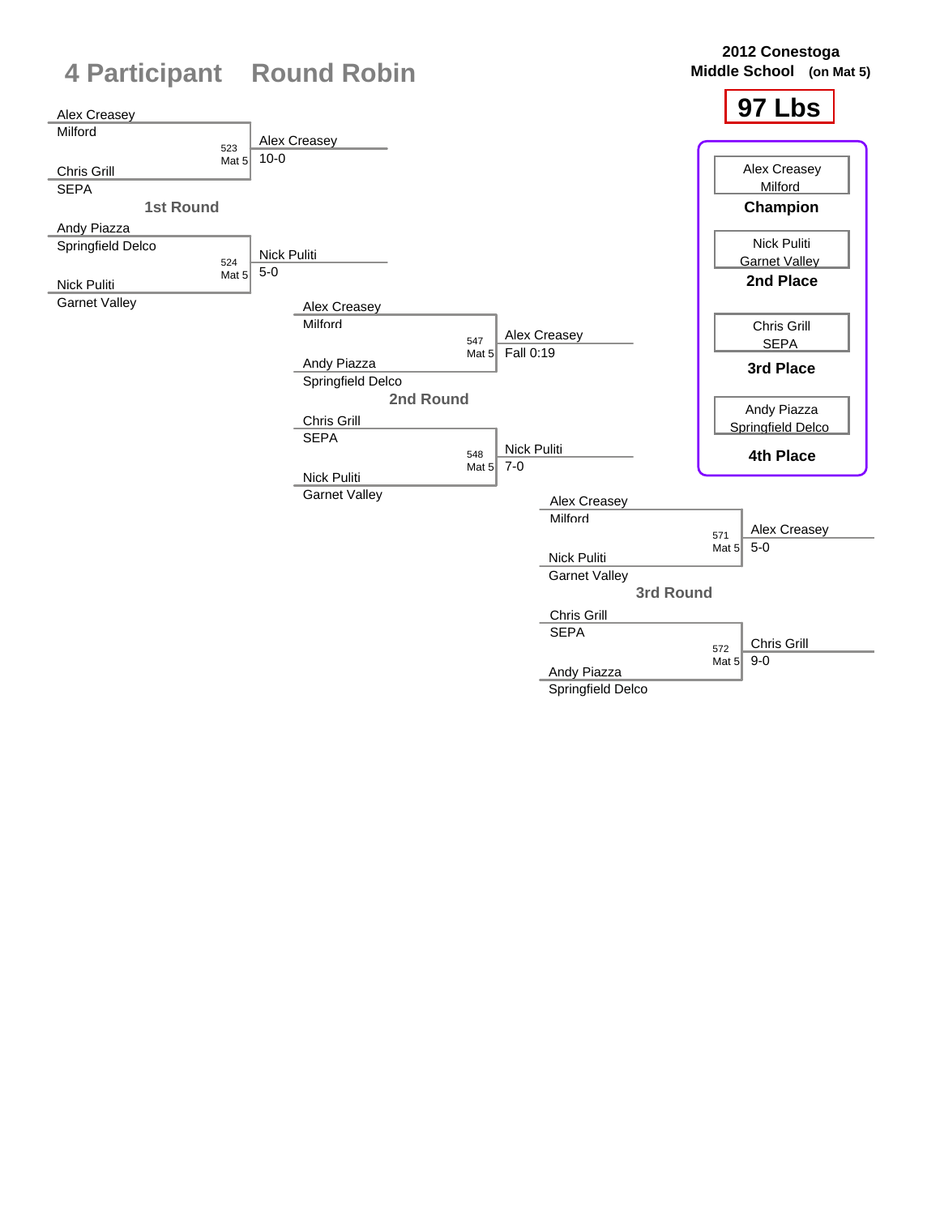# 4 Participant Round Robin

**2012 Conestoga Middle School** (on Mat 5)

## 97 Lbs

### 1st Round

| Wrestler 1 | Wrestler 2 | Bout | Winner | Result |
|---|---|---|---|---|
| Alex Creasey (Milford) | Chris Grill (SEPA) | 523 Mat 5 | Alex Creasey | 10-0 |
| Andy Piazza (Springfield Delco) | Nick Puliti (Garnet Valley) | 524 Mat 5 | Nick Puliti | 5-0 |

### 2nd Round

| Wrestler 1 | Wrestler 2 | Bout | Winner | Result |
|---|---|---|---|---|
| Alex Creasey (Milford) | Andy Piazza (Springfield Delco) | 547 Mat 5 | Alex Creasey | Fall 0:19 |
| Chris Grill (SEPA) | Nick Puliti (Garnet Valley) | 548 Mat 5 | Nick Puliti | 7-0 |

### 3rd Round

| Wrestler 1 | Wrestler 2 | Bout | Winner | Result |
|---|---|---|---|---|
| Alex Creasey (Milford) | Nick Puliti (Garnet Valley) | 571 Mat 5 | Alex Creasey | 5-0 |
| Chris Grill (SEPA) | Andy Piazza (Springfield Delco) | 572 Mat 5 | Chris Grill | 9-0 |

### Final Placement

| Place | Wrestler | Team |
|---|---|---|
| Champion | Alex Creasey | Milford |
| 2nd Place | Nick Puliti | Garnet Valley |
| 3rd Place | Chris Grill | SEPA |
| 4th Place | Andy Piazza | Springfield Delco |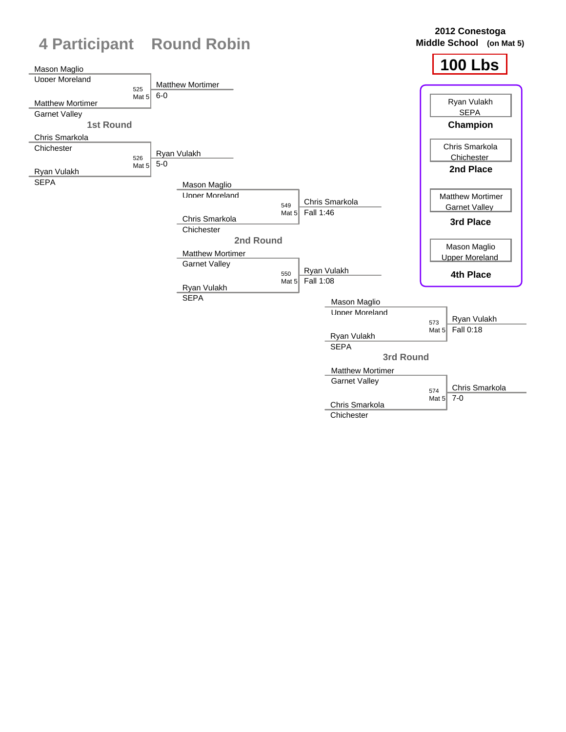# 4 Participant Round Robin

**2012 Conestoga Middle School (on Mat 5)**

**100 Lbs**

## 1st Round

| Wrestler 1 | Wrestler 2 | Bout | Winner | Result |
|---|---|---|---|---|
| Mason Maglio (Upper Moreland) | Matthew Mortimer (Garnet Valley) | 525 Mat 5 | Matthew Mortimer | 6-0 |
| Chris Smarkola (Chichester) | Ryan Vulakh (SEPA) | 526 Mat 5 | Ryan Vulakh | 5-0 |

## 2nd Round

| Wrestler 1 | Wrestler 2 | Bout | Winner | Result |
|---|---|---|---|---|
| Mason Maglio (Upper Moreland) | Chris Smarkola (Chichester) | 549 Mat 5 | Chris Smarkola | Fall 1:46 |
| Matthew Mortimer (Garnet Valley) | Ryan Vulakh (SEPA) | 550 Mat 5 | Ryan Vulakh | Fall 1:08 |

## 3rd Round

| Wrestler 1 | Wrestler 2 | Bout | Winner | Result |
|---|---|---|---|---|
| Mason Maglio (Upper Moreland) | Ryan Vulakh (SEPA) | 573 Mat 5 | Ryan Vulakh | Fall 0:18 |
| Matthew Mortimer (Garnet Valley) | Chris Smarkola (Chichester) | 574 Mat 5 | Chris Smarkola | 7-0 |

## Placements

| Place | Wrestler | Team |
|---|---|---|
| Champion | Ryan Vulakh | SEPA |
| 2nd Place | Chris Smarkola | Chichester |
| 3rd Place | Matthew Mortimer | Garnet Valley |
| 4th Place | Mason Maglio | Upper Moreland |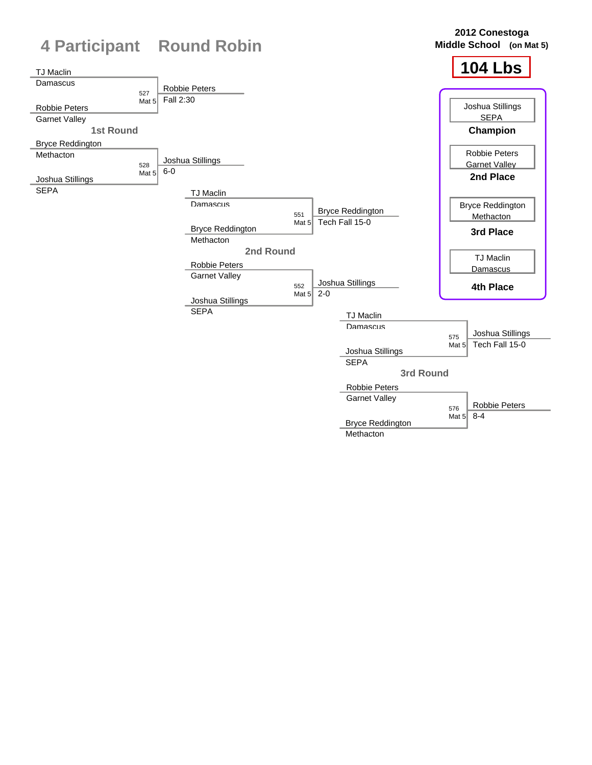# 4 Participant Round Robin

**2012 Conestoga Middle School (on Mat 5)**

## 104 Lbs

### 1st Round

| Bout | Mat | Wrestler 1 | Wrestler 2 | Winner | Result |
|---|---|---|---|---|---|
| 527 | Mat 5 | TJ Maclin (Damascus) | Robbie Peters (Garnet Valley) | Robbie Peters | Fall 2:30 |
| 528 | Mat 5 | Bryce Reddington (Methacton) | Joshua Stillings (SEPA) | Joshua Stillings | 6-0 |

### 2nd Round

| Bout | Mat | Wrestler 1 | Wrestler 2 | Winner | Result |
|---|---|---|---|---|---|
| 551 | Mat 5 | TJ Maclin (Damascus) | Bryce Reddington (Methacton) | Bryce Reddington | Tech Fall 15-0 |
| 552 | Mat 5 | Robbie Peters (Garnet Valley) | Joshua Stillings (SEPA) | Joshua Stillings | 2-0 |

### 3rd Round

| Bout | Mat | Wrestler 1 | Wrestler 2 | Winner | Result |
|---|---|---|---|---|---|
| 575 | Mat 5 | TJ Maclin (Damascus) | Joshua Stillings (SEPA) | Joshua Stillings | Tech Fall 15-0 |
| 576 | Mat 5 | Robbie Peters (Garnet Valley) | Bryce Reddington (Methacton) | Robbie Peters | 8-4 |

### Placements

| Place | Wrestler | Team |
|---|---|---|
| **Champion** | Joshua Stillings | SEPA |
| **2nd Place** | Robbie Peters | Garnet Valley |
| **3rd Place** | Bryce Reddington | Methacton |
| **4th Place** | TJ Maclin | Damascus |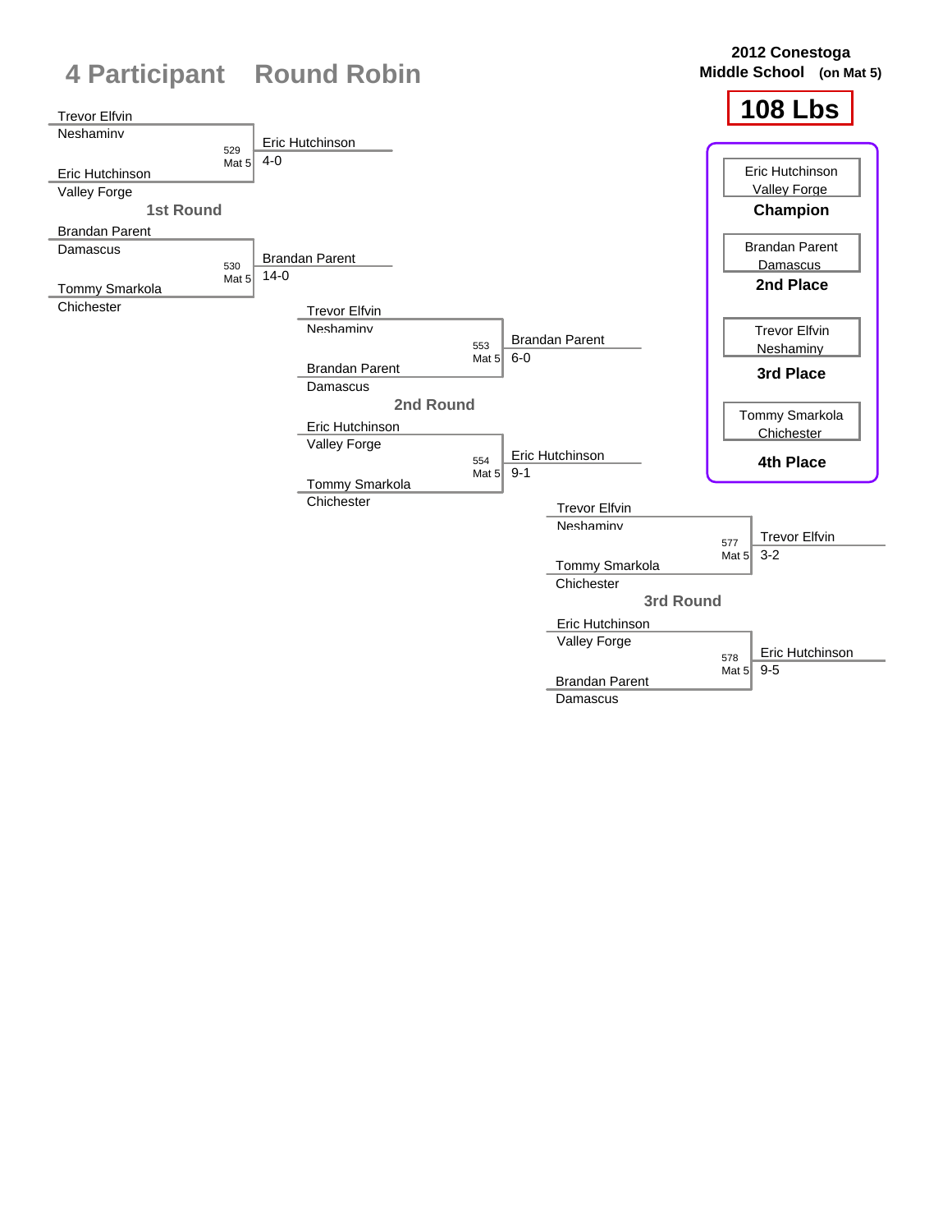# 4 Participant Round Robin

**2012 Conestoga Middle School (on Mat 5)**

**108 Lbs**

## 1st Round

| Bout | Wrestler 1 | Wrestler 2 | Winner | Score |
|---|---|---|---|---|
| 529 (Mat 5) | Trevor Elfvin, Neshaminy | Eric Hutchinson, Valley Forge | Eric Hutchinson | 4-0 |
| 530 (Mat 5) | Brandan Parent, Damascus | Tommy Smarkola, Chichester | Brandan Parent | 14-0 |

## 2nd Round

| Bout | Wrestler 1 | Wrestler 2 | Winner | Score |
|---|---|---|---|---|
| 553 (Mat 5) | Trevor Elfvin, Neshaminy | Brandan Parent, Damascus | Brandan Parent | 6-0 |
| 554 (Mat 5) | Eric Hutchinson, Valley Forge | Tommy Smarkola, Chichester | Eric Hutchinson | 9-1 |

## 3rd Round

| Bout | Wrestler 1 | Wrestler 2 | Winner | Score |
|---|---|---|---|---|
| 577 (Mat 5) | Trevor Elfvin, Neshaminy | Tommy Smarkola, Chichester | Trevor Elfvin | 3-2 |
| 578 (Mat 5) | Eric Hutchinson, Valley Forge | Brandan Parent, Damascus | Eric Hutchinson | 9-5 |

## Final Placements

| Place | Wrestler | Team |
|---|---|---|
| Champion | Eric Hutchinson | Valley Forge |
| 2nd Place | Brandan Parent | Damascus |
| 3rd Place | Trevor Elfvin | Neshaminy |
| 4th Place | Tommy Smarkola | Chichester |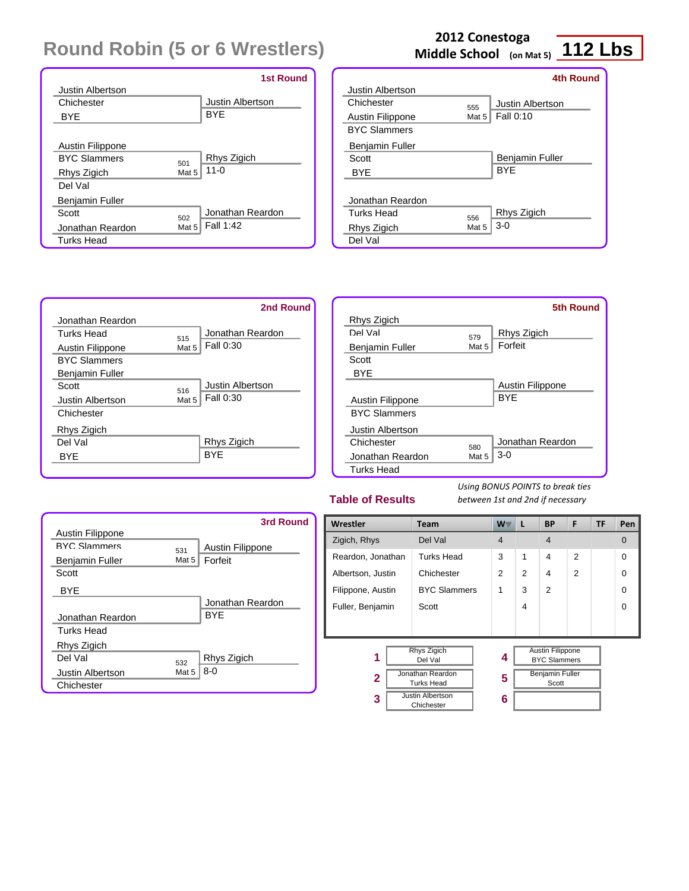# Round Robin (5 or 6 Wrestlers)

**2012 Conestoga Middle School** (on Mat 5) **112 Lbs**

### 1st Round

| Wrestler 1 | Wrestler 2 | Bout | Winner | Result |
|---|---|---|---|---|
| Justin Albertson (Chichester) | BYE | | Justin Albertson | BYE |
| Austin Filippone (BYC Slammers) | Rhys Zigich (Del Val) | 501 Mat 5 | Rhys Zigich | 11-0 |
| Benjamin Fuller (Scott) | Jonathan Reardon (Turks Head) | 502 Mat 5 | Jonathan Reardon | Fall 1:42 |

### 2nd Round

| Wrestler 1 | Wrestler 2 | Bout | Winner | Result |
|---|---|---|---|---|
| Jonathan Reardon (Turks Head) | Austin Filippone (BYC Slammers) | 515 Mat 5 | Jonathan Reardon | Fall 0:30 |
| Benjamin Fuller (Scott) | Justin Albertson (Chichester) | 516 Mat 5 | Justin Albertson | Fall 0:30 |
| Rhys Zigich (Del Val) | BYE | | Rhys Zigich | BYE |

### 3rd Round

| Wrestler 1 | Wrestler 2 | Bout | Winner | Result |
|---|---|---|---|---|
| Austin Filippone (BYC Slammers) | Benjamin Fuller (Scott) | 531 Mat 5 | Austin Filippone | Forfeit |
| BYE | Jonathan Reardon (Turks Head) | | Jonathan Reardon | BYE |
| Rhys Zigich (Del Val) | Justin Albertson (Chichester) | 532 Mat 5 | Rhys Zigich | 8-0 |

### 4th Round

| Wrestler 1 | Wrestler 2 | Bout | Winner | Result |
|---|---|---|---|---|
| Justin Albertson (Chichester) | Austin Filippone (BYC Slammers) | 555 Mat 5 | Justin Albertson | Fall 0:10 |
| Benjamin Fuller (Scott) | BYE | | Benjamin Fuller | BYE |
| Jonathan Reardon (Turks Head) | Rhys Zigich (Del Val) | 556 Mat 5 | Rhys Zigich | 3-0 |

### 5th Round

| Wrestler 1 | Wrestler 2 | Bout | Winner | Result |
|---|---|---|---|---|
| Rhys Zigich (Del Val) | Benjamin Fuller (Scott) | 579 Mat 5 | Rhys Zigich | Forfeit |
| BYE | Austin Filippone (BYC Slammers) | | Austin Filippone | BYE |
| Justin Albertson (Chichester) | Jonathan Reardon (Turks Head) | 580 Mat 5 | Jonathan Reardon | 3-0 |

### Table of Results

*Using BONUS POINTS to break ties between 1st and 2nd if necessary*

| Wrestler | Team | W | L | BP | F | TF | Pen |
|---|---|---|---|---|---|---|---|
| Zigich, Rhys | Del Val | 4 | | 4 | | | 0 |
| Reardon, Jonathan | Turks Head | 3 | 1 | 4 | 2 | | 0 |
| Albertson, Justin | Chichester | 2 | 2 | 4 | 2 | | 0 |
| Filippone, Austin | BYC Slammers | 1 | 3 | 2 | | | 0 |
| Fuller, Benjamin | Scott | | 4 | | | | 0 |

| Place | Wrestler | Place | Wrestler |
|---|---|---|---|
| 1 | Rhys Zigich, Del Val | 4 | Austin Filippone, BYC Slammers |
| 2 | Jonathan Reardon, Turks Head | 5 | Benjamin Fuller, Scott |
| 3 | Justin Albertson, Chichester | 6 | |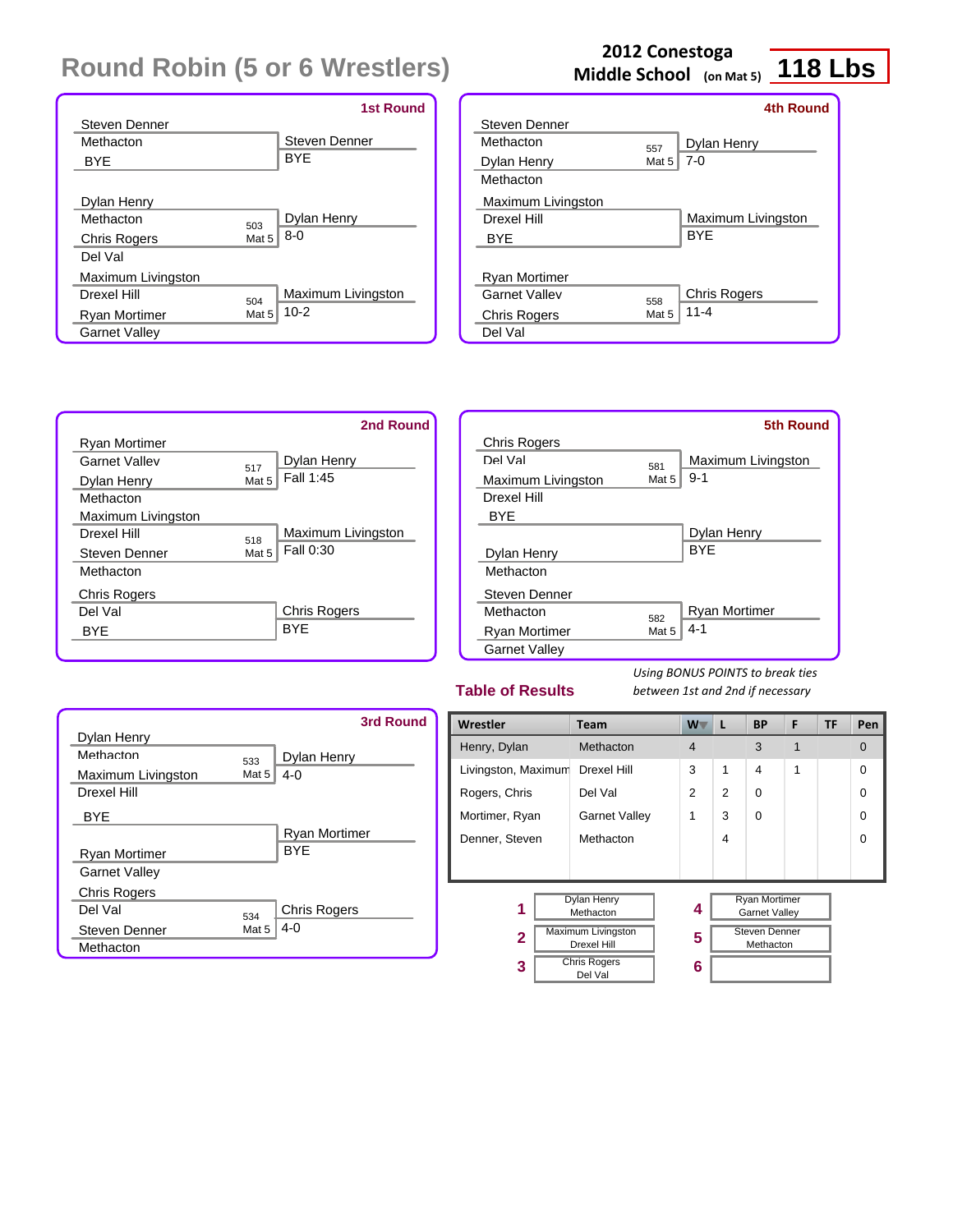# Round Robin (5 or 6 Wrestlers)

**2012 Conestoga Middle School** (on Mat 5) **118 Lbs**

### 1st Round

| Wrestler 1 | Wrestler 2 | Bout | Winner | Result |
|---|---|---|---|---|
| Steven Denner (Methacton) | BYE | | Steven Denner | BYE |
| Dylan Henry (Methacton) | Chris Rogers (Del Val) | 503 Mat 5 | Dylan Henry | 8-0 |
| Maximum Livingston (Drexel Hill) | Ryan Mortimer (Garnet Valley) | 504 Mat 5 | Maximum Livingston | 10-2 |

### 2nd Round

| Wrestler 1 | Wrestler 2 | Bout | Winner | Result |
|---|---|---|---|---|
| Ryan Mortimer (Garnet Valley) | Dylan Henry (Methacton) | 517 Mat 5 | Dylan Henry | Fall 1:45 |
| Maximum Livingston (Drexel Hill) | Steven Denner (Methacton) | 518 Mat 5 | Maximum Livingston | Fall 0:30 |
| Chris Rogers (Del Val) | BYE | | Chris Rogers | BYE |

### 3rd Round

| Wrestler 1 | Wrestler 2 | Bout | Winner | Result |
|---|---|---|---|---|
| Dylan Henry (Methacton) | Maximum Livingston (Drexel Hill) | 533 Mat 5 | Dylan Henry | 4-0 |
| BYE | Ryan Mortimer (Garnet Valley) | | Ryan Mortimer | BYE |
| Chris Rogers (Del Val) | Steven Denner (Methacton) | 534 Mat 5 | Chris Rogers | 4-0 |

### 4th Round

| Wrestler 1 | Wrestler 2 | Bout | Winner | Result |
|---|---|---|---|---|
| Steven Denner (Methacton) | Dylan Henry (Methacton) | 557 Mat 5 | Dylan Henry | 7-0 |
| Maximum Livingston (Drexel Hill) | BYE | | Maximum Livingston | BYE |
| Ryan Mortimer (Garnet Valley) | Chris Rogers (Del Val) | 558 Mat 5 | Chris Rogers | 11-4 |

### 5th Round

| Wrestler 1 | Wrestler 2 | Bout | Winner | Result |
|---|---|---|---|---|
| Chris Rogers (Del Val) | Maximum Livingston (Drexel Hill) | 581 Mat 5 | Maximum Livingston | 9-1 |
| BYE | Dylan Henry (Methacton) | | Dylan Henry | BYE |
| Steven Denner (Methacton) | Ryan Mortimer (Garnet Valley) | 582 Mat 5 | Ryan Mortimer | 4-1 |

## Table of Results

*Using BONUS POINTS to break ties between 1st and 2nd if necessary*

| Wrestler | Team | W | L | BP | F | TF | Pen |
|---|---|---|---|---|---|---|---|
| Henry, Dylan | Methacton | 4 | | 3 | 1 | | 0 |
| Livingston, Maximum | Drexel Hill | 3 | 1 | 4 | 1 | | 0 |
| Rogers, Chris | Del Val | 2 | 2 | 0 | | | 0 |
| Mortimer, Ryan | Garnet Valley | 1 | 3 | 0 | | | 0 |
| Denner, Steven | Methacton | | 4 | | | | 0 |

| Place | Wrestler | Place | Wrestler |
|---|---|---|---|
| 1 | Dylan Henry, Methacton | 4 | Ryan Mortimer, Garnet Valley |
| 2 | Maximum Livingston, Drexel Hill | 5 | Steven Denner, Methacton |
| 3 | Chris Rogers, Del Val | 6 | |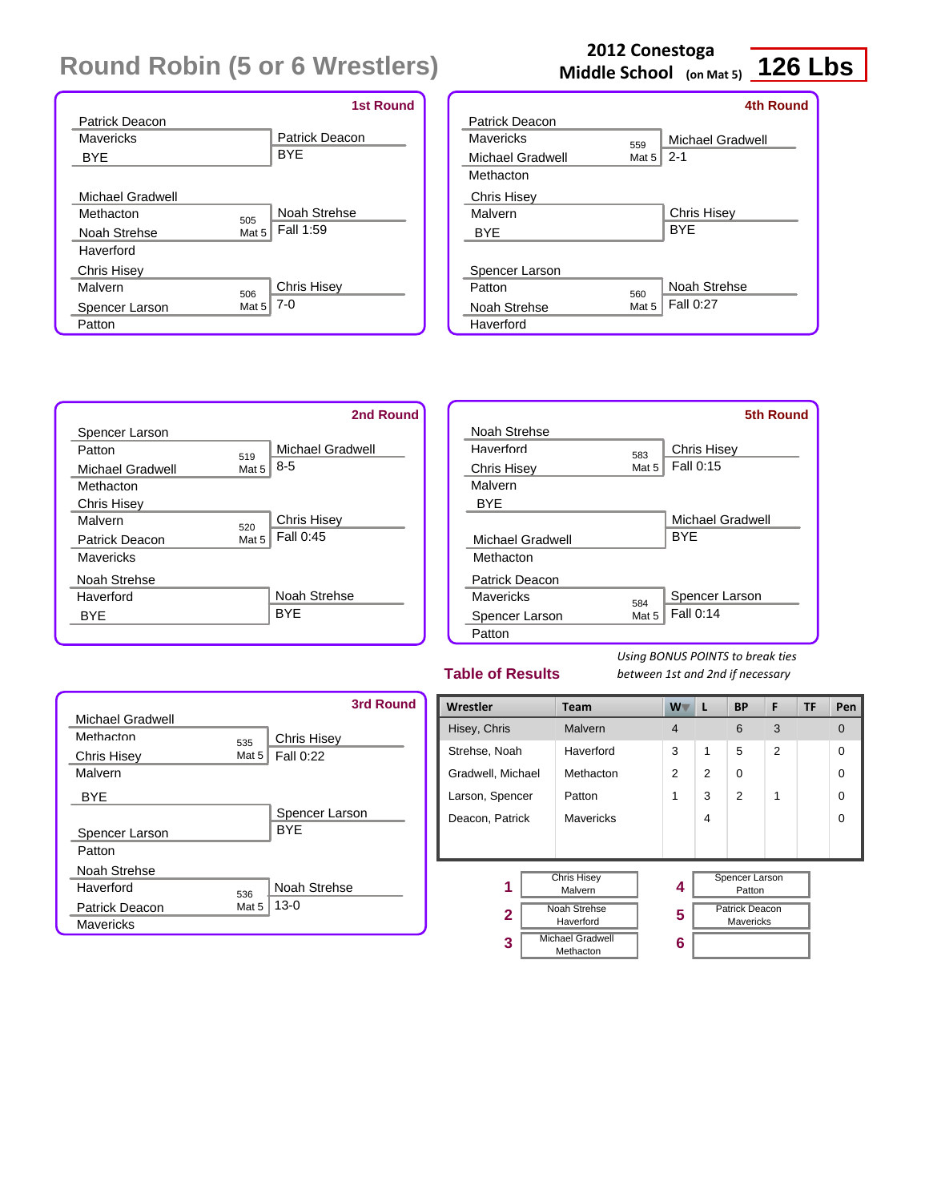# Round Robin (5 or 6 Wrestlers)

**2012 Conestoga Middle School** (on Mat 5) **126 Lbs**

## 1st Round

| Wrestler | Team | Bout | Winner | Result |
|---|---|---|---|---|
| Patrick Deacon | Mavericks | | Patrick Deacon | BYE |
| BYE | | | | |
| Michael Gradwell | Methacton | 505 Mat 5 | Noah Strehse | Fall 1:59 |
| Noah Strehse | Haverford | | | |
| Chris Hisey | Malvern | 506 Mat 5 | Chris Hisey | 7-0 |
| Spencer Larson | Patton | | | |

## 2nd Round

| Wrestler | Team | Bout | Winner | Result |
|---|---|---|---|---|
| Spencer Larson | Patton | 519 Mat 5 | Michael Gradwell | 8-5 |
| Michael Gradwell | Methacton | | | |
| Chris Hisey | Malvern | 520 Mat 5 | Chris Hisey | Fall 0:45 |
| Patrick Deacon | Mavericks | | | |
| Noah Strehse | Haverford | | Noah Strehse | BYE |
| BYE | | | | |

## 3rd Round

| Wrestler | Team | Bout | Winner | Result |
|---|---|---|---|---|
| Michael Gradwell | Methacton | 535 Mat 5 | Chris Hisey | Fall 0:22 |
| Chris Hisey | Malvern | | | |
| BYE | | | Spencer Larson | BYE |
| Spencer Larson | Patton | | | |
| Noah Strehse | Haverford | 536 Mat 5 | Noah Strehse | 13-0 |
| Patrick Deacon | Mavericks | | | |

## 4th Round

| Wrestler | Team | Bout | Winner | Result |
|---|---|---|---|---|
| Patrick Deacon | Mavericks | 559 Mat 5 | Michael Gradwell | 2-1 |
| Michael Gradwell | Methacton | | | |
| Chris Hisey | Malvern | | Chris Hisey | BYE |
| BYE | | | | |
| Spencer Larson | Patton | 560 Mat 5 | Noah Strehse | Fall 0:27 |
| Noah Strehse | Haverford | | | |

## 5th Round

| Wrestler | Team | Bout | Winner | Result |
|---|---|---|---|---|
| Noah Strehse | Haverford | 583 Mat 5 | Chris Hisey | Fall 0:15 |
| Chris Hisey | Malvern | | | |
| BYE | | | Michael Gradwell | BYE |
| Michael Gradwell | Methacton | | | |
| Patrick Deacon | Mavericks | 584 Mat 5 | Spencer Larson | Fall 0:14 |
| Spencer Larson | Patton | | | |

## Table of Results

*Using BONUS POINTS to break ties between 1st and 2nd if necessary*

| Wrestler | Team | W | L | BP | F | TF | Pen |
|---|---|---|---|---|---|---|---|
| Hisey, Chris | Malvern | 4 | | 6 | 3 | | 0 |
| Strehse, Noah | Haverford | 3 | 1 | 5 | 2 | | 0 |
| Gradwell, Michael | Methacton | 2 | 2 | 0 | | | 0 |
| Larson, Spencer | Patton | 1 | 3 | 2 | 1 | | 0 |
| Deacon, Patrick | Mavericks | | 4 | | | | 0 |

| Place | Wrestler | Place | Wrestler |
|---|---|---|---|
| 1 | Chris Hisey, Malvern | 4 | Spencer Larson, Patton |
| 2 | Noah Strehse, Haverford | 5 | Patrick Deacon, Mavericks |
| 3 | Michael Gradwell, Methacton | 6 | |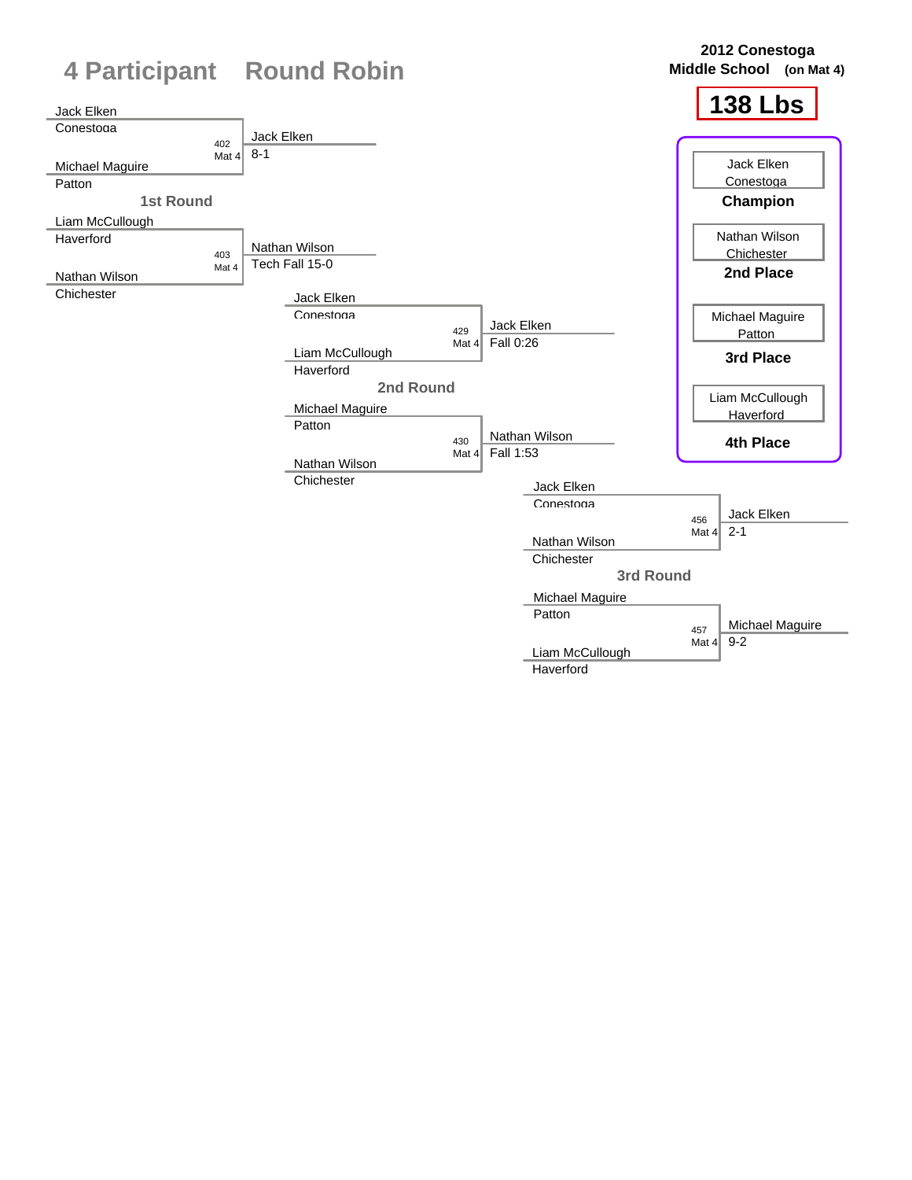# 4 Participant Round Robin

**2012 Conestoga Middle School (on Mat 4)**

**138 Lbs**

## 1st Round

| Bout | Mat | Wrestler 1 | Wrestler 2 | Winner | Result |
|---|---|---|---|---|---|
| 402 | Mat 4 | Jack Elken (Conestoga) | Michael Maguire (Patton) | Jack Elken | 8-1 |
| 403 | Mat 4 | Liam McCullough (Haverford) | Nathan Wilson (Chichester) | Nathan Wilson | Tech Fall 15-0 |

## 2nd Round

| Bout | Mat | Wrestler 1 | Wrestler 2 | Winner | Result |
|---|---|---|---|---|---|
| 429 | Mat 4 | Jack Elken (Conestoga) | Liam McCullough (Haverford) | Jack Elken | Fall 0:26 |
| 430 | Mat 4 | Michael Maguire (Patton) | Nathan Wilson (Chichester) | Nathan Wilson | Fall 1:53 |

## 3rd Round

| Bout | Mat | Wrestler 1 | Wrestler 2 | Winner | Result |
|---|---|---|---|---|---|
| 456 | Mat 4 | Jack Elken (Conestoga) | Nathan Wilson (Chichester) | Jack Elken | 2-1 |
| 457 | Mat 4 | Michael Maguire (Patton) | Liam McCullough (Haverford) | Michael Maguire | 9-2 |

## Final Placements

| Place | Wrestler | School |
|---|---|---|
| Champion | Jack Elken | Conestoga |
| 2nd Place | Nathan Wilson | Chichester |
| 3rd Place | Michael Maguire | Patton |
| 4th Place | Liam McCullough | Haverford |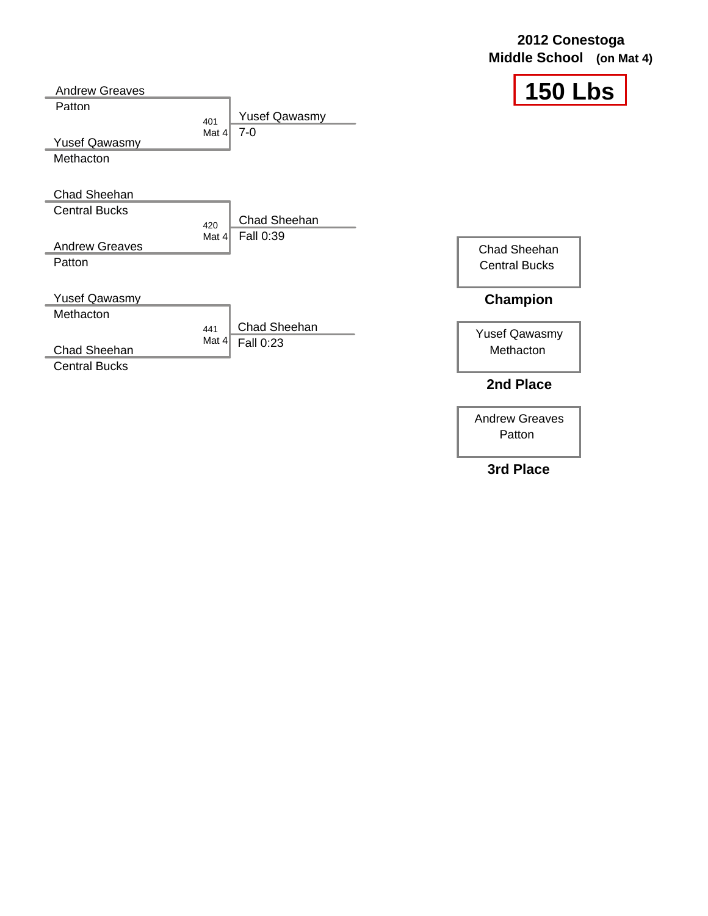**2012 Conestoga Middle School** **(on Mat 4)**

# 150 Lbs

| Wrestler 1 | Wrestler 2 | Bout | Winner | Result |
|---|---|---|---|---|
| Andrew Greaves (Patton) | Yusef Qawasmy (Methacton) | 401 Mat 4 | Yusef Qawasmy | 7-0 |
| Chad Sheehan (Central Bucks) | Andrew Greaves (Patton) | 420 Mat 4 | Chad Sheehan | Fall 0:39 |
| Yusef Qawasmy (Methacton) | Chad Sheehan (Central Bucks) | 441 Mat 4 | Chad Sheehan | Fall 0:23 |

**Champion**
Chad Sheehan
Central Bucks

**2nd Place**
Yusef Qawasmy
Methacton

**3rd Place**
Andrew Greaves
Patton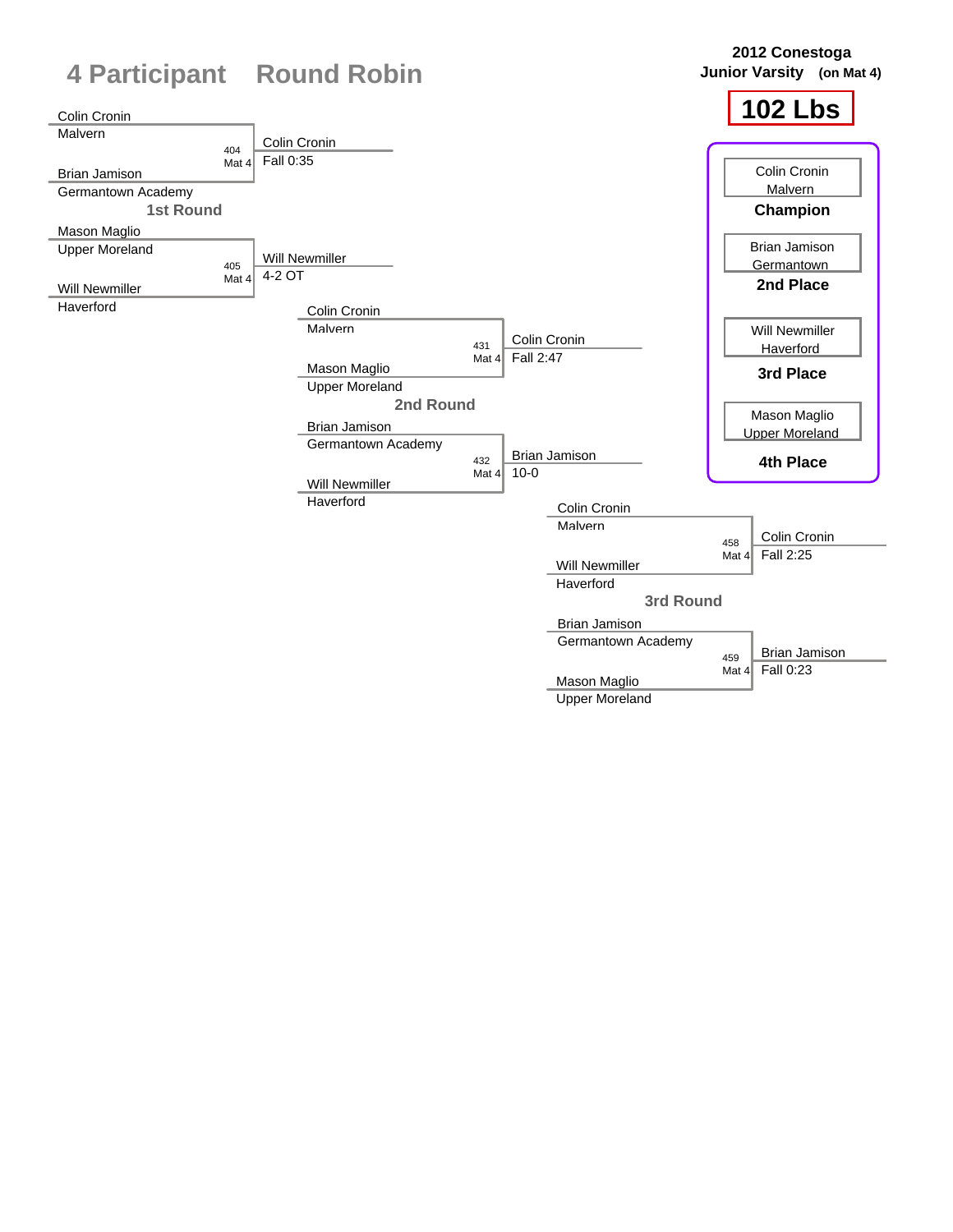# 4 Participant Round Robin

**2012 Conestoga Junior Varsity (on Mat 4)**

## 102 Lbs

### 1st Round

| Wrestler 1 | Wrestler 2 | Bout | Winner | Result |
|---|---|---|---|---|
| Colin Cronin (Malvern) | Brian Jamison (Germantown Academy) | 404 Mat 4 | Colin Cronin | Fall 0:35 |
| Mason Maglio (Upper Moreland) | Will Newmiller (Haverford) | 405 Mat 4 | Will Newmiller | 4-2 OT |

### 2nd Round

| Wrestler 1 | Wrestler 2 | Bout | Winner | Result |
|---|---|---|---|---|
| Colin Cronin (Malvern) | Mason Maglio (Upper Moreland) | 431 Mat 4 | Colin Cronin | Fall 2:47 |
| Brian Jamison (Germantown Academy) | Will Newmiller (Haverford) | 432 Mat 4 | Brian Jamison | 10-0 |

### 3rd Round

| Wrestler 1 | Wrestler 2 | Bout | Winner | Result |
|---|---|---|---|---|
| Colin Cronin (Malvern) | Will Newmiller (Haverford) | 458 Mat 4 | Colin Cronin | Fall 2:25 |
| Brian Jamison (Germantown Academy) | Mason Maglio (Upper Moreland) | 459 Mat 4 | Brian Jamison | Fall 0:23 |

### Final Standings

- **Champion**: Colin Cronin, Malvern
- **2nd Place**: Brian Jamison, Germantown
- **3rd Place**: Will Newmiller, Haverford
- **4th Place**: Mason Maglio, Upper Moreland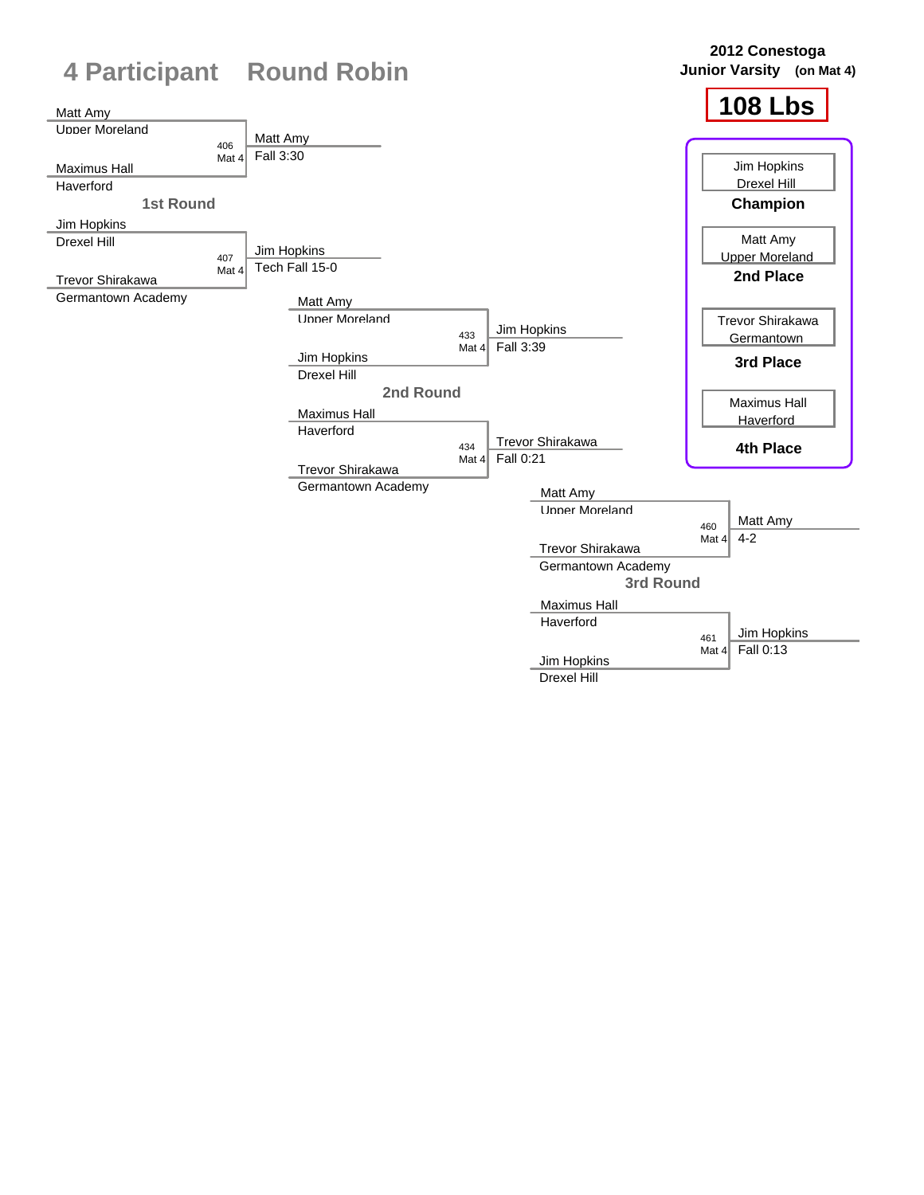# 4 Participant Round Robin

**2012 Conestoga**
**Junior Varsity (on Mat 4)**

## 108 Lbs

### 1st Round

| Bout | Wrestler 1 | Wrestler 2 | Winner | Result |
|---|---|---|---|---|
| 406 (Mat 4) | Matt Amy, Upper Moreland | Maximus Hall, Haverford | Matt Amy | Fall 3:30 |
| 407 (Mat 4) | Jim Hopkins, Drexel Hill | Trevor Shirakawa, Germantown Academy | Jim Hopkins | Tech Fall 15-0 |

### 2nd Round

| Bout | Wrestler 1 | Wrestler 2 | Winner | Result |
|---|---|---|---|---|
| 433 (Mat 4) | Matt Amy, Upper Moreland | Jim Hopkins, Drexel Hill | Jim Hopkins | Fall 3:39 |
| 434 (Mat 4) | Maximus Hall, Haverford | Trevor Shirakawa, Germantown Academy | Trevor Shirakawa | Fall 0:21 |

### 3rd Round

| Bout | Wrestler 1 | Wrestler 2 | Winner | Result |
|---|---|---|---|---|
| 460 (Mat 4) | Matt Amy, Upper Moreland | Trevor Shirakawa, Germantown Academy | Matt Amy | 4-2 |
| 461 (Mat 4) | Maximus Hall, Haverford | Jim Hopkins, Drexel Hill | Jim Hopkins | Fall 0:13 |

### Final Standings

| Place | Wrestler | Team |
|---|---|---|
| Champion | Jim Hopkins | Drexel Hill |
| 2nd Place | Matt Amy | Upper Moreland |
| 3rd Place | Trevor Shirakawa | Germantown |
| 4th Place | Maximus Hall | Haverford |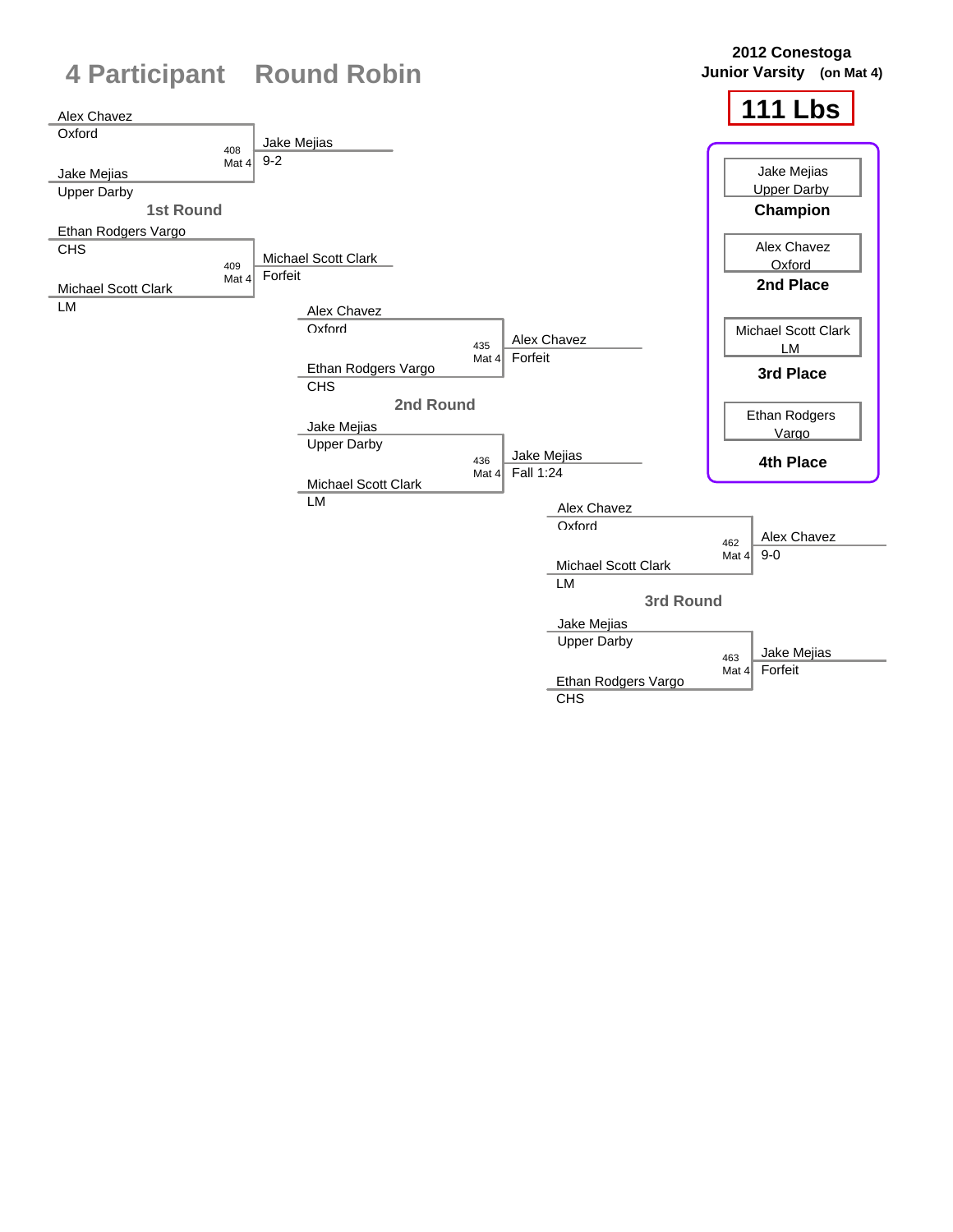# 4 Participant Round Robin

**2012 Conestoga**
**Junior Varsity (on Mat 4)**

## 111 Lbs

### 1st Round

| Wrestler 1 | Team | Wrestler 2 | Team | Bout | Mat | Winner | Result |
|---|---|---|---|---|---|---|---|
| Alex Chavez | Oxford | Jake Mejias | Upper Darby | 408 | Mat 4 | Jake Mejias | 9-2 |
| Ethan Rodgers Vargo | CHS | Michael Scott Clark | LM | 409 | Mat 4 | Michael Scott Clark | Forfeit |

### 2nd Round

| Wrestler 1 | Team | Wrestler 2 | Team | Bout | Mat | Winner | Result |
|---|---|---|---|---|---|---|---|
| Alex Chavez | Oxford | Ethan Rodgers Vargo | CHS | 435 | Mat 4 | Alex Chavez | Forfeit |
| Jake Mejias | Upper Darby | Michael Scott Clark | LM | 436 | Mat 4 | Jake Mejias | Fall 1:24 |

### 3rd Round

| Wrestler 1 | Team | Wrestler 2 | Team | Bout | Mat | Winner | Result |
|---|---|---|---|---|---|---|---|
| Alex Chavez | Oxford | Michael Scott Clark | LM | 462 | Mat 4 | Alex Chavez | 9-0 |
| Jake Mejias | Upper Darby | Ethan Rodgers Vargo | CHS | 463 | Mat 4 | Jake Mejias | Forfeit |

### Final Standings

| Place | Wrestler | Team |
|---|---|---|
| **Champion** | Jake Mejias | Upper Darby |
| **2nd Place** | Alex Chavez | Oxford |
| **3rd Place** | Michael Scott Clark | LM |
| **4th Place** | Ethan Rodgers Vargo | |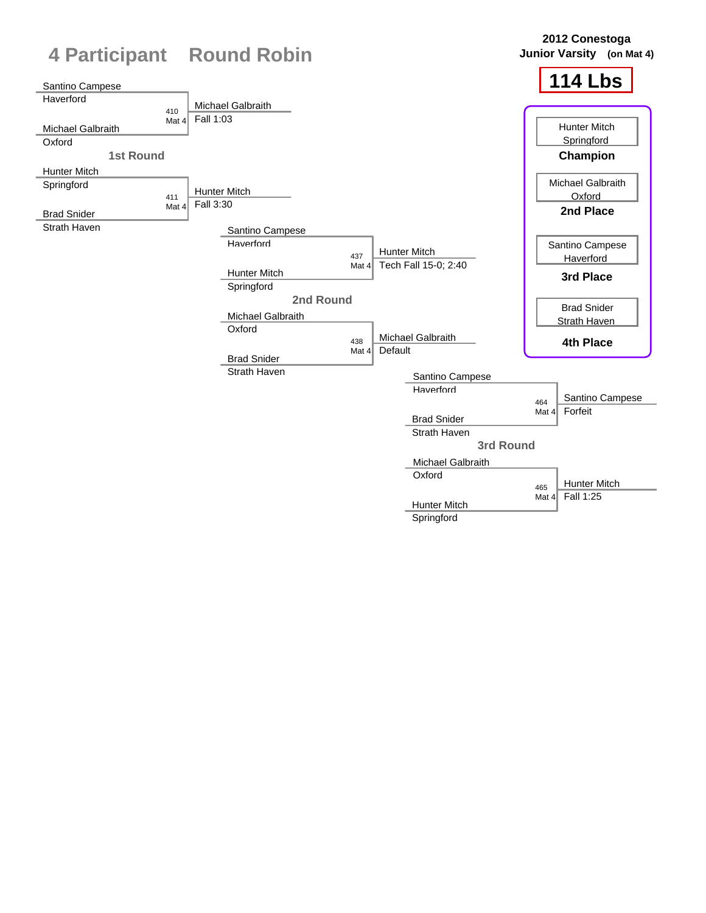# 4 Participant Round Robin

**2012 Conestoga**
**Junior Varsity (on Mat 4)**

**114 Lbs**

## 1st Round

| Wrestler 1 | Wrestler 2 | Bout | Winner | Result |
|---|---|---|---|---|
| Santino Campese (Haverford) | Michael Galbraith (Oxford) | 410 Mat 4 | Michael Galbraith | Fall 1:03 |
| Hunter Mitch (Springford) | Brad Snider (Strath Haven) | 411 Mat 4 | Hunter Mitch | Fall 3:30 |

## 2nd Round

| Wrestler 1 | Wrestler 2 | Bout | Winner | Result |
|---|---|---|---|---|
| Santino Campese (Haverford) | Hunter Mitch (Springford) | 437 Mat 4 | Hunter Mitch | Tech Fall 15-0; 2:40 |
| Michael Galbraith (Oxford) | Brad Snider (Strath Haven) | 438 Mat 4 | Michael Galbraith | Default |

## 3rd Round

| Wrestler 1 | Wrestler 2 | Bout | Winner | Result |
|---|---|---|---|---|
| Santino Campese (Haverford) | Brad Snider (Strath Haven) | 464 Mat 4 | Santino Campese | Forfeit |
| Michael Galbraith (Oxford) | Hunter Mitch (Springford) | 465 Mat 4 | Hunter Mitch | Fall 1:25 |

## Placements

| Place | Wrestler | Team |
|---|---|---|
| Champion | Hunter Mitch | Springford |
| 2nd Place | Michael Galbraith | Oxford |
| 3rd Place | Santino Campese | Haverford |
| 4th Place | Brad Snider | Strath Haven |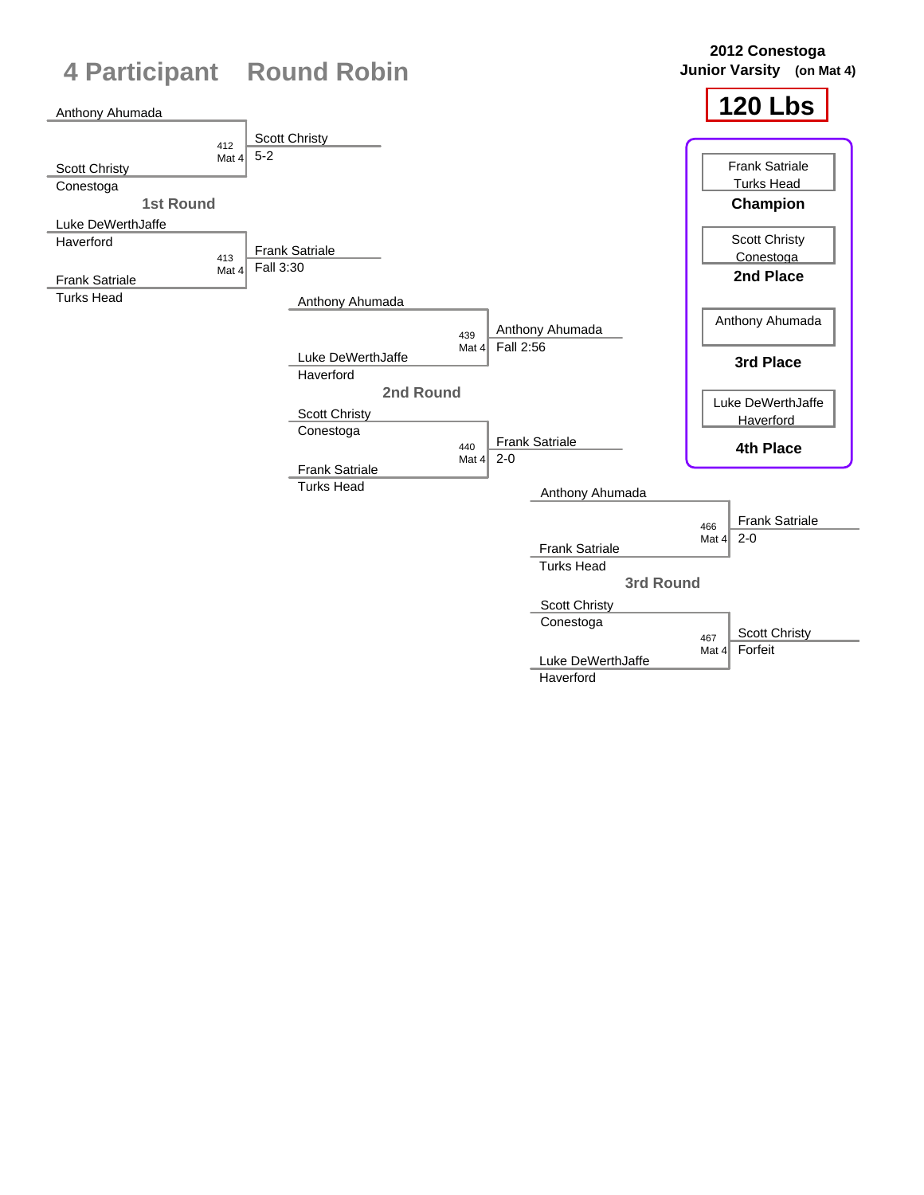# 4 Participant Round Robin

**2012 Conestoga**
**Junior Varsity (on Mat 4)**

## 120 Lbs

### 1st Round

| Bout | Mat | Wrestler 1 | Wrestler 2 | Winner | Result |
|---|---|---|---|---|---|
| 412 | Mat 4 | Anthony Ahumada | Scott Christy (Conestoga) | Scott Christy | 5-2 |
| 413 | Mat 4 | Luke DeWerthJaffe (Haverford) | Frank Satriale (Turks Head) | Frank Satriale | Fall 3:30 |

### 2nd Round

| Bout | Mat | Wrestler 1 | Wrestler 2 | Winner | Result |
|---|---|---|---|---|---|
| 439 | Mat 4 | Anthony Ahumada | Luke DeWerthJaffe (Haverford) | Anthony Ahumada | Fall 2:56 |
| 440 | Mat 4 | Scott Christy (Conestoga) | Frank Satriale (Turks Head) | Frank Satriale | 2-0 |

### 3rd Round

| Bout | Mat | Wrestler 1 | Wrestler 2 | Winner | Result |
|---|---|---|---|---|---|
| 466 | Mat 4 | Anthony Ahumada | Frank Satriale (Turks Head) | Frank Satriale | 2-0 |
| 467 | Mat 4 | Scott Christy (Conestoga) | Luke DeWerthJaffe (Haverford) | Scott Christy | Forfeit |

### Placements

| Place | Wrestler | Team |
|---|---|---|
| Champion | Frank Satriale | Turks Head |
| 2nd Place | Scott Christy | Conestoga |
| 3rd Place | Anthony Ahumada | |
| 4th Place | Luke DeWerthJaffe | Haverford |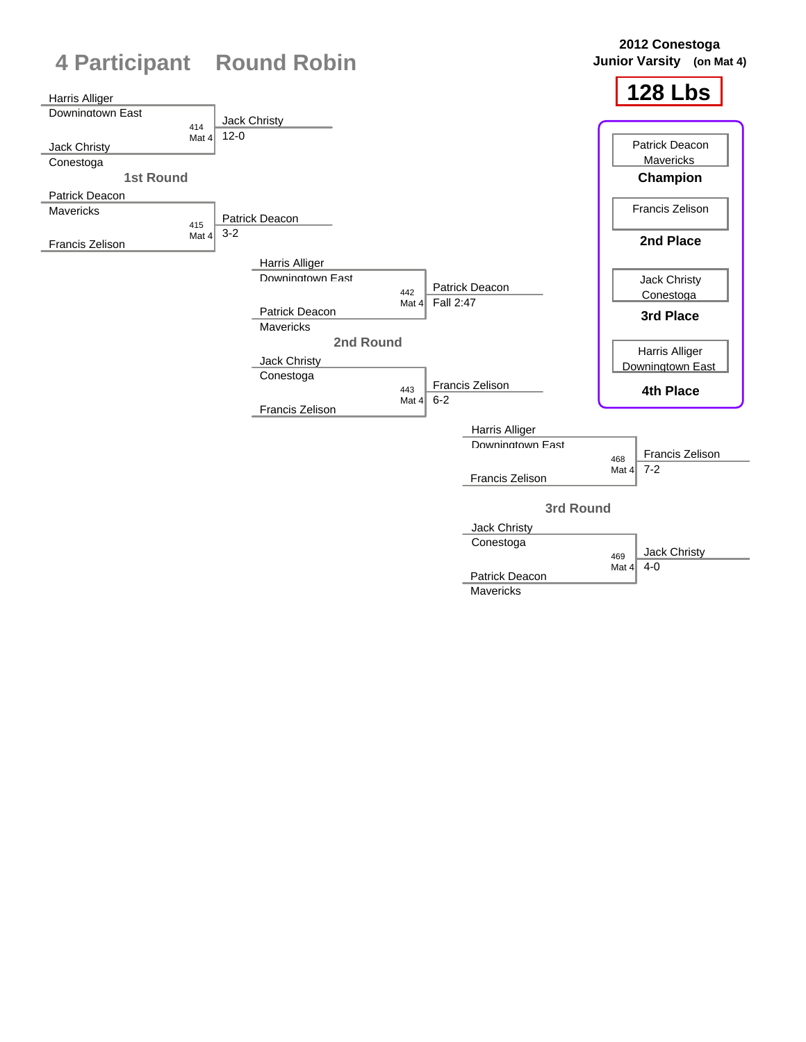# 4 Participant Round Robin

**2012 Conestoga**
**Junior Varsity (on Mat 4)**

**128 Lbs**

## 1st Round

| Bout | Wrestler 1 | Wrestler 2 | Winner | Result |
|---|---|---|---|---|
| 414 Mat 4 | Harris Alliger (Downingtown East) | Jack Christy (Conestoga) | Jack Christy | 12-0 |
| 415 Mat 4 | Patrick Deacon (Mavericks) | Francis Zelison | Patrick Deacon | 3-2 |

## 2nd Round

| Bout | Wrestler 1 | Wrestler 2 | Winner | Result |
|---|---|---|---|---|
| 442 Mat 4 | Harris Alliger (Downingtown East) | Patrick Deacon (Mavericks) | Patrick Deacon | Fall 2:47 |
| 443 Mat 4 | Jack Christy (Conestoga) | Francis Zelison | Francis Zelison | 6-2 |

## 3rd Round

| Bout | Wrestler 1 | Wrestler 2 | Winner | Result |
|---|---|---|---|---|
| 468 Mat 4 | Harris Alliger (Downingtown East) | Francis Zelison | Francis Zelison | 7-2 |
| 469 Mat 4 | Jack Christy (Conestoga) | Patrick Deacon (Mavericks) | Jack Christy | 4-0 |

## Placements

- **Champion:** Patrick Deacon, Mavericks
- **2nd Place:** Francis Zelison
- **3rd Place:** Jack Christy, Conestoga
- **4th Place:** Harris Alliger, Downingtown East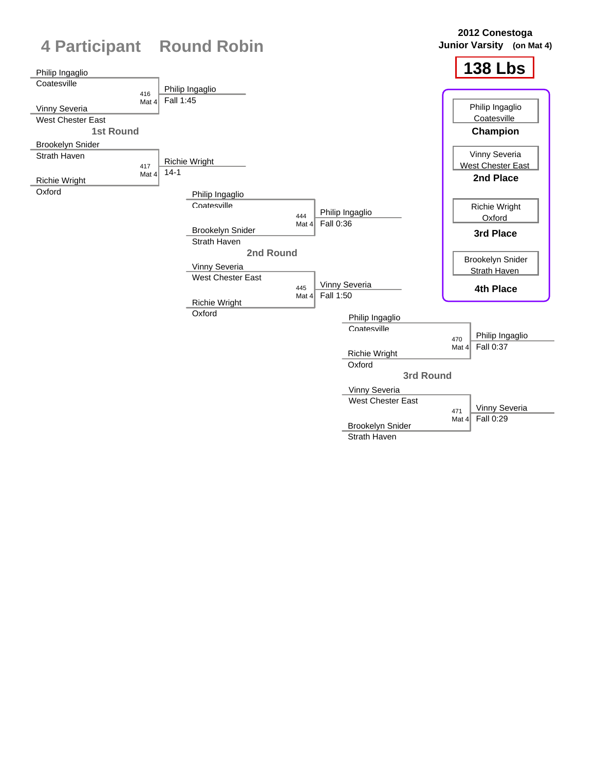# 4 Participant Round Robin

**2012 Conestoga**
**Junior Varsity (on Mat 4)**

## 138 Lbs

| Placement | Wrestler | Team |
|---|---|---|
| Champion | Philip Ingaglio | Coatesville |
| 2nd Place | Vinny Severia | West Chester East |
| 3rd Place | Richie Wright | Oxford |
| 4th Place | Brookelyn Snider | Strath Haven |

### 1st Round

| Bout | Mat | Wrestler 1 | Wrestler 2 | Winner | Result |
|---|---|---|---|---|---|
| 416 | Mat 4 | Philip Ingaglio (Coatesville) | Vinny Severia (West Chester East) | Philip Ingaglio | Fall 1:45 |
| 417 | Mat 4 | Brookelyn Snider (Strath Haven) | Richie Wright (Oxford) | Richie Wright | 14-1 |

### 2nd Round

| Bout | Mat | Wrestler 1 | Wrestler 2 | Winner | Result |
|---|---|---|---|---|---|
| 444 | Mat 4 | Philip Ingaglio (Coatesville) | Brookelyn Snider (Strath Haven) | Philip Ingaglio | Fall 0:36 |
| 445 | Mat 4 | Vinny Severia (West Chester East) | Richie Wright (Oxford) | Vinny Severia | Fall 1:50 |

### 3rd Round

| Bout | Mat | Wrestler 1 | Wrestler 2 | Winner | Result |
|---|---|---|---|---|---|
| 470 | Mat 4 | Philip Ingaglio (Coatesville) | Richie Wright (Oxford) | Philip Ingaglio | Fall 0:37 |
| 471 | Mat 4 | Vinny Severia (West Chester East) | Brookelyn Snider (Strath Haven) | Vinny Severia | Fall 0:29 |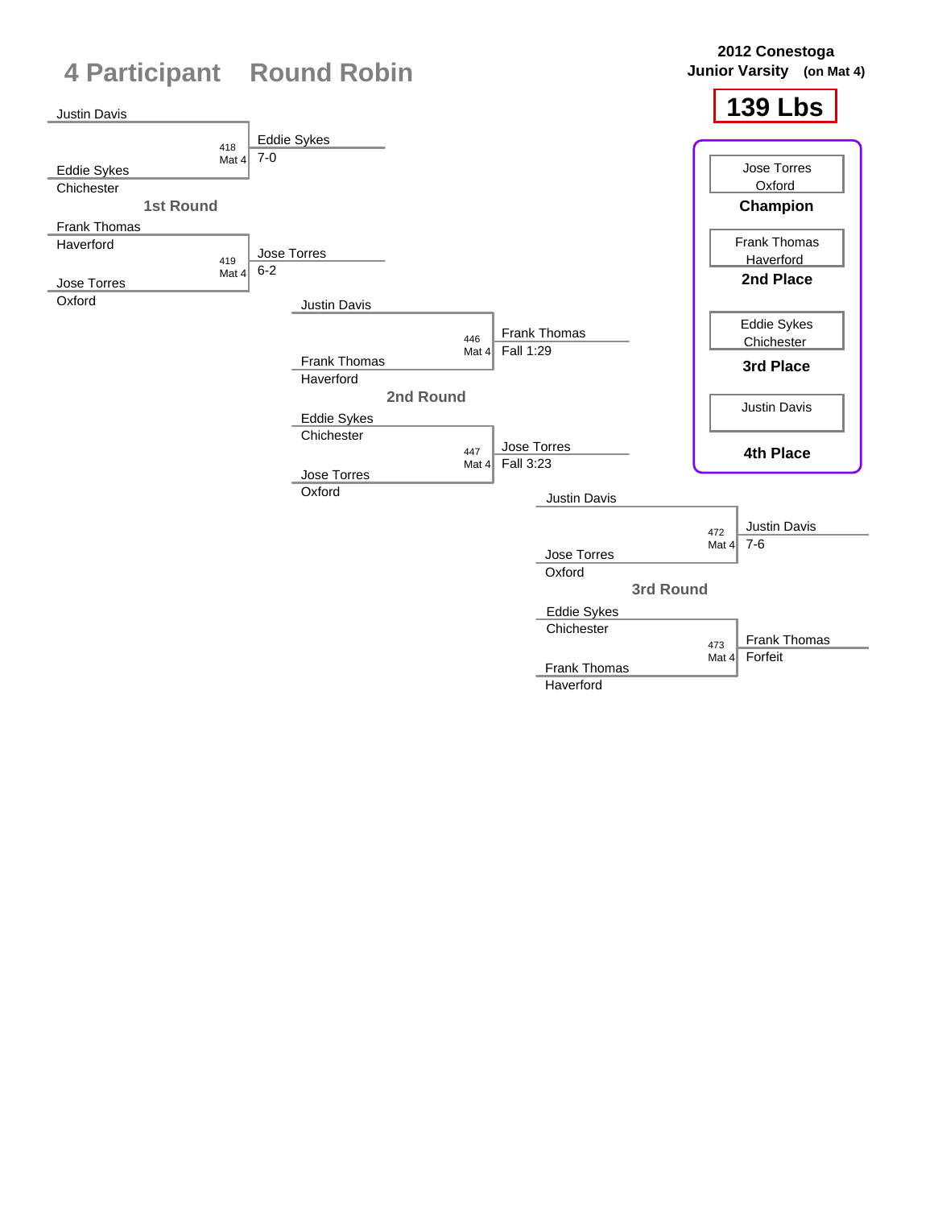# 4 Participant Round Robin

**2012 Conestoga**
**Junior Varsity (on Mat 4)**

## 139 Lbs

### 1st Round

| Bout | Mat | Wrestler 1 | Wrestler 2 | Winner | Result |
|---|---|---|---|---|---|
| 418 | Mat 4 | Justin Davis | Eddie Sykes (Chichester) | Eddie Sykes | 7-0 |
| 419 | Mat 4 | Frank Thomas (Haverford) | Jose Torres (Oxford) | Jose Torres | 6-2 |

### 2nd Round

| Bout | Mat | Wrestler 1 | Wrestler 2 | Winner | Result |
|---|---|---|---|---|---|
| 446 | Mat 4 | Justin Davis | Frank Thomas (Haverford) | Frank Thomas | Fall 1:29 |
| 447 | Mat 4 | Eddie Sykes (Chichester) | Jose Torres (Oxford) | Jose Torres | Fall 3:23 |

### 3rd Round

| Bout | Mat | Wrestler 1 | Wrestler 2 | Winner | Result |
|---|---|---|---|---|---|
| 472 | Mat 4 | Justin Davis | Jose Torres (Oxford) | Justin Davis | 7-6 |
| 473 | Mat 4 | Eddie Sykes (Chichester) | Frank Thomas (Haverford) | Frank Thomas | Forfeit |

### Final Placings

| Place | Wrestler | Team |
|---|---|---|
| Champion | Jose Torres | Oxford |
| 2nd Place | Frank Thomas | Haverford |
| 3rd Place | Eddie Sykes | Chichester |
| 4th Place | Justin Davis | |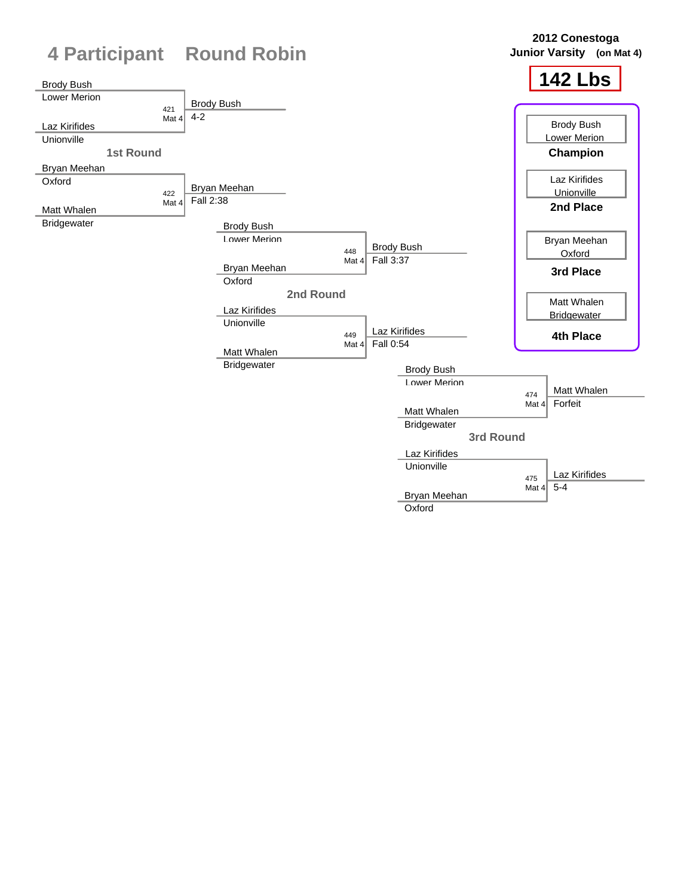# 4 Participant Round Robin

**2012 Conestoga**
**Junior Varsity (on Mat 4)**

## 142 Lbs

### 1st Round

| Bout | Mat | Wrestler 1 | Wrestler 2 | Winner | Result |
|---|---|---|---|---|---|
| 421 | Mat 4 | Brody Bush (Lower Merion) | Laz Kirifides (Unionville) | Brody Bush | 4-2 |
| 422 | Mat 4 | Bryan Meehan (Oxford) | Matt Whalen (Bridgewater) | Bryan Meehan | Fall 2:38 |

### 2nd Round

| Bout | Mat | Wrestler 1 | Wrestler 2 | Winner | Result |
|---|---|---|---|---|---|
| 448 | Mat 4 | Brody Bush (Lower Merion) | Bryan Meehan (Oxford) | Brody Bush | Fall 3:37 |
| 449 | Mat 4 | Laz Kirifides (Unionville) | Matt Whalen (Bridgewater) | Laz Kirifides | Fall 0:54 |

### 3rd Round

| Bout | Mat | Wrestler 1 | Wrestler 2 | Winner | Result |
|---|---|---|---|---|---|
| 474 | Mat 4 | Brody Bush (Lower Merion) | Matt Whalen (Bridgewater) | Matt Whalen | Forfeit |
| 475 | Mat 4 | Laz Kirifides (Unionville) | Bryan Meehan (Oxford) | Laz Kirifides | 5-4 |

### Final Placings

| Place | Wrestler | School |
|---|---|---|
| Champion | Brody Bush | Lower Merion |
| 2nd Place | Laz Kirifides | Unionville |
| 3rd Place | Bryan Meehan | Oxford |
| 4th Place | Matt Whalen | Bridgewater |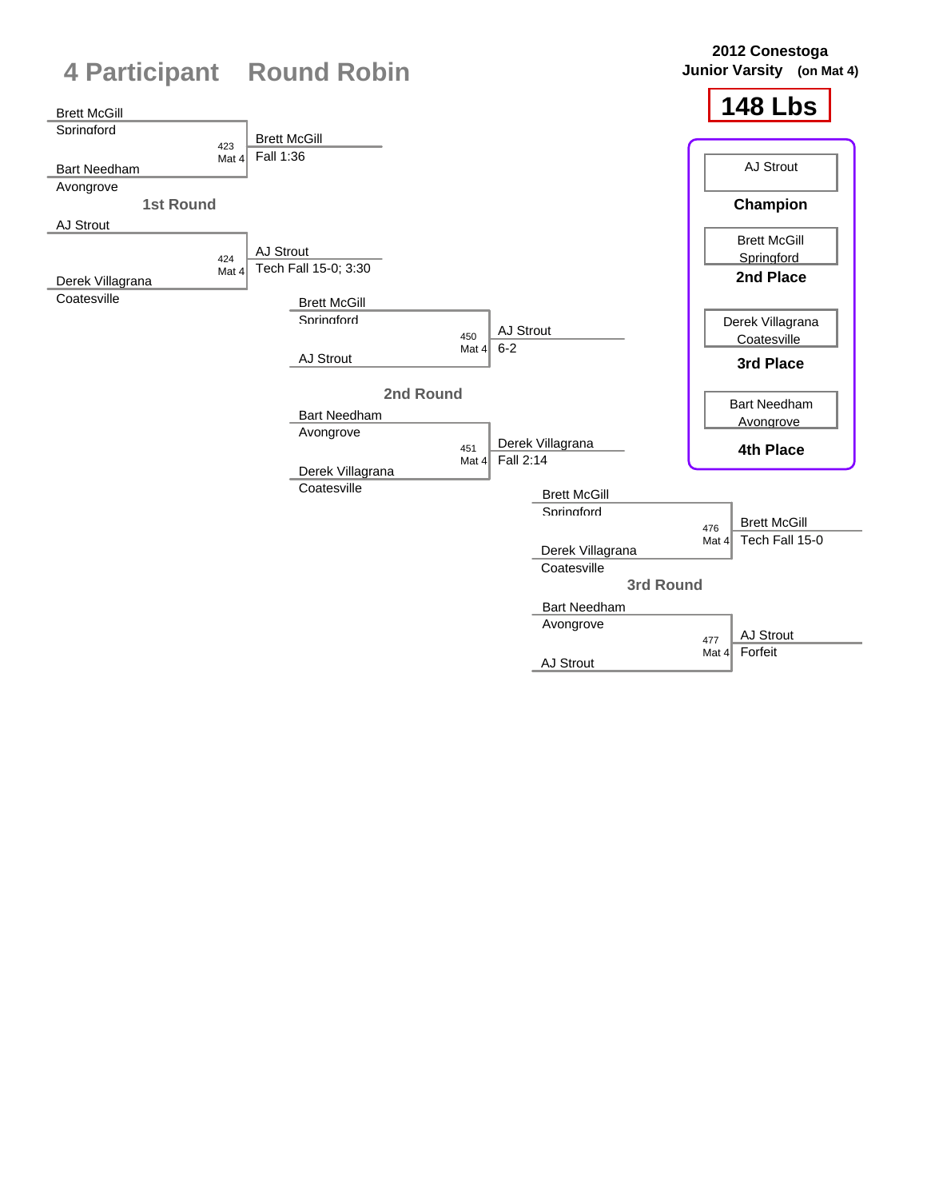# 4 Participant Round Robin

**2012 Conestoga Junior Varsity (on Mat 4)**

**148 Lbs**

## 1st Round

| Match | Wrestler 1 | Wrestler 2 | Winner | Result |
| --- | --- | --- | --- | --- |
| 423 Mat 4 | Brett McGill (Springford) | Bart Needham (Avongrove) | Brett McGill | Fall 1:36 |
| 424 Mat 4 | AJ Strout | Derek Villagrana (Coatesville) | AJ Strout | Tech Fall 15-0; 3:30 |

## 2nd Round

| Match | Wrestler 1 | Wrestler 2 | Winner | Result |
| --- | --- | --- | --- | --- |
| 450 Mat 4 | Brett McGill (Springford) | AJ Strout | AJ Strout | 6-2 |
| 451 Mat 4 | Bart Needham (Avongrove) | Derek Villagrana (Coatesville) | Derek Villagrana | Fall 2:14 |

## 3rd Round

| Match | Wrestler 1 | Wrestler 2 | Winner | Result |
| --- | --- | --- | --- | --- |
| 476 Mat 4 | Brett McGill (Springford) | Derek Villagrana (Coatesville) | Brett McGill | Tech Fall 15-0 |
| 477 Mat 4 | Bart Needham (Avongrove) | AJ Strout | AJ Strout | Forfeit |

## Placements

| Place | Wrestler |
| --- | --- |
| Champion | AJ Strout |
| 2nd Place | Brett McGill (Springford) |
| 3rd Place | Derek Villagrana (Coatesville) |
| 4th Place | Bart Needham (Avongrove) |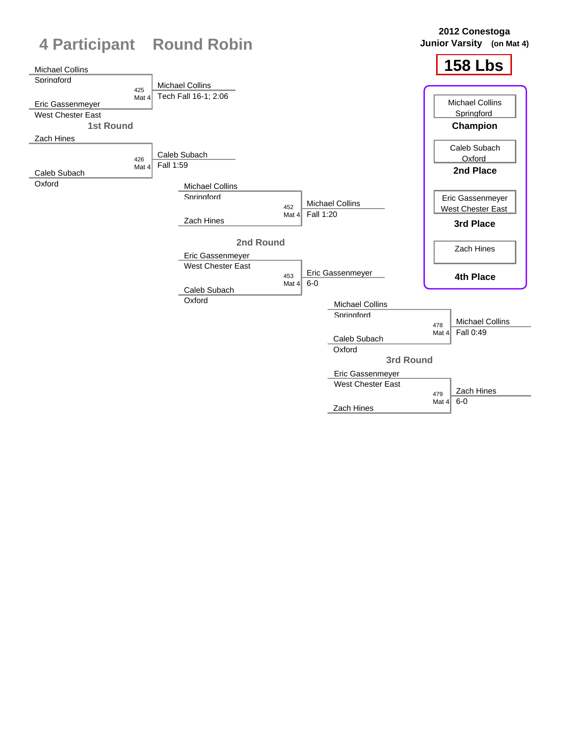# 4 Participant Round Robin

**2012 Conestoga**
**Junior Varsity (on Mat 4)**

## 158 Lbs

### 1st Round

| Bout | Mat | Wrestler 1 | Wrestler 2 | Winner | Result |
|---|---|---|---|---|---|
| 425 | Mat 4 | Michael Collins (Springford) | Eric Gassenmeyer (West Chester East) | Michael Collins | Tech Fall 16-1; 2:06 |
| 426 | Mat 4 | Zach Hines | Caleb Subach (Oxford) | Caleb Subach | Fall 1:59 |

### 2nd Round

| Bout | Mat | Wrestler 1 | Wrestler 2 | Winner | Result |
|---|---|---|---|---|---|
| 452 | Mat 4 | Michael Collins (Springford) | Zach Hines | Michael Collins | Fall 1:20 |
| 453 | Mat 4 | Eric Gassenmeyer (West Chester East) | Caleb Subach (Oxford) | Eric Gassenmeyer | 6-0 |

### 3rd Round

| Bout | Mat | Wrestler 1 | Wrestler 2 | Winner | Result |
|---|---|---|---|---|---|
| 478 | Mat 4 | Michael Collins (Springford) | Caleb Subach (Oxford) | Michael Collins | Fall 0:49 |
| 479 | Mat 4 | Eric Gassenmeyer (West Chester East) | Zach Hines | Zach Hines | 6-0 |

### Final Placings

| Place | Wrestler | Team |
|---|---|---|
| Champion | Michael Collins | Springford |
| 2nd Place | Caleb Subach | Oxford |
| 3rd Place | Eric Gassenmeyer | West Chester East |
| 4th Place | Zach Hines | |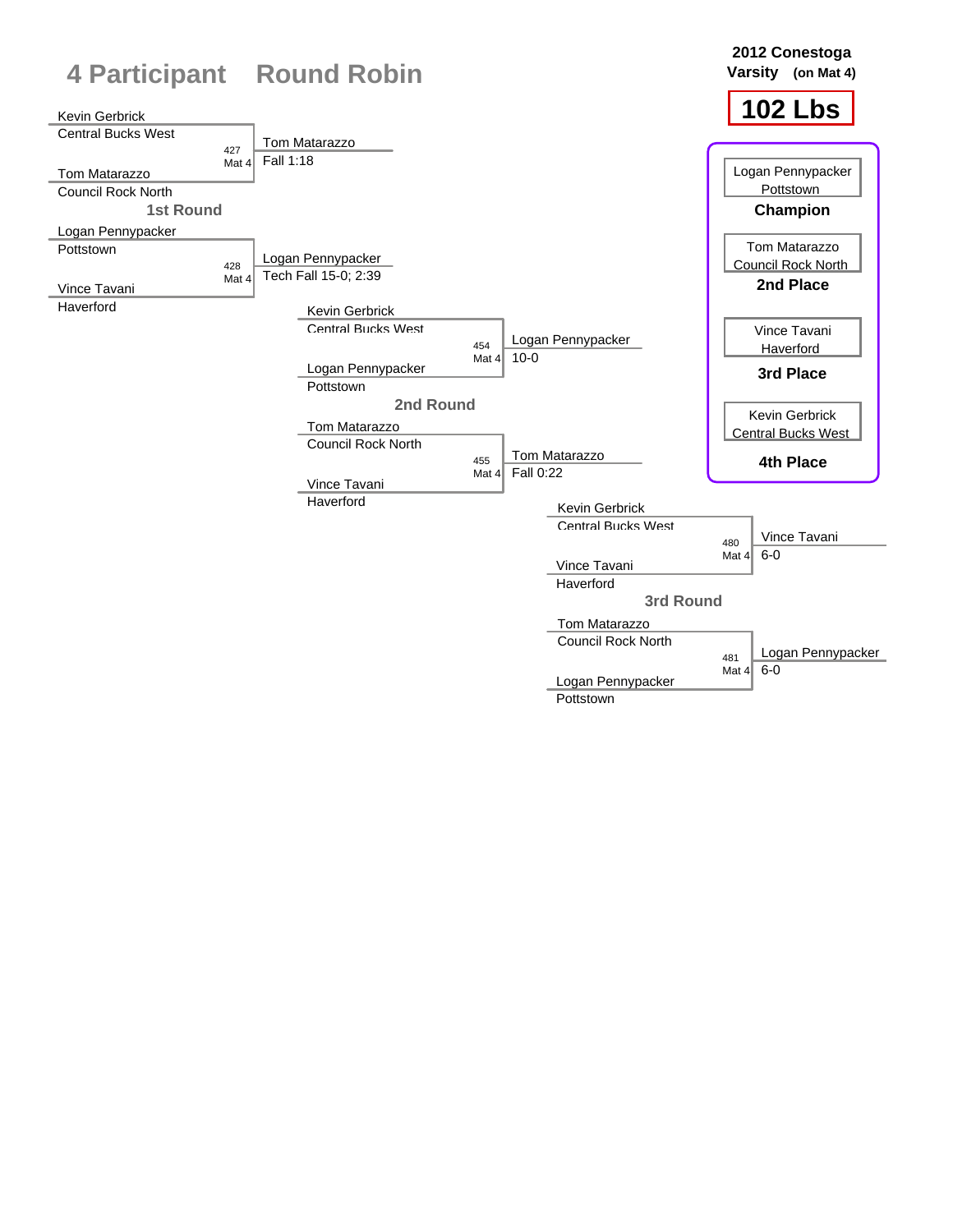# 4 Participant Round Robin

**2012 Conestoga Varsity (on Mat 4)**

**102 Lbs**

## 1st Round

| Wrestler 1 | Wrestler 2 | Bout | Winner | Result |
|---|---|---|---|---|
| Kevin Gerbrick (Central Bucks West) | Tom Matarazzo (Council Rock North) | 427 Mat 4 | Tom Matarazzo | Fall 1:18 |
| Logan Pennypacker (Pottstown) | Vince Tavani (Haverford) | 428 Mat 4 | Logan Pennypacker | Tech Fall 15-0; 2:39 |

## 2nd Round

| Wrestler 1 | Wrestler 2 | Bout | Winner | Result |
|---|---|---|---|---|
| Kevin Gerbrick (Central Bucks West) | Logan Pennypacker (Pottstown) | 454 Mat 4 | Logan Pennypacker | 10-0 |
| Tom Matarazzo (Council Rock North) | Vince Tavani (Haverford) | 455 Mat 4 | Tom Matarazzo | Fall 0:22 |

## 3rd Round

| Wrestler 1 | Wrestler 2 | Bout | Winner | Result |
|---|---|---|---|---|
| Kevin Gerbrick (Central Bucks West) | Vince Tavani (Haverford) | 480 Mat 4 | Vince Tavani | 6-0 |
| Tom Matarazzo (Council Rock North) | Logan Pennypacker (Pottstown) | 481 Mat 4 | Logan Pennypacker | 6-0 |

## Final Standings

- **Champion:** Logan Pennypacker, Pottstown
- **2nd Place:** Tom Matarazzo, Council Rock North
- **3rd Place:** Vince Tavani, Haverford
- **4th Place:** Kevin Gerbrick, Central Bucks West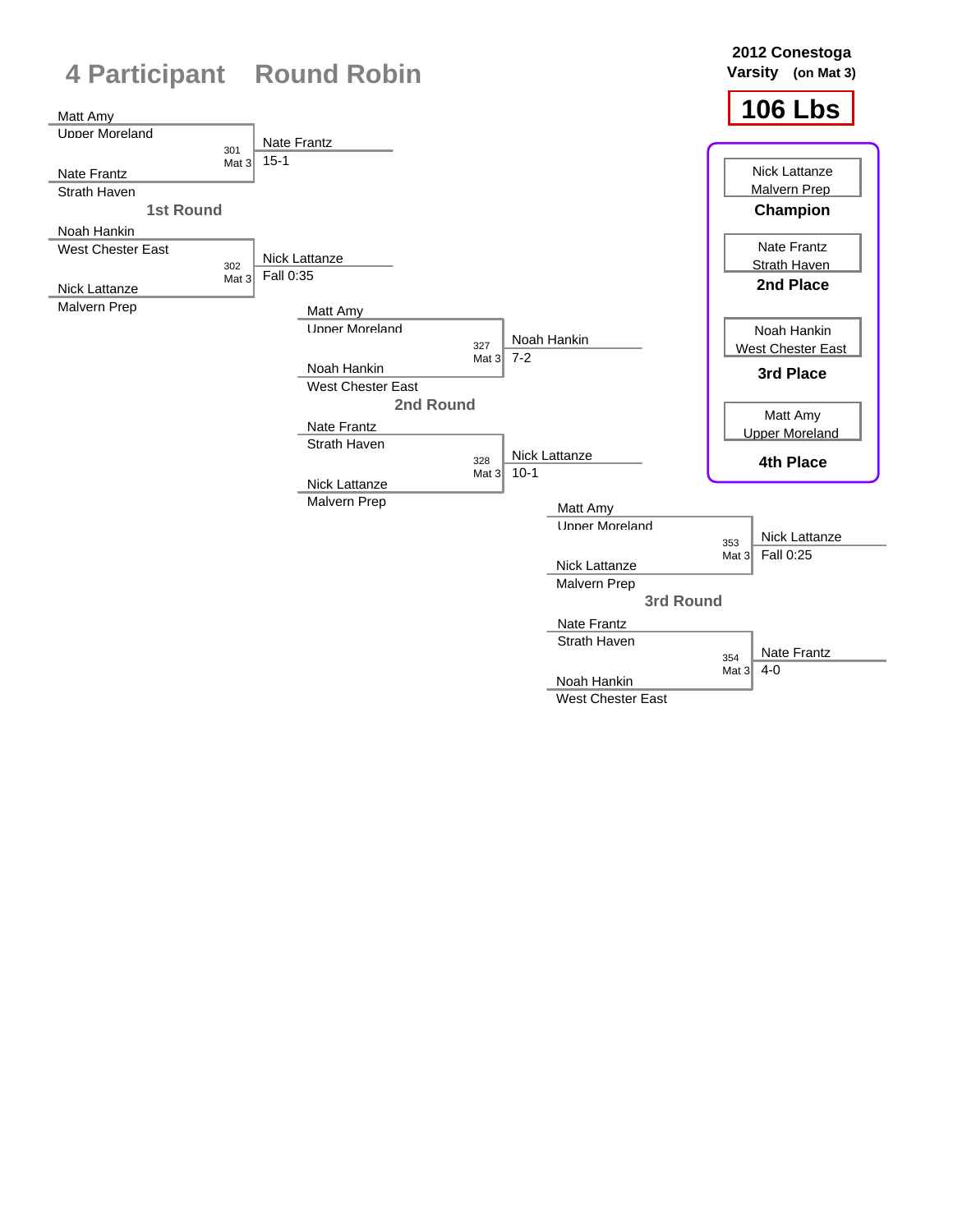# 4 Participant Round Robin

**2012 Conestoga Varsity (on Mat 3)**

**106 Lbs**

## 1st Round

| Wrestler 1 | Wrestler 2 | Bout | Winner | Result |
|---|---|---|---|---|
| Matt Amy, Upper Moreland | Nate Frantz, Strath Haven | 301 Mat 3 | Nate Frantz | 15-1 |
| Noah Hankin, West Chester East | Nick Lattanze, Malvern Prep | 302 Mat 3 | Nick Lattanze | Fall 0:35 |

## 2nd Round

| Wrestler 1 | Wrestler 2 | Bout | Winner | Result |
|---|---|---|---|---|
| Matt Amy, Upper Moreland | Noah Hankin, West Chester East | 327 Mat 3 | Noah Hankin | 7-2 |
| Nate Frantz, Strath Haven | Nick Lattanze, Malvern Prep | 328 Mat 3 | Nick Lattanze | 10-1 |

## 3rd Round

| Wrestler 1 | Wrestler 2 | Bout | Winner | Result |
|---|---|---|---|---|
| Matt Amy, Upper Moreland | Nick Lattanze, Malvern Prep | 353 Mat 3 | Nick Lattanze | Fall 0:25 |
| Nate Frantz, Strath Haven | Noah Hankin, West Chester East | 354 Mat 3 | Nate Frantz | 4-0 |

## Final Placings

| Place | Wrestler | Team |
|---|---|---|
| **Champion** | Nick Lattanze | Malvern Prep |
| **2nd Place** | Nate Frantz | Strath Haven |
| **3rd Place** | Noah Hankin | West Chester East |
| **4th Place** | Matt Amy | Upper Moreland |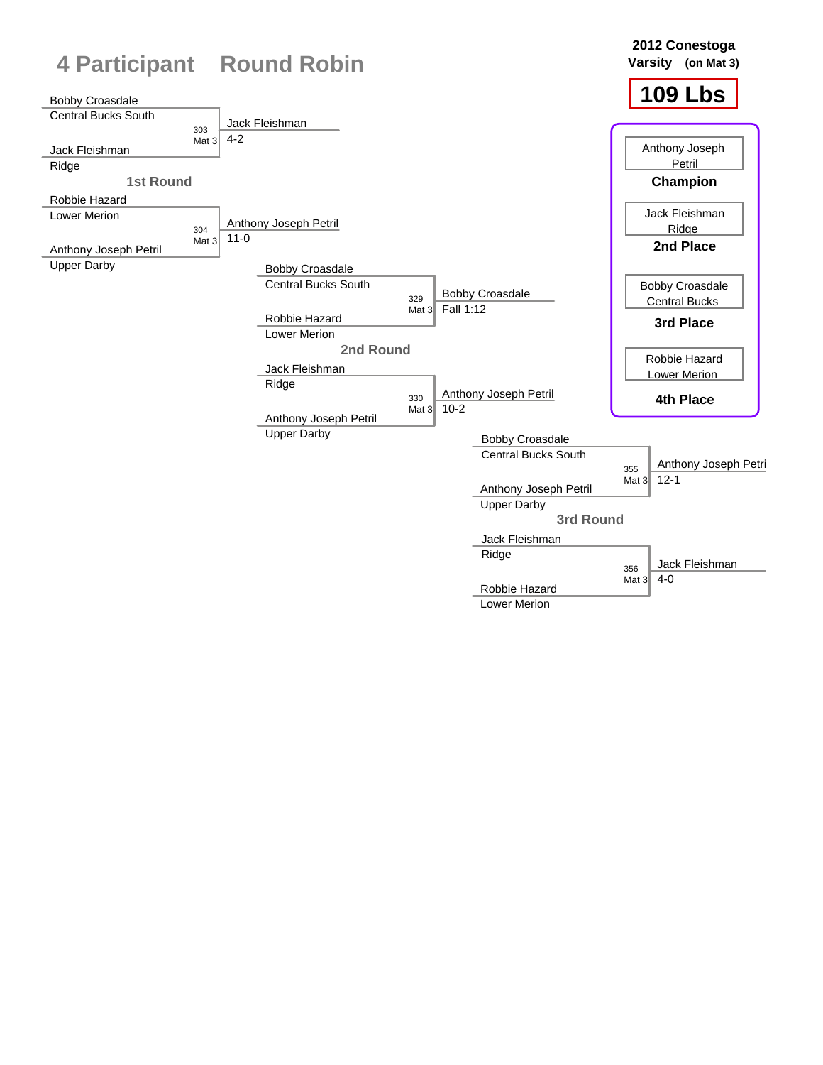# 4 Participant Round Robin

**2012 Conestoga Varsity (on Mat 3)**

## 109 Lbs

### 1st Round

| Wrestler 1 | Wrestler 2 | Bout | Winner | Result |
|---|---|---|---|---|
| Bobby Croasdale (Central Bucks South) | Jack Fleishman (Ridge) | 303 Mat 3 | Jack Fleishman | 4-2 |
| Robbie Hazard (Lower Merion) | Anthony Joseph Petril (Upper Darby) | 304 Mat 3 | Anthony Joseph Petril | 11-0 |

### 2nd Round

| Wrestler 1 | Wrestler 2 | Bout | Winner | Result |
|---|---|---|---|---|
| Bobby Croasdale (Central Bucks South) | Robbie Hazard (Lower Merion) | 329 Mat 3 | Bobby Croasdale | Fall 1:12 |
| Jack Fleishman (Ridge) | Anthony Joseph Petril (Upper Darby) | 330 Mat 3 | Anthony Joseph Petril | 10-2 |

### 3rd Round

| Wrestler 1 | Wrestler 2 | Bout | Winner | Result |
|---|---|---|---|---|
| Bobby Croasdale (Central Bucks South) | Anthony Joseph Petril (Upper Darby) | 355 Mat 3 | Anthony Joseph Petri | 12-1 |
| Jack Fleishman (Ridge) | Robbie Hazard (Lower Merion) | 356 Mat 3 | Jack Fleishman | 4-0 |

### Final Placements

| Place | Wrestler |
|---|---|
| Champion | Anthony Joseph Petril |
| 2nd Place | Jack Fleishman, Ridge |
| 3rd Place | Bobby Croasdale, Central Bucks |
| 4th Place | Robbie Hazard, Lower Merion |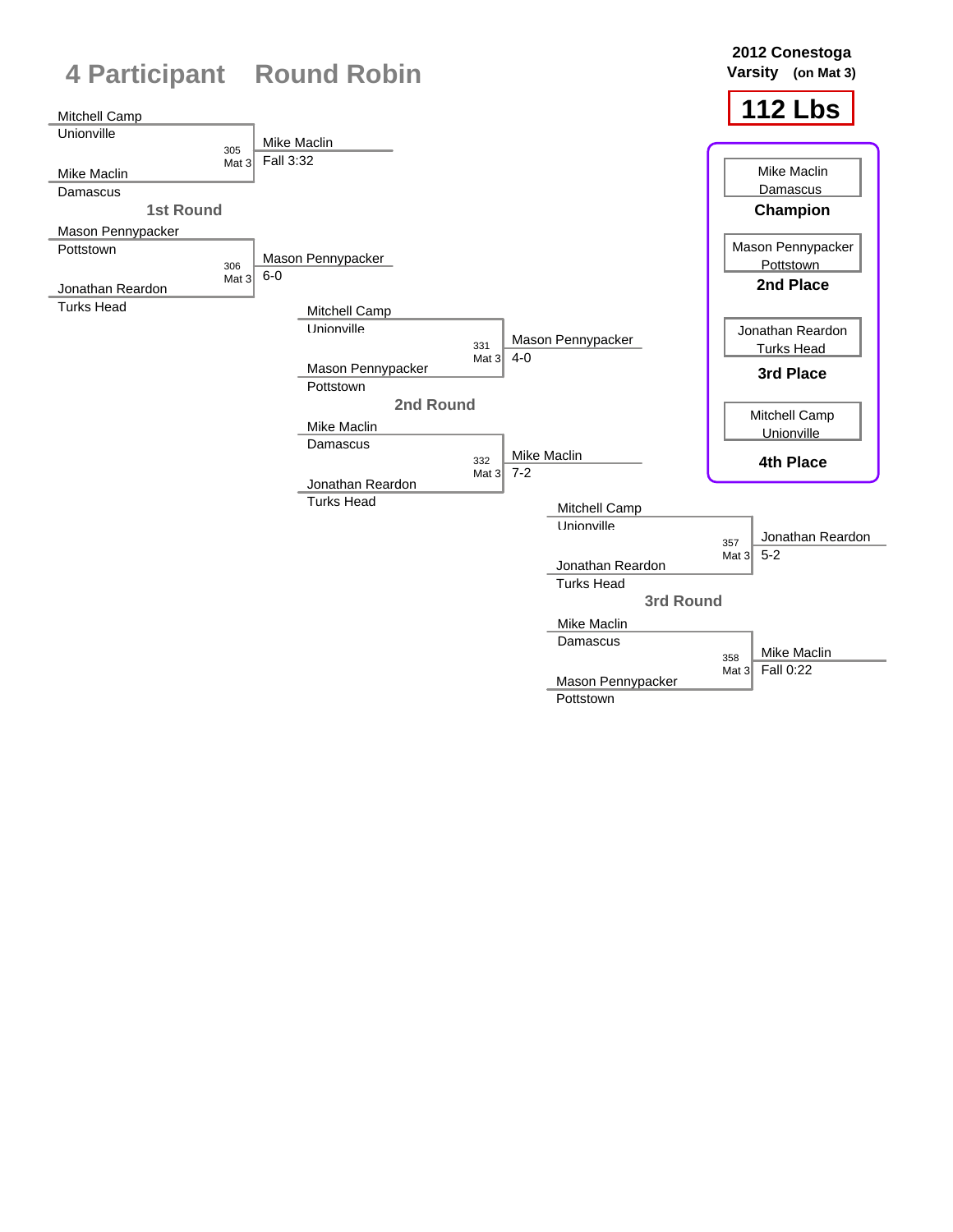# 4 Participant Round Robin

**2012 Conestoga Varsity (on Mat 3)**

**112 Lbs**

## 1st Round

| Wrestler 1 | Wrestler 2 | Bout | Winner | Result |
|---|---|---|---|---|
| Mitchell Camp (Unionville) | Mike Maclin (Damascus) | 305 Mat 3 | Mike Maclin | Fall 3:32 |
| Mason Pennypacker (Pottstown) | Jonathan Reardon (Turks Head) | 306 Mat 3 | Mason Pennypacker | 6-0 |

## 2nd Round

| Wrestler 1 | Wrestler 2 | Bout | Winner | Result |
|---|---|---|---|---|
| Mitchell Camp (Unionville) | Mason Pennypacker (Pottstown) | 331 Mat 3 | Mason Pennypacker | 4-0 |
| Mike Maclin (Damascus) | Jonathan Reardon (Turks Head) | 332 Mat 3 | Mike Maclin | 7-2 |

## 3rd Round

| Wrestler 1 | Wrestler 2 | Bout | Winner | Result |
|---|---|---|---|---|
| Mitchell Camp (Unionville) | Jonathan Reardon (Turks Head) | 357 Mat 3 | Jonathan Reardon | 5-2 |
| Mike Maclin (Damascus) | Mason Pennypacker (Pottstown) | 358 Mat 3 | Mike Maclin | Fall 0:22 |

## Placings

| Place | Wrestler | Team |
|---|---|---|
| **Champion** | Mike Maclin | Damascus |
| **2nd Place** | Mason Pennypacker | Pottstown |
| **3rd Place** | Jonathan Reardon | Turks Head |
| **4th Place** | Mitchell Camp | Unionville |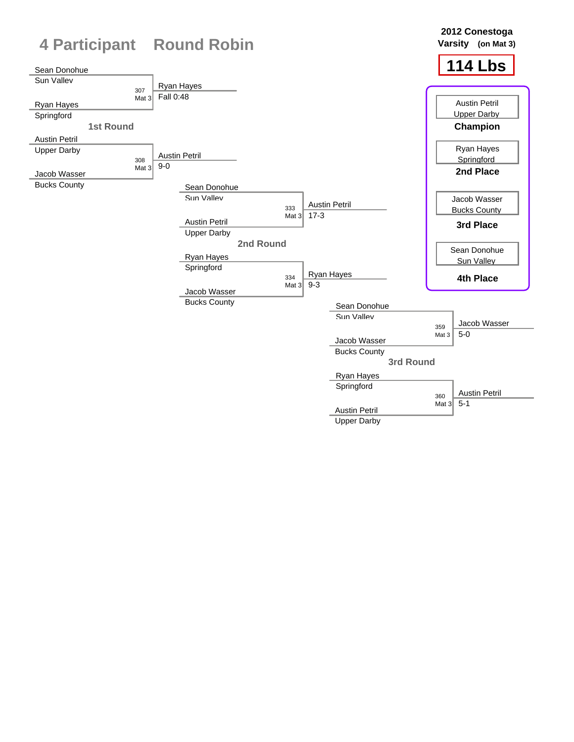# 4 Participant Round Robin

**2012 Conestoga Varsity (on Mat 3)**

**114 Lbs**

## 1st Round

| Bout | Wrestler 1 | Wrestler 2 | Winner | Result |
|---|---|---|---|---|
| 307 Mat 3 | Sean Donohue (Sun Valley) | Ryan Hayes (Springford) | Ryan Hayes | Fall 0:48 |
| 308 Mat 3 | Austin Petril (Upper Darby) | Jacob Wasser (Bucks County) | Austin Petril | 9-0 |

## 2nd Round

| Bout | Wrestler 1 | Wrestler 2 | Winner | Result |
|---|---|---|---|---|
| 333 Mat 3 | Sean Donohue (Sun Valley) | Austin Petril (Upper Darby) | Austin Petril | 17-3 |
| 334 Mat 3 | Ryan Hayes (Springford) | Jacob Wasser (Bucks County) | Ryan Hayes | 9-3 |

## 3rd Round

| Bout | Wrestler 1 | Wrestler 2 | Winner | Result |
|---|---|---|---|---|
| 359 Mat 3 | Sean Donohue (Sun Valley) | Jacob Wasser (Bucks County) | Jacob Wasser | 5-0 |
| 360 Mat 3 | Ryan Hayes (Springford) | Austin Petril (Upper Darby) | Austin Petril | 5-1 |

## Final Placements

| Place | Wrestler | Team |
|---|---|---|
| **Champion** | Austin Petril | Upper Darby |
| **2nd Place** | Ryan Hayes | Springford |
| **3rd Place** | Jacob Wasser | Bucks County |
| **4th Place** | Sean Donohue | Sun Valley |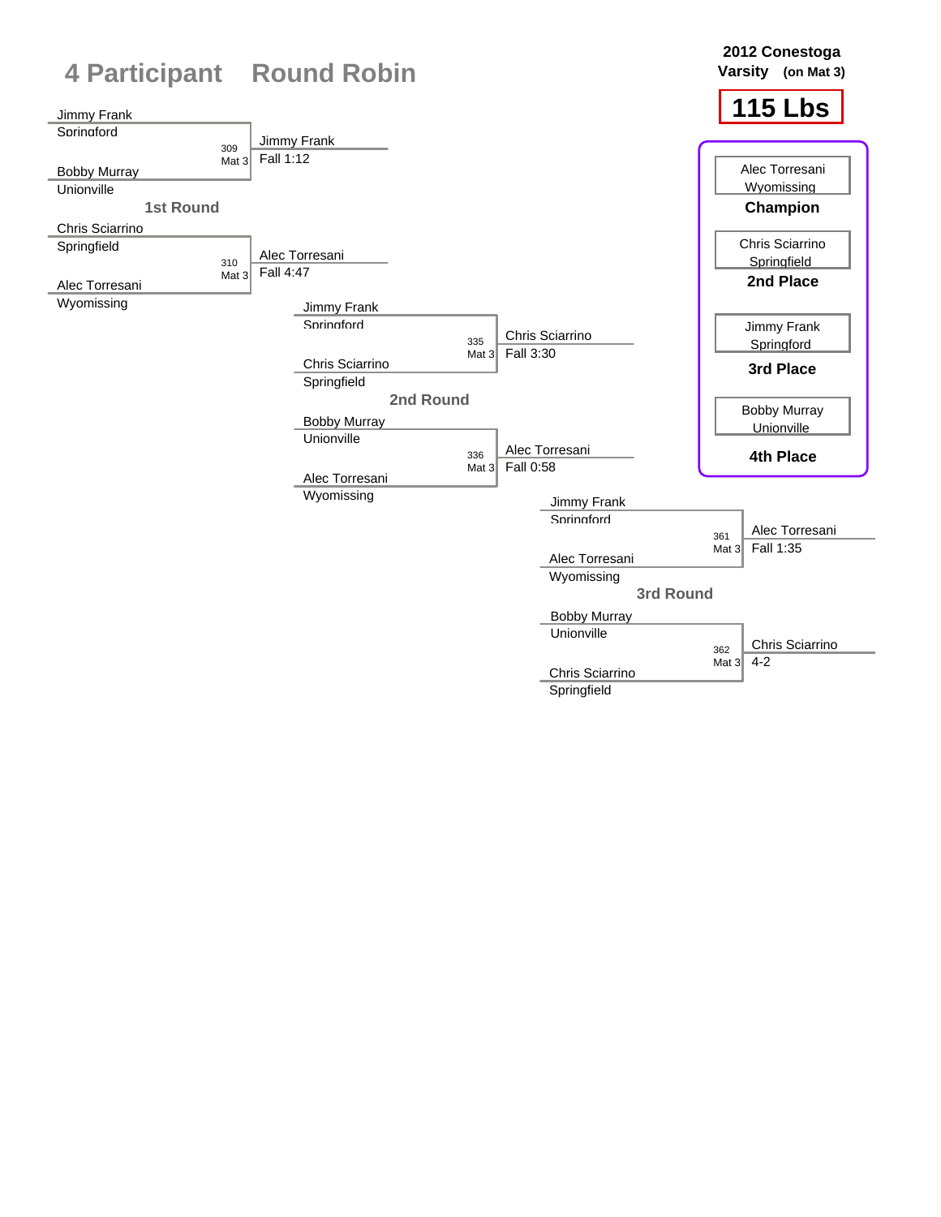# 4 Participant Round Robin

**2012 Conestoga Varsity (on Mat 3)**

**115 Lbs**

## 1st Round

| Bout | Mat | Wrestler 1 | Wrestler 2 | Winner | Result |
|---|---|---|---|---|---|
| 309 | Mat 3 | Jimmy Frank (Springford) | Bobby Murray (Unionville) | Jimmy Frank | Fall 1:12 |
| 310 | Mat 3 | Chris Sciarrino (Springfield) | Alec Torresani (Wyomissing) | Alec Torresani | Fall 4:47 |

## 2nd Round

| Bout | Mat | Wrestler 1 | Wrestler 2 | Winner | Result |
|---|---|---|---|---|---|
| 335 | Mat 3 | Jimmy Frank (Springford) | Chris Sciarrino (Springfield) | Chris Sciarrino | Fall 3:30 |
| 336 | Mat 3 | Bobby Murray (Unionville) | Alec Torresani (Wyomissing) | Alec Torresani | Fall 0:58 |

## 3rd Round

| Bout | Mat | Wrestler 1 | Wrestler 2 | Winner | Result |
|---|---|---|---|---|---|
| 361 | Mat 3 | Jimmy Frank (Springford) | Alec Torresani (Wyomissing) | Alec Torresani | Fall 1:35 |
| 362 | Mat 3 | Bobby Murray (Unionville) | Chris Sciarrino (Springfield) | Chris Sciarrino | 4-2 |

## Placings

| Place | Wrestler | Team |
|---|---|---|
| **Champion** | Alec Torresani | Wyomissing |
| **2nd Place** | Chris Sciarrino | Springfield |
| **3rd Place** | Jimmy Frank | Springford |
| **4th Place** | Bobby Murray | Unionville |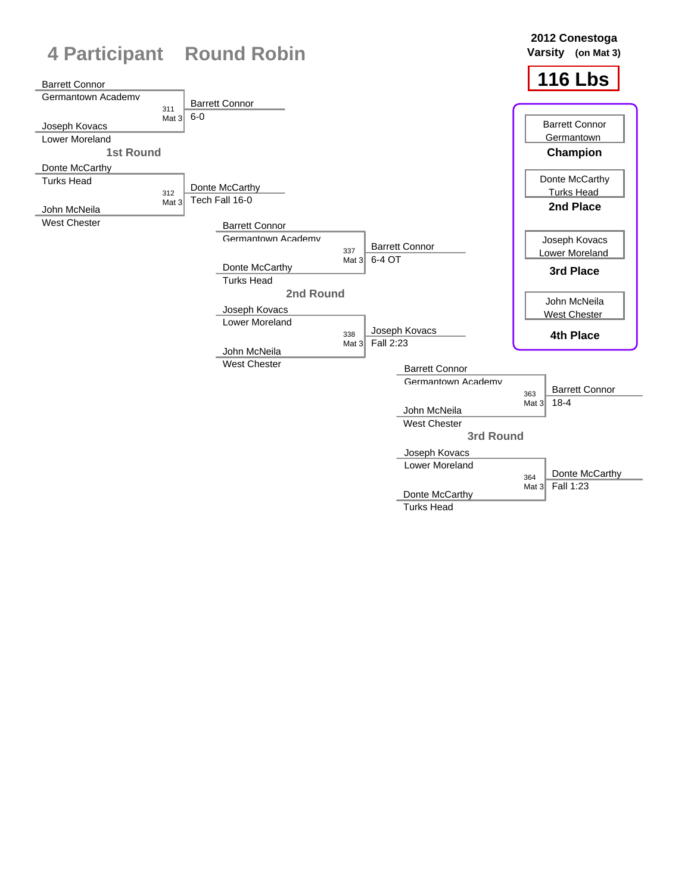# 4 Participant Round Robin

**2012 Conestoga Varsity (on Mat 3)**

**116 Lbs**

## 1st Round

| Bout | Wrestler 1 | Wrestler 2 | Winner | Result |
|---|---|---|---|---|
| 311 Mat 3 | Barrett Connor (Germantown Academy) | Joseph Kovacs (Lower Moreland) | Barrett Connor | 6-0 |
| 312 Mat 3 | Donte McCarthy (Turks Head) | John McNeila (West Chester) | Donte McCarthy | Tech Fall 16-0 |

## 2nd Round

| Bout | Wrestler 1 | Wrestler 2 | Winner | Result |
|---|---|---|---|---|
| 337 Mat 3 | Barrett Connor (Germantown Academy) | Donte McCarthy (Turks Head) | Barrett Connor | 6-4 OT |
| 338 Mat 3 | Joseph Kovacs (Lower Moreland) | John McNeila (West Chester) | Joseph Kovacs | Fall 2:23 |

## 3rd Round

| Bout | Wrestler 1 | Wrestler 2 | Winner | Result |
|---|---|---|---|---|
| 363 Mat 3 | Barrett Connor (Germantown Academy) | John McNeila (West Chester) | Barrett Connor | 18-4 |
| 364 Mat 3 | Joseph Kovacs (Lower Moreland) | Donte McCarthy (Turks Head) | Donte McCarthy | Fall 1:23 |

## Placings

| Place | Wrestler | Team |
|---|---|---|
| **Champion** | Barrett Connor | Germantown |
| **2nd Place** | Donte McCarthy | Turks Head |
| **3rd Place** | Joseph Kovacs | Lower Moreland |
| **4th Place** | John McNeila | West Chester |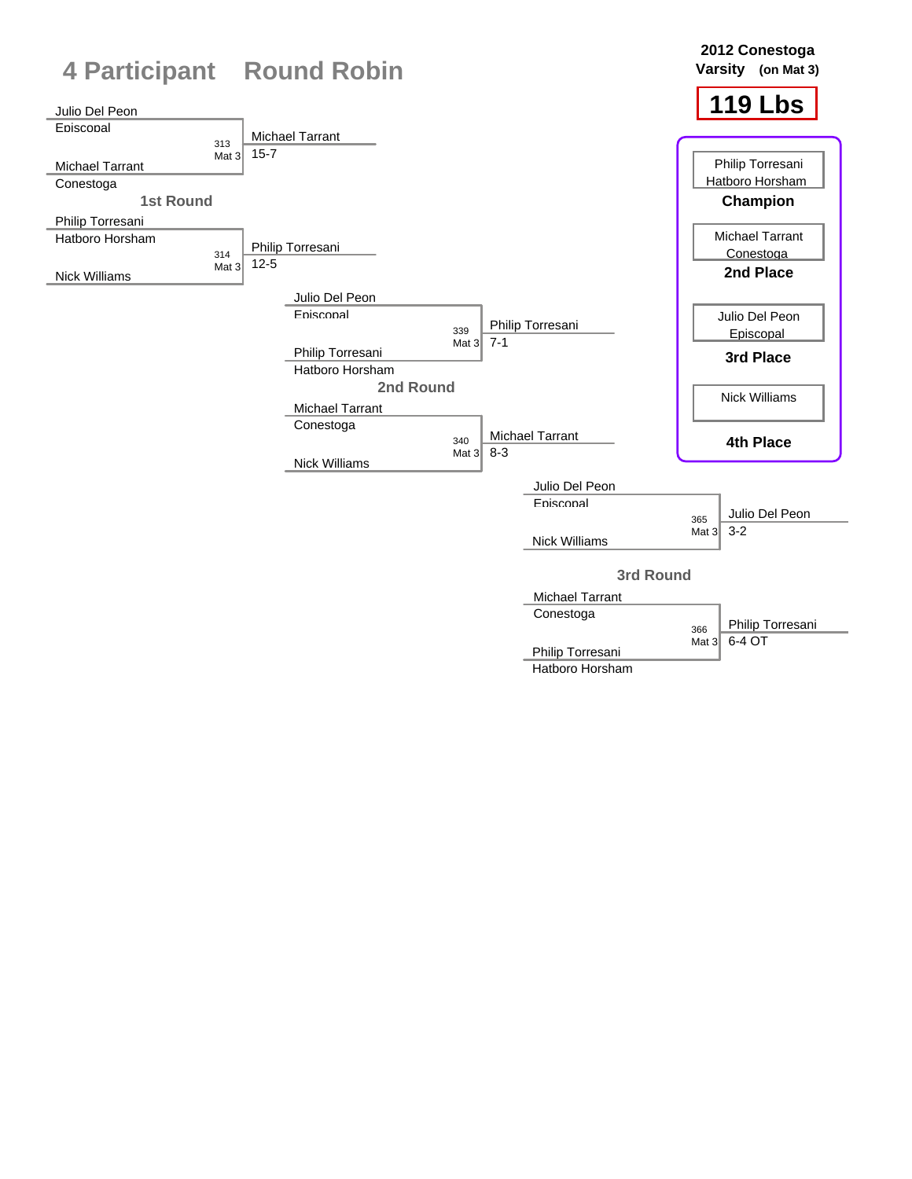# 4 Participant Round Robin

**2012 Conestoga Varsity (on Mat 3)**

**119 Lbs**

## 1st Round

| Bout | Wrestler 1 | Wrestler 2 | Winner | Score |
|---|---|---|---|---|
| 313 Mat 3 | Julio Del Peon (Episcopal) | Michael Tarrant (Conestoga) | Michael Tarrant | 15-7 |
| 314 Mat 3 | Philip Torresani (Hatboro Horsham) | Nick Williams | Philip Torresani | 12-5 |

## 2nd Round

| Bout | Wrestler 1 | Wrestler 2 | Winner | Score |
|---|---|---|---|---|
| 339 Mat 3 | Julio Del Peon (Episcopal) | Philip Torresani (Hatboro Horsham) | Philip Torresani | 7-1 |
| 340 Mat 3 | Michael Tarrant (Conestoga) | Nick Williams | Michael Tarrant | 8-3 |

## 3rd Round

| Bout | Wrestler 1 | Wrestler 2 | Winner | Score |
|---|---|---|---|---|
| 365 Mat 3 | Julio Del Peon (Episcopal) | Nick Williams | Julio Del Peon | 3-2 |
| 366 Mat 3 | Michael Tarrant (Conestoga) | Philip Torresani (Hatboro Horsham) | Philip Torresani | 6-4 OT |

## Final Placings

| Place | Wrestler | Team |
|---|---|---|
| Champion | Philip Torresani | Hatboro Horsham |
| 2nd Place | Michael Tarrant | Conestoga |
| 3rd Place | Julio Del Peon | Episcopal |
| 4th Place | Nick Williams | |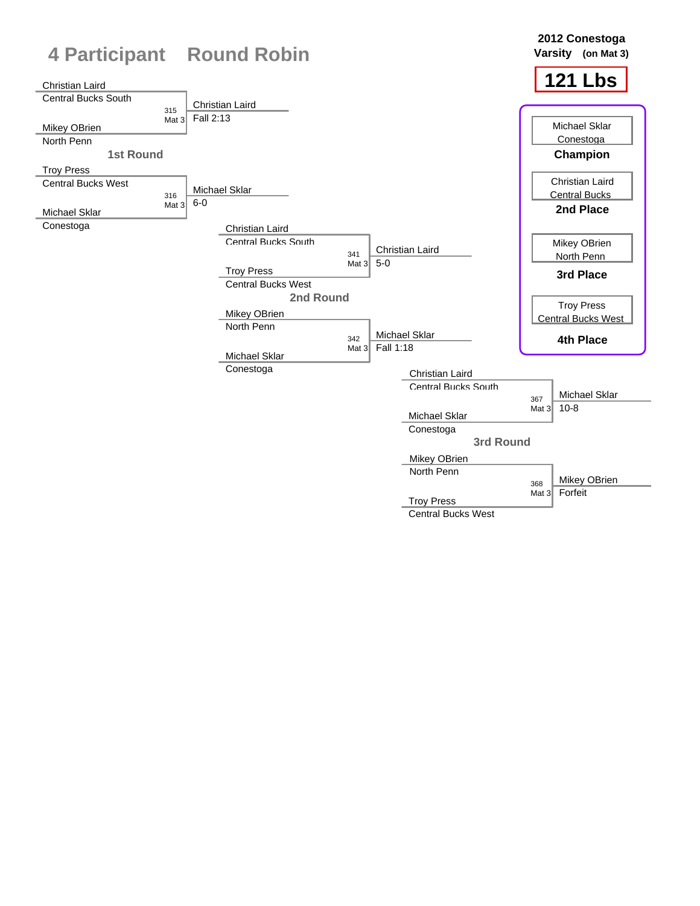# 4 Participant Round Robin

**2012 Conestoga Varsity (on Mat 3)**

**121 Lbs**

## 1st Round

| Wrestler 1 | Wrestler 2 | Bout | Winner | Result |
|---|---|---|---|---|
| Christian Laird (Central Bucks South) | Mikey OBrien (North Penn) | 315 Mat 3 | Christian Laird | Fall 2:13 |
| Troy Press (Central Bucks West) | Michael Sklar (Conestoga) | 316 Mat 3 | Michael Sklar | 6-0 |

## 2nd Round

| Wrestler 1 | Wrestler 2 | Bout | Winner | Result |
|---|---|---|---|---|
| Christian Laird (Central Bucks South) | Troy Press (Central Bucks West) | 341 Mat 3 | Christian Laird | 5-0 |
| Mikey OBrien (North Penn) | Michael Sklar (Conestoga) | 342 Mat 3 | Michael Sklar | Fall 1:18 |

## 3rd Round

| Wrestler 1 | Wrestler 2 | Bout | Winner | Result |
|---|---|---|---|---|
| Christian Laird (Central Bucks South) | Michael Sklar (Conestoga) | 367 Mat 3 | Michael Sklar | 10-8 |
| Mikey OBrien (North Penn) | Troy Press (Central Bucks West) | 368 Mat 3 | Mikey OBrien | Forfeit |

## Placings

| Place | Wrestler | Team |
|---|---|---|
| Champion | Michael Sklar | Conestoga |
| 2nd Place | Christian Laird | Central Bucks |
| 3rd Place | Mikey OBrien | North Penn |
| 4th Place | Troy Press | Central Bucks West |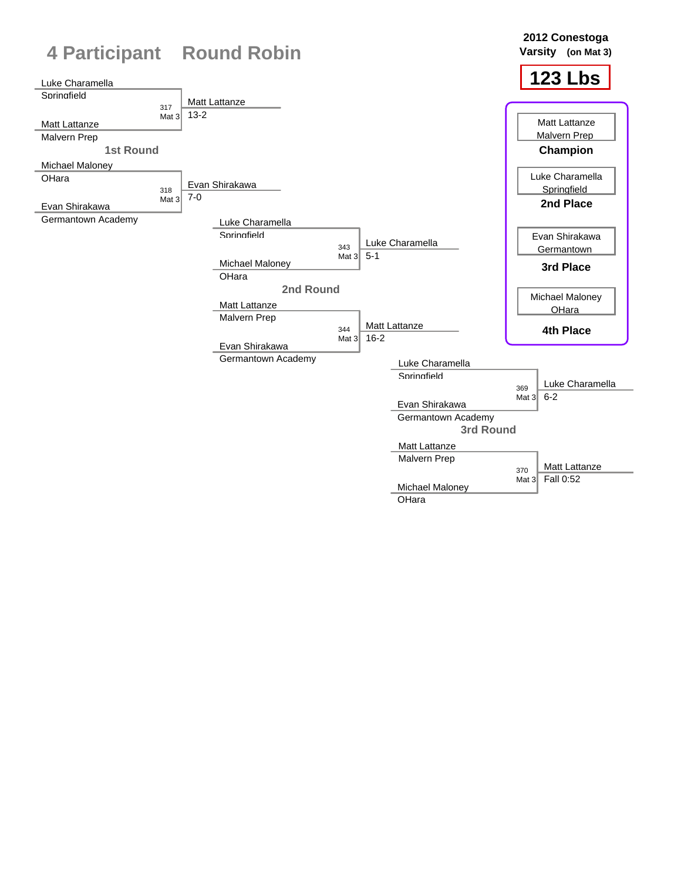# 4 Participant Round Robin

**2012 Conestoga Varsity (on Mat 3)**

## 123 Lbs

### 1st Round

| Wrestler 1 | Wrestler 2 | Bout | Mat | Winner | Result |
|---|---|---|---|---|---|
| Luke Charamella (Springfield) | Matt Lattanze (Malvern Prep) | 317 | Mat 3 | Matt Lattanze | 13-2 |
| Michael Maloney (OHara) | Evan Shirakawa (Germantown Academy) | 318 | Mat 3 | Evan Shirakawa | 7-0 |

### 2nd Round

| Wrestler 1 | Wrestler 2 | Bout | Mat | Winner | Result |
|---|---|---|---|---|---|
| Luke Charamella (Springfield) | Michael Maloney (OHara) | 343 | Mat 3 | Luke Charamella | 5-1 |
| Matt Lattanze (Malvern Prep) | Evan Shirakawa (Germantown Academy) | 344 | Mat 3 | Matt Lattanze | 16-2 |

### 3rd Round

| Wrestler 1 | Wrestler 2 | Bout | Mat | Winner | Result |
|---|---|---|---|---|---|
| Luke Charamella (Springfield) | Evan Shirakawa (Germantown Academy) | 369 | Mat 3 | Luke Charamella | 6-2 |
| Matt Lattanze (Malvern Prep) | Michael Maloney (OHara) | 370 | Mat 3 | Matt Lattanze | Fall 0:52 |

### Final Standings

| Place | Wrestler | Team |
|---|---|---|
| **Champion** | Matt Lattanze | Malvern Prep |
| **2nd Place** | Luke Charamella | Springfield |
| **3rd Place** | Evan Shirakawa | Germantown |
| **4th Place** | Michael Maloney | OHara |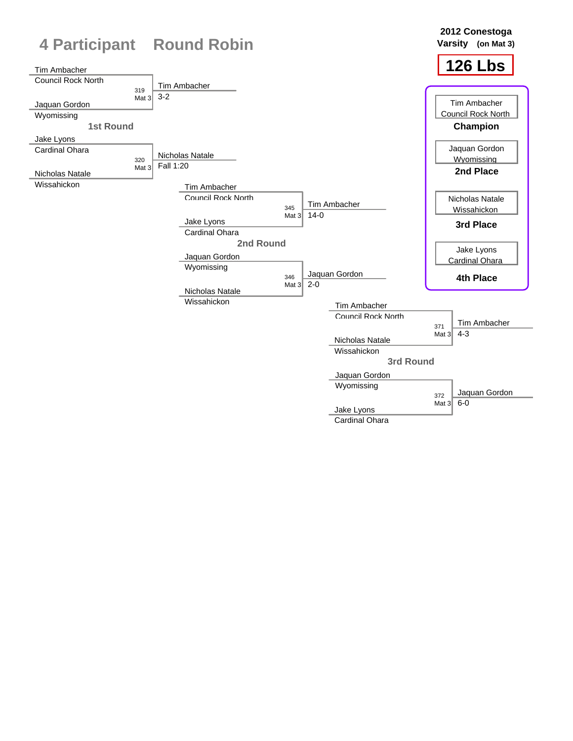# 4 Participant Round Robin

**2012 Conestoga Varsity (on Mat 3)**

**126 Lbs**

## 1st Round

| Bout | Mat | Wrestler 1 | Wrestler 2 | Winner | Result |
|---|---|---|---|---|---|
| 319 | Mat 3 | Tim Ambacher (Council Rock North) | Jaquan Gordon (Wyomissing) | Tim Ambacher | 3-2 |
| 320 | Mat 3 | Jake Lyons (Cardinal Ohara) | Nicholas Natale (Wissahickon) | Nicholas Natale | Fall 1:20 |

## 2nd Round

| Bout | Mat | Wrestler 1 | Wrestler 2 | Winner | Result |
|---|---|---|---|---|---|
| 345 | Mat 3 | Tim Ambacher (Council Rock North) | Jake Lyons (Cardinal Ohara) | Tim Ambacher | 14-0 |
| 346 | Mat 3 | Jaquan Gordon (Wyomissing) | Nicholas Natale (Wissahickon) | Jaquan Gordon | 2-0 |

## 3rd Round

| Bout | Mat | Wrestler 1 | Wrestler 2 | Winner | Result |
|---|---|---|---|---|---|
| 371 | Mat 3 | Tim Ambacher (Council Rock North) | Nicholas Natale (Wissahickon) | Tim Ambacher | 4-3 |
| 372 | Mat 3 | Jaquan Gordon (Wyomissing) | Jake Lyons (Cardinal Ohara) | Jaquan Gordon | 6-0 |

## Final Placings

- **Champion**: Tim Ambacher, Council Rock North
- **2nd Place**: Jaquan Gordon, Wyomissing
- **3rd Place**: Nicholas Natale, Wissahickon
- **4th Place**: Jake Lyons, Cardinal Ohara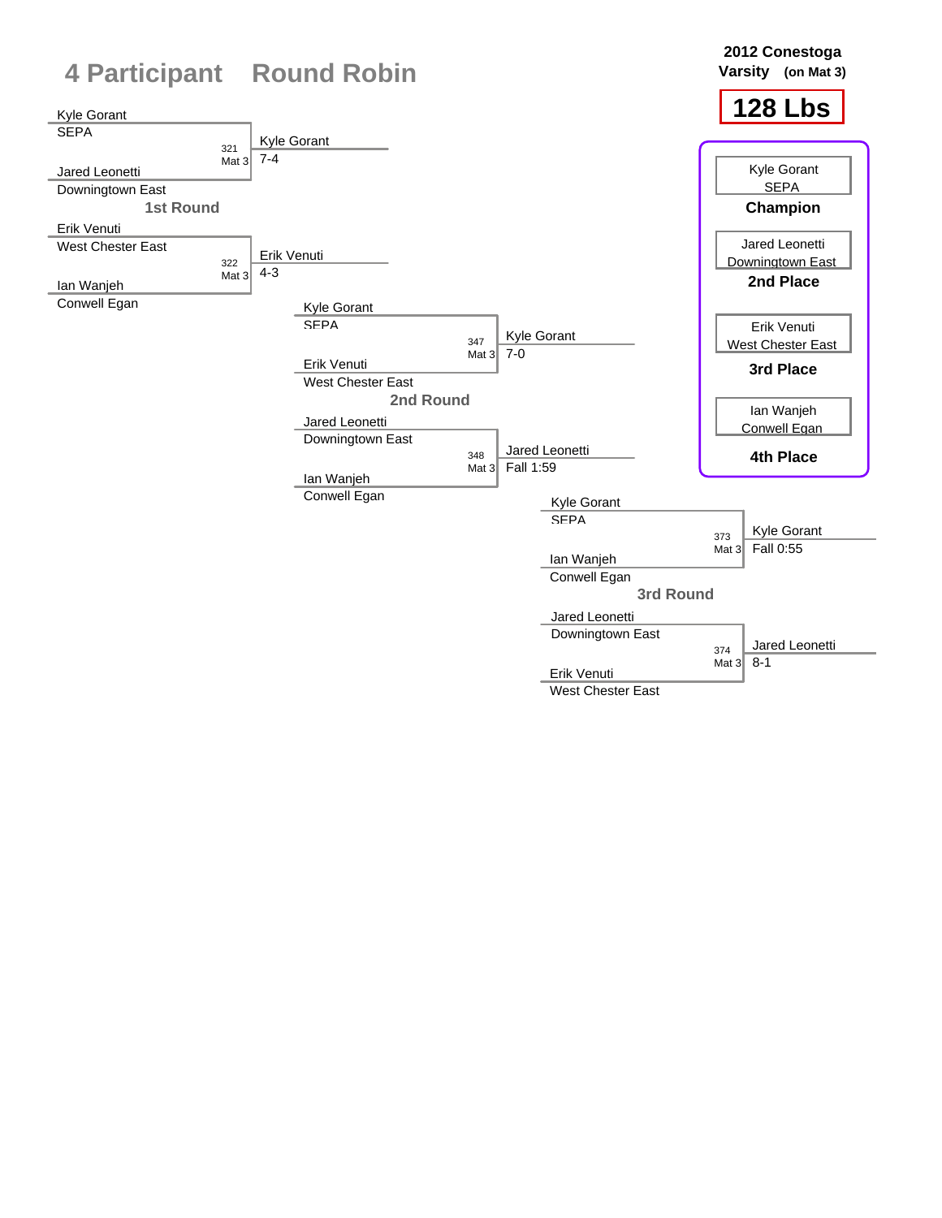# 4 Participant Round Robin

**2012 Conestoga Varsity (on Mat 3)**

**128 Lbs**

## 1st Round

| Bout | Mat | Wrestler 1 | Wrestler 2 | Winner | Result |
|---|---|---|---|---|---|
| 321 | Mat 3 | Kyle Gorant (SEPA) | Jared Leonetti (Downingtown East) | Kyle Gorant | 7-4 |
| 322 | Mat 3 | Erik Venuti (West Chester East) | Ian Wanjeh (Conwell Egan) | Erik Venuti | 4-3 |

## 2nd Round

| Bout | Mat | Wrestler 1 | Wrestler 2 | Winner | Result |
|---|---|---|---|---|---|
| 347 | Mat 3 | Kyle Gorant (SEPA) | Erik Venuti (West Chester East) | Kyle Gorant | 7-0 |
| 348 | Mat 3 | Jared Leonetti (Downingtown East) | Ian Wanjeh (Conwell Egan) | Jared Leonetti | Fall 1:59 |

## 3rd Round

| Bout | Mat | Wrestler 1 | Wrestler 2 | Winner | Result |
|---|---|---|---|---|---|
| 373 | Mat 3 | Kyle Gorant (SEPA) | Ian Wanjeh (Conwell Egan) | Kyle Gorant | Fall 0:55 |
| 374 | Mat 3 | Jared Leonetti (Downingtown East) | Erik Venuti (West Chester East) | Jared Leonetti | 8-1 |

## Placings

| Place | Wrestler | Team |
|---|---|---|
| Champion | Kyle Gorant | SEPA |
| 2nd Place | Jared Leonetti | Downingtown East |
| 3rd Place | Erik Venuti | West Chester East |
| 4th Place | Ian Wanjeh | Conwell Egan |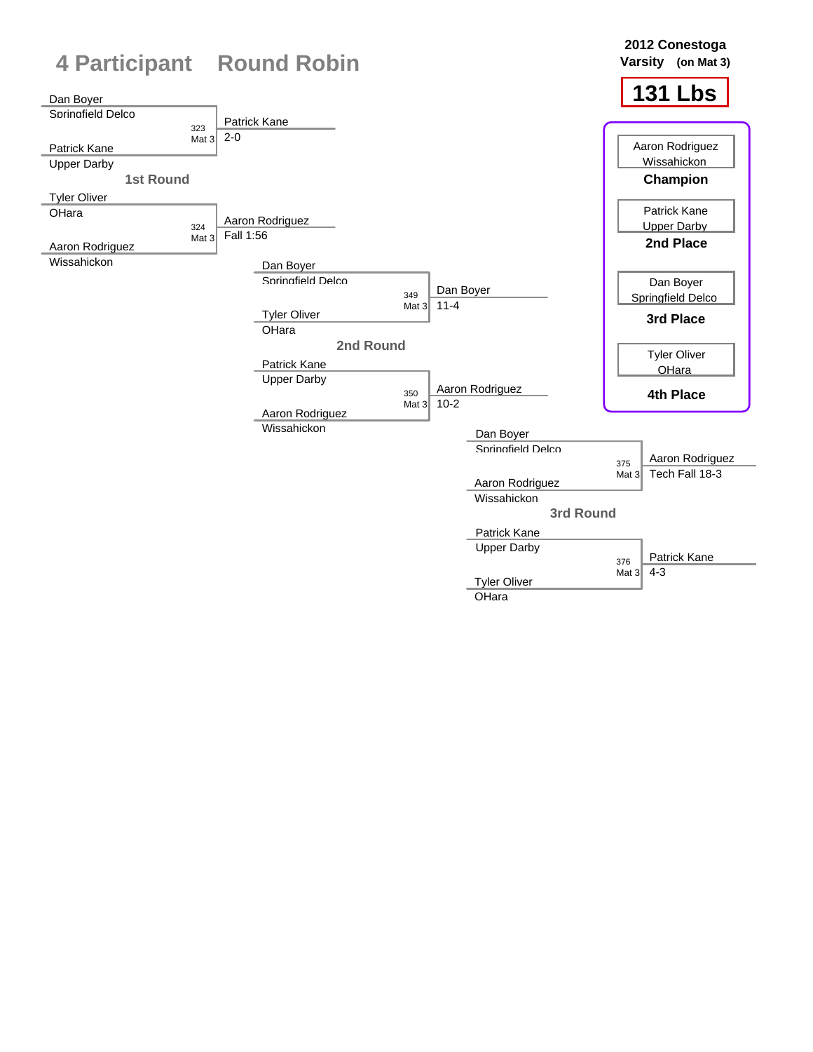# 4 Participant Round Robin

**2012 Conestoga Varsity (on Mat 3)**

**131 Lbs**

## 1st Round

| Match | Wrestler 1 | Wrestler 2 | Winner | Result |
|---|---|---|---|---|
| 323 Mat 3 | Dan Boyer (Springfield Delco) | Patrick Kane (Upper Darby) | Patrick Kane | 2-0 |
| 324 Mat 3 | Tyler Oliver (OHara) | Aaron Rodriguez (Wissahickon) | Aaron Rodriguez | Fall 1:56 |

## 2nd Round

| Match | Wrestler 1 | Wrestler 2 | Winner | Result |
|---|---|---|---|---|
| 349 Mat 3 | Dan Boyer (Springfield Delco) | Tyler Oliver (OHara) | Dan Boyer | 11-4 |
| 350 Mat 3 | Patrick Kane (Upper Darby) | Aaron Rodriguez (Wissahickon) | Aaron Rodriguez | 10-2 |

## 3rd Round

| Match | Wrestler 1 | Wrestler 2 | Winner | Result |
|---|---|---|---|---|
| 375 Mat 3 | Dan Boyer (Springfield Delco) | Aaron Rodriguez (Wissahickon) | Aaron Rodriguez | Tech Fall 18-3 |
| 376 Mat 3 | Patrick Kane (Upper Darby) | Tyler Oliver (OHara) | Patrick Kane | 4-3 |

## Placements

| Place | Wrestler | Team |
|---|---|---|
| **Champion** | Aaron Rodriguez | Wissahickon |
| **2nd Place** | Patrick Kane | Upper Darby |
| **3rd Place** | Dan Boyer | Springfield Delco |
| **4th Place** | Tyler Oliver | OHara |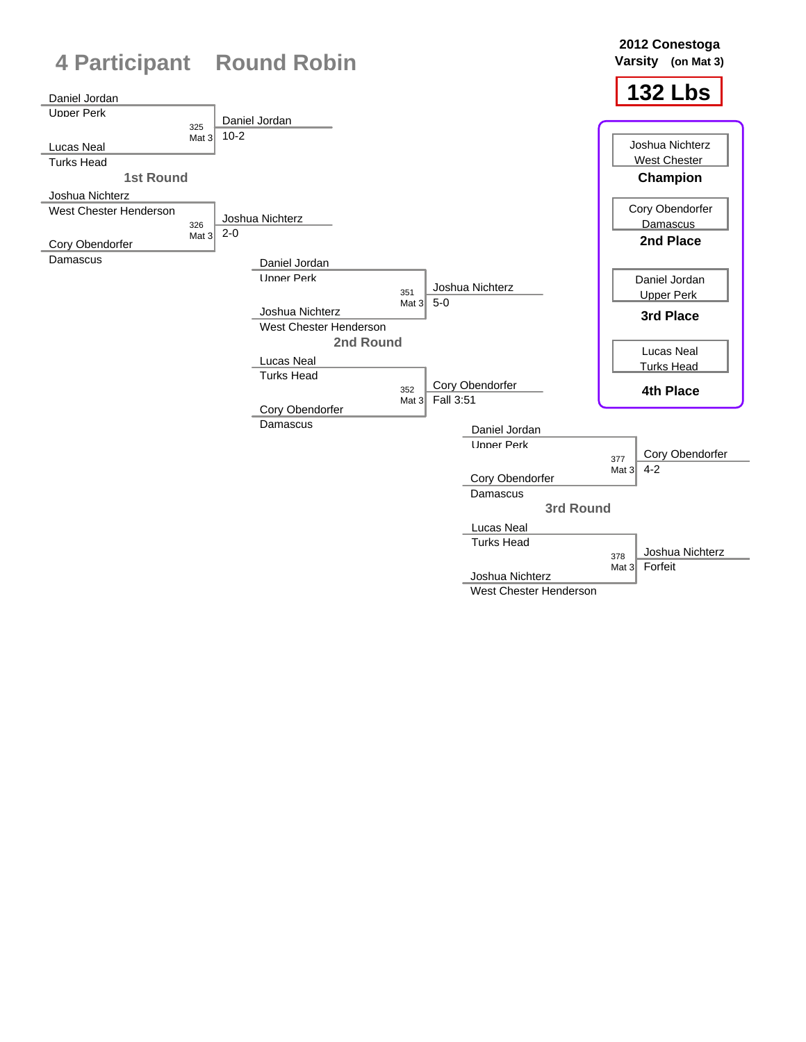# 4 Participant Round Robin

**2012 Conestoga Varsity (on Mat 3)**

**132 Lbs**

## 1st Round

| Wrestler | Team | Bout | Winner | Result |
|---|---|---|---|---|
| Daniel Jordan | Upper Perk | 325 Mat 3 | Daniel Jordan | 10-2 |
| Lucas Neal | Turks Head | | | |
| Joshua Nichterz | West Chester Henderson | 326 Mat 3 | Joshua Nichterz | 2-0 |
| Cory Obendorfer | Damascus | | | |

## 2nd Round

| Wrestler | Team | Bout | Winner | Result |
|---|---|---|---|---|
| Daniel Jordan | Upper Perk | 351 Mat 3 | Joshua Nichterz | 5-0 |
| Joshua Nichterz | West Chester Henderson | | | |
| Lucas Neal | Turks Head | 352 Mat 3 | Cory Obendorfer | Fall 3:51 |
| Cory Obendorfer | Damascus | | | |

## 3rd Round

| Wrestler | Team | Bout | Winner | Result |
|---|---|---|---|---|
| Daniel Jordan | Upper Perk | 377 Mat 3 | Cory Obendorfer | 4-2 |
| Cory Obendorfer | Damascus | | | |
| Lucas Neal | Turks Head | 378 Mat 3 | Joshua Nichterz | Forfeit |
| Joshua Nichterz | West Chester Henderson | | | |

## Placings

| Place | Wrestler | Team |
|---|---|---|
| **Champion** | Joshua Nichterz | West Chester |
| **2nd Place** | Cory Obendorfer | Damascus |
| **3rd Place** | Daniel Jordan | Upper Perk |
| **4th Place** | Lucas Neal | Turks Head |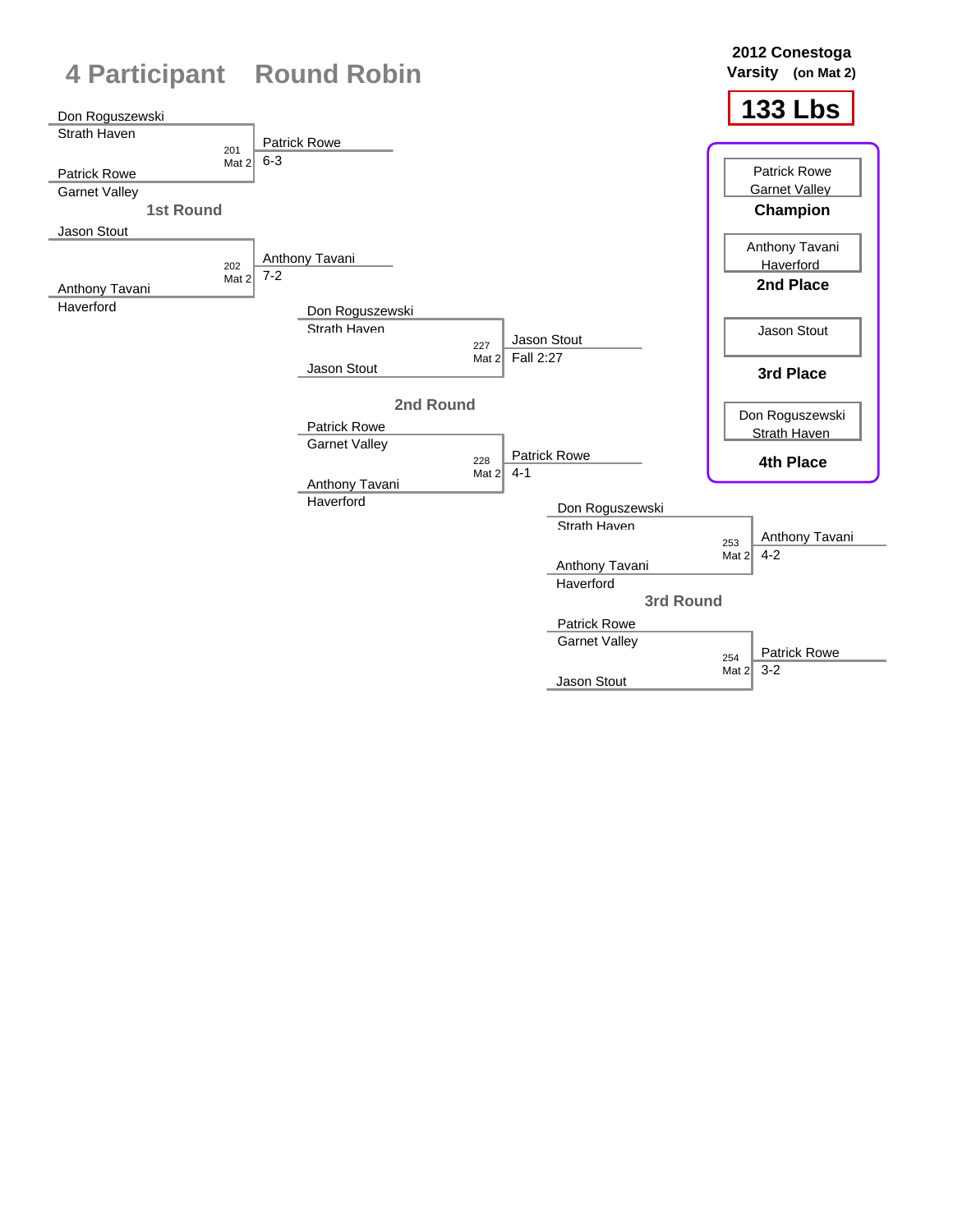# 4 Participant Round Robin

**2012 Conestoga**
**Varsity (on Mat 2)**

## 133 Lbs

### 1st Round

| Wrestler 1 | Wrestler 2 | Bout | Winner | Result |
|---|---|---|---|---|
| Don Roguszewski (Strath Haven) | Patrick Rowe (Garnet Valley) | 201 Mat 2 | Patrick Rowe | 6-3 |
| Jason Stout | Anthony Tavani (Haverford) | 202 Mat 2 | Anthony Tavani | 7-2 |

### 2nd Round

| Wrestler 1 | Wrestler 2 | Bout | Winner | Result |
|---|---|---|---|---|
| Don Roguszewski (Strath Haven) | Jason Stout | 227 Mat 2 | Jason Stout | Fall 2:27 |
| Patrick Rowe (Garnet Valley) | Anthony Tavani (Haverford) | 228 Mat 2 | Patrick Rowe | 4-1 |

### 3rd Round

| Wrestler 1 | Wrestler 2 | Bout | Winner | Result |
|---|---|---|---|---|
| Don Roguszewski (Strath Haven) | Anthony Tavani (Haverford) | 253 Mat 2 | Anthony Tavani | 4-2 |
| Patrick Rowe (Garnet Valley) | Jason Stout | 254 Mat 2 | Patrick Rowe | 3-2 |

### Final Placements

- **Champion:** Patrick Rowe, Garnet Valley
- **2nd Place:** Anthony Tavani, Haverford
- **3rd Place:** Jason Stout
- **4th Place:** Don Roguszewski, Strath Haven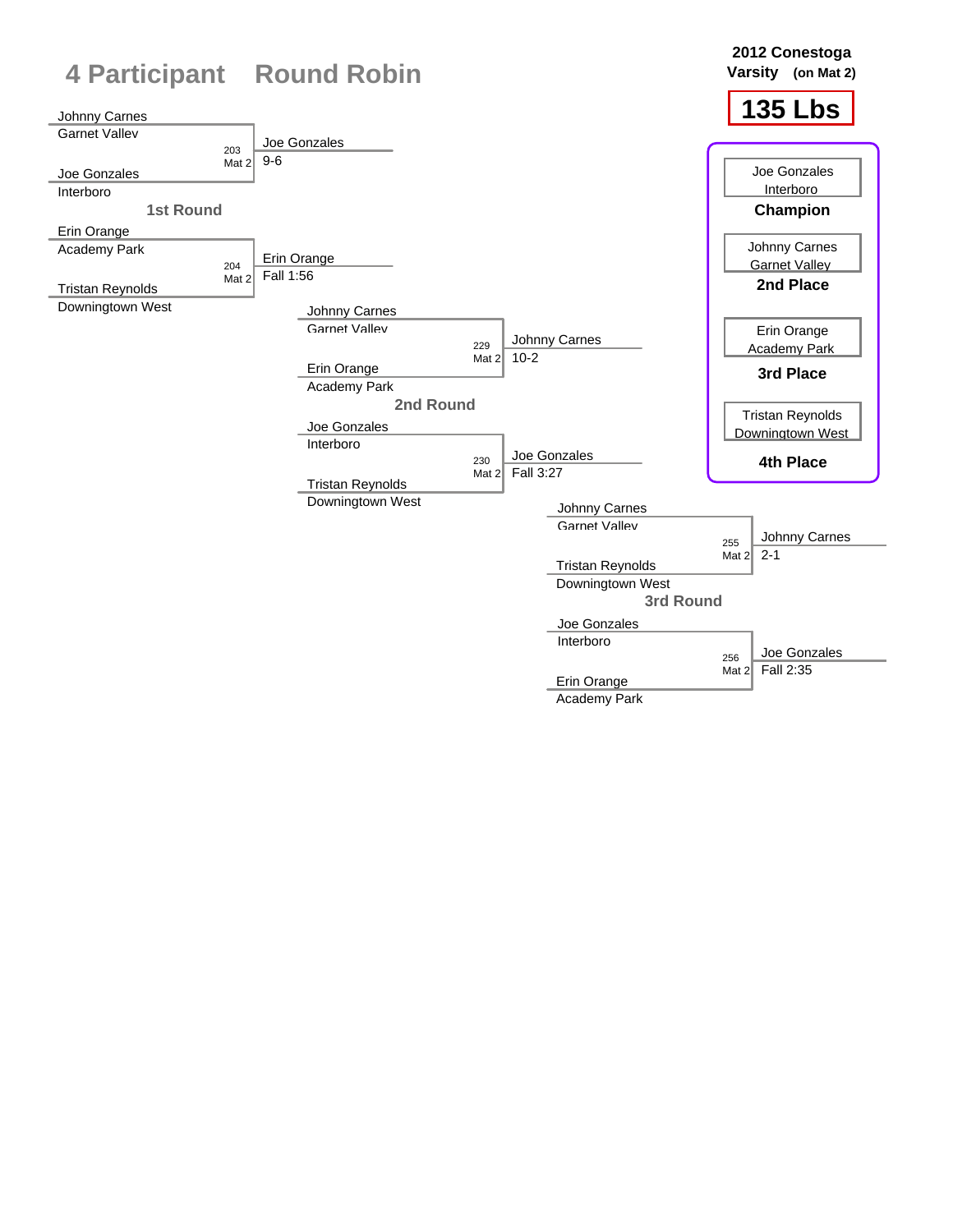# 4 Participant Round Robin

**2012 Conestoga Varsity (on Mat 2)**

## 135 Lbs

### 1st Round

| Wrestler 1 | Wrestler 2 | Bout | Winner | Result |
|---|---|---|---|---|
| Johnny Carnes (Garnet Valley) | Joe Gonzales (Interboro) | 203 Mat 2 | Joe Gonzales | 9-6 |
| Erin Orange (Academy Park) | Tristan Reynolds (Downingtown West) | 204 Mat 2 | Erin Orange | Fall 1:56 |

### 2nd Round

| Wrestler 1 | Wrestler 2 | Bout | Winner | Result |
|---|---|---|---|---|
| Johnny Carnes (Garnet Valley) | Erin Orange (Academy Park) | 229 Mat 2 | Johnny Carnes | 10-2 |
| Joe Gonzales (Interboro) | Tristan Reynolds (Downingtown West) | 230 Mat 2 | Joe Gonzales | Fall 3:27 |

### 3rd Round

| Wrestler 1 | Wrestler 2 | Bout | Winner | Result |
|---|---|---|---|---|
| Johnny Carnes (Garnet Valley) | Tristan Reynolds (Downingtown West) | 255 Mat 2 | Johnny Carnes | 2-1 |
| Joe Gonzales (Interboro) | Erin Orange (Academy Park) | 256 Mat 2 | Joe Gonzales | Fall 2:35 |

### Final Placements

| Place | Wrestler | School |
|---|---|---|
| Champion | Joe Gonzales | Interboro |
| 2nd Place | Johnny Carnes | Garnet Valley |
| 3rd Place | Erin Orange | Academy Park |
| 4th Place | Tristan Reynolds | Downingtown West |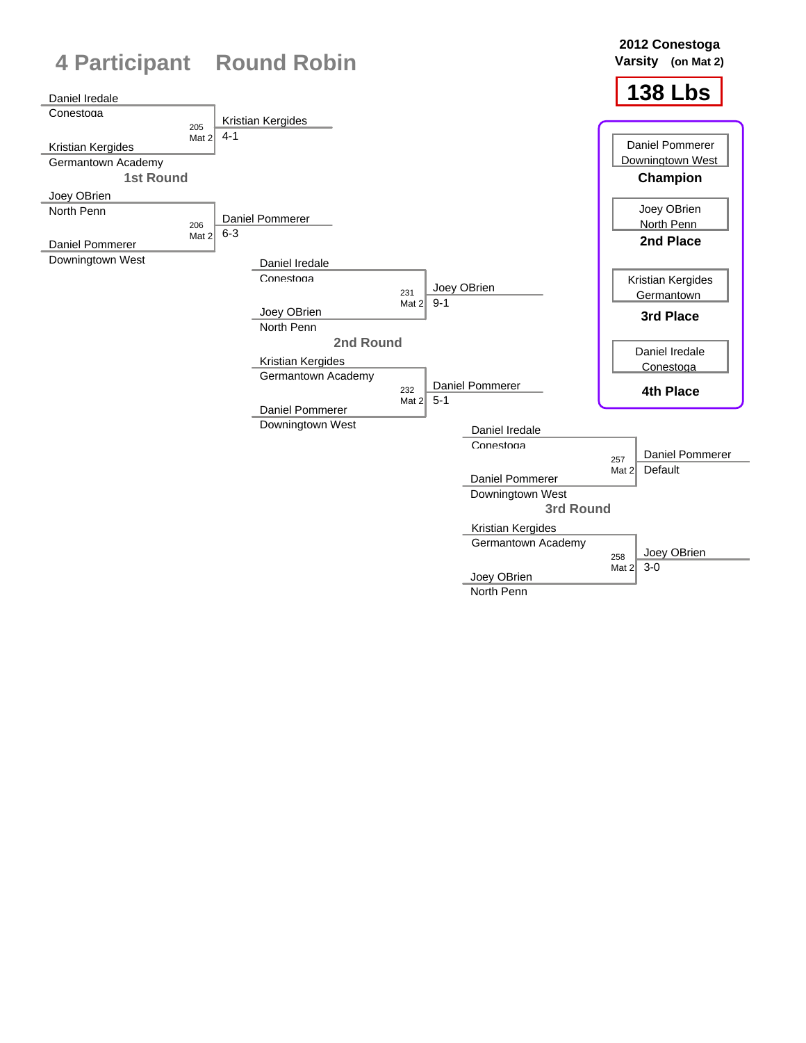# 4 Participant Round Robin

**2012 Conestoga Varsity (on Mat 2)**

**138 Lbs**

## 1st Round

| Match | Mat | Wrestler 1 | Wrestler 2 | Winner | Result |
|---|---|---|---|---|---|
| 205 | Mat 2 | Daniel Iredale (Conestoga) | Kristian Kergides (Germantown Academy) | Kristian Kergides | 4-1 |
| 206 | Mat 2 | Joey OBrien (North Penn) | Daniel Pommerer (Downingtown West) | Daniel Pommerer | 6-3 |

## 2nd Round

| Match | Mat | Wrestler 1 | Wrestler 2 | Winner | Result |
|---|---|---|---|---|---|
| 231 | Mat 2 | Daniel Iredale (Conestoga) | Joey OBrien (North Penn) | Joey OBrien | 9-1 |
| 232 | Mat 2 | Kristian Kergides (Germantown Academy) | Daniel Pommerer (Downingtown West) | Daniel Pommerer | 5-1 |

## 3rd Round

| Match | Mat | Wrestler 1 | Wrestler 2 | Winner | Result |
|---|---|---|---|---|---|
| 257 | Mat 2 | Daniel Iredale (Conestoga) | Daniel Pommerer (Downingtown West) | Daniel Pommerer | Default |
| 258 | Mat 2 | Kristian Kergides (Germantown Academy) | Joey OBrien (North Penn) | Joey OBrien | 3-0 |

## Final Placings

| Place | Wrestler | Team |
|---|---|---|
| Champion | Daniel Pommerer | Downingtown West |
| 2nd Place | Joey OBrien | North Penn |
| 3rd Place | Kristian Kergides | Germantown |
| 4th Place | Daniel Iredale | Conestoga |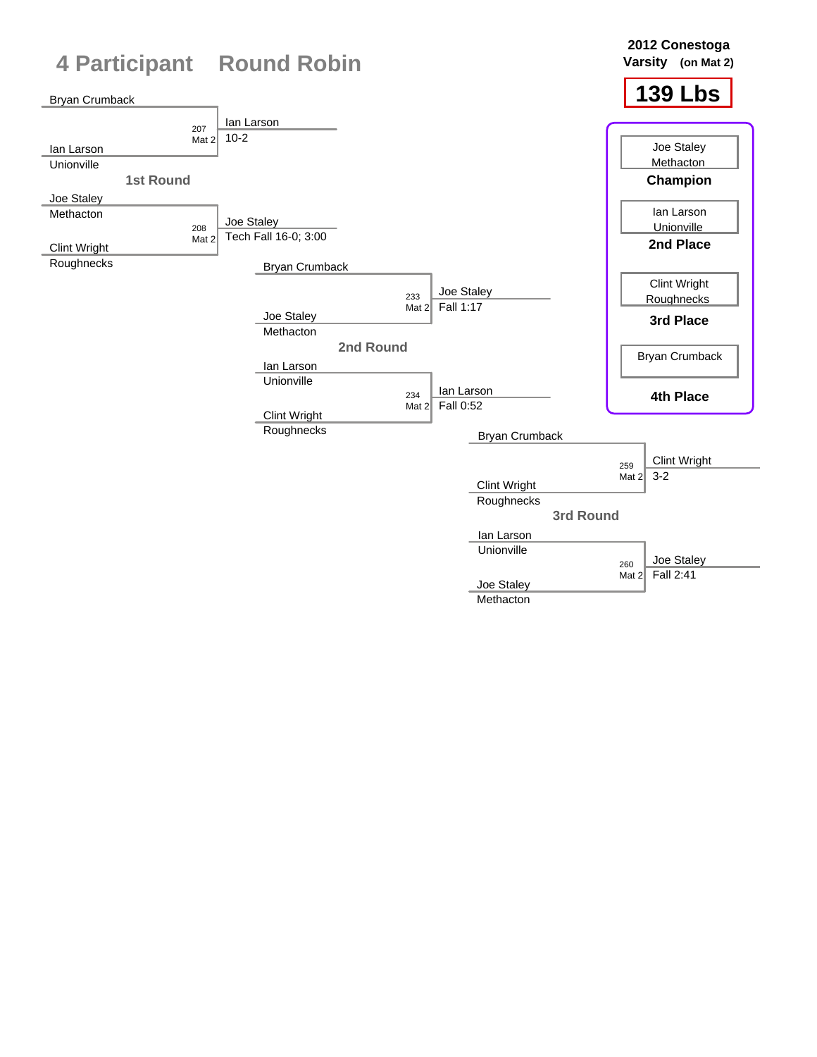# 4 Participant Round Robin

**2012 Conestoga Varsity (on Mat 2)**

**139 Lbs**

## 1st Round

| Match | Wrestler 1 | Wrestler 2 | Winner | Result |
|---|---|---|---|---|
| 207 Mat 2 | Bryan Crumback | Ian Larson (Unionville) | Ian Larson | 10-2 |
| 208 Mat 2 | Joe Staley (Methacton) | Clint Wright (Roughnecks) | Joe Staley | Tech Fall 16-0; 3:00 |

## 2nd Round

| Match | Wrestler 1 | Wrestler 2 | Winner | Result |
|---|---|---|---|---|
| 233 Mat 2 | Bryan Crumback | Joe Staley (Methacton) | Joe Staley | Fall 1:17 |
| 234 Mat 2 | Ian Larson (Unionville) | Clint Wright (Roughnecks) | Ian Larson | Fall 0:52 |

## 3rd Round

| Match | Wrestler 1 | Wrestler 2 | Winner | Result |
|---|---|---|---|---|
| 259 Mat 2 | Bryan Crumback | Clint Wright (Roughnecks) | Clint Wright | 3-2 |
| 260 Mat 2 | Ian Larson (Unionville) | Joe Staley (Methacton) | Joe Staley | Fall 2:41 |

## Placements

| Place | Wrestler | Team |
|---|---|---|
| Champion | Joe Staley | Methacton |
| 2nd Place | Ian Larson | Unionville |
| 3rd Place | Clint Wright | Roughnecks |
| 4th Place | Bryan Crumback | |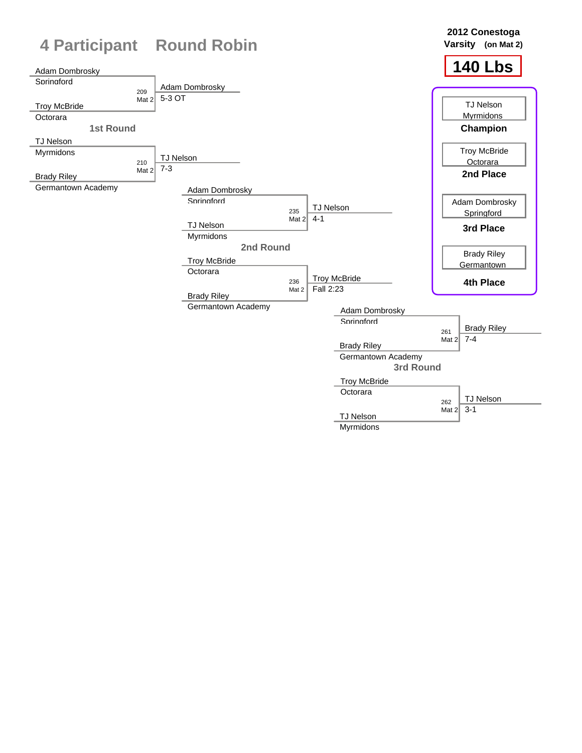# 4 Participant Round Robin

**2012 Conestoga Varsity (on Mat 2)**

## 140 Lbs

### 1st Round

| Bout | Mat | Wrestler 1 | Wrestler 2 | Winner | Result |
|---|---|---|---|---|---|
| 209 | Mat 2 | Adam Dombrosky (Springford) | Troy McBride (Octorara) | Adam Dombrosky | 5-3 OT |
| 210 | Mat 2 | TJ Nelson (Myrmidons) | Brady Riley (Germantown Academy) | TJ Nelson | 7-3 |

### 2nd Round

| Bout | Mat | Wrestler 1 | Wrestler 2 | Winner | Result |
|---|---|---|---|---|---|
| 235 | Mat 2 | Adam Dombrosky (Springford) | TJ Nelson (Myrmidons) | TJ Nelson | 4-1 |
| 236 | Mat 2 | Troy McBride (Octorara) | Brady Riley (Germantown Academy) | Troy McBride | Fall 2:23 |

### 3rd Round

| Bout | Mat | Wrestler 1 | Wrestler 2 | Winner | Result |
|---|---|---|---|---|---|
| 261 | Mat 2 | Adam Dombrosky (Springford) | Brady Riley (Germantown Academy) | Brady Riley | 7-4 |
| 262 | Mat 2 | Troy McBride (Octorara) | TJ Nelson (Myrmidons) | TJ Nelson | 3-1 |

### Placings

| Place | Wrestler | Team |
|---|---|---|
| Champion | TJ Nelson | Myrmidons |
| 2nd Place | Troy McBride | Octorara |
| 3rd Place | Adam Dombrosky | Springford |
| 4th Place | Brady Riley | Germantown |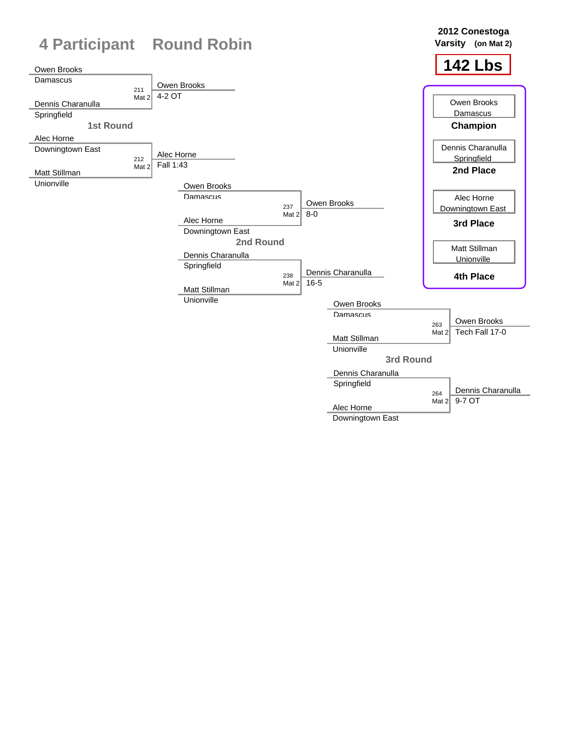# 4 Participant Round Robin

**2012 Conestoga Varsity (on Mat 2)**

**142 Lbs**

## 1st Round

| Bout | Wrestler 1 | Wrestler 2 | Winner | Result |
|---|---|---|---|---|
| 211 Mat 2 | Owen Brooks (Damascus) | Dennis Charanulla (Springfield) | Owen Brooks | 4-2 OT |
| 212 Mat 2 | Alec Horne (Downingtown East) | Matt Stillman (Unionville) | Alec Horne | Fall 1:43 |

## 2nd Round

| Bout | Wrestler 1 | Wrestler 2 | Winner | Result |
|---|---|---|---|---|
| 237 Mat 2 | Owen Brooks (Damascus) | Alec Horne (Downingtown East) | Owen Brooks | 8-0 |
| 238 Mat 2 | Dennis Charanulla (Springfield) | Matt Stillman (Unionville) | Dennis Charanulla | 16-5 |

## 3rd Round

| Bout | Wrestler 1 | Wrestler 2 | Winner | Result |
|---|---|---|---|---|
| 263 Mat 2 | Owen Brooks (Damascus) | Matt Stillman (Unionville) | Owen Brooks | Tech Fall 17-0 |
| 264 Mat 2 | Dennis Charanulla (Springfield) | Alec Horne (Downingtown East) | Dennis Charanulla | 9-7 OT |

## Final Placings

| Place | Wrestler | School |
|---|---|---|
| **Champion** | Owen Brooks | Damascus |
| **2nd Place** | Dennis Charanulla | Springfield |
| **3rd Place** | Alec Horne | Downingtown East |
| **4th Place** | Matt Stillman | Unionville |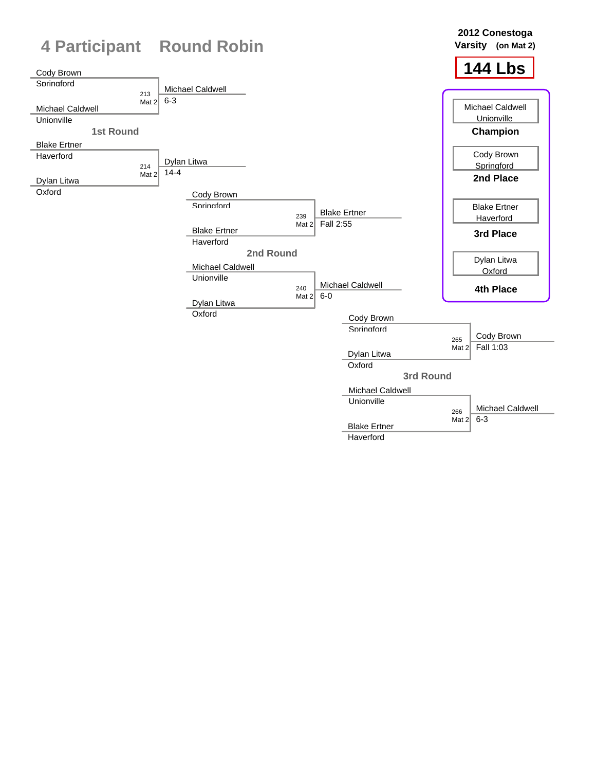# 4 Participant Round Robin

**2012 Conestoga Varsity (on Mat 2)**

## 144 Lbs

### 1st Round

| Bout | Mat | Wrestler 1 | Wrestler 2 | Winner | Result |
|---|---|---|---|---|---|
| 213 | Mat 2 | Cody Brown (Springford) | Michael Caldwell (Unionville) | Michael Caldwell | 6-3 |
| 214 | Mat 2 | Blake Ertner (Haverford) | Dylan Litwa (Oxford) | Dylan Litwa | 14-4 |

### 2nd Round

| Bout | Mat | Wrestler 1 | Wrestler 2 | Winner | Result |
|---|---|---|---|---|---|
| 239 | Mat 2 | Cody Brown (Springford) | Blake Ertner (Haverford) | Blake Ertner | Fall 2:55 |
| 240 | Mat 2 | Michael Caldwell (Unionville) | Dylan Litwa (Oxford) | Michael Caldwell | 6-0 |

### 3rd Round

| Bout | Mat | Wrestler 1 | Wrestler 2 | Winner | Result |
|---|---|---|---|---|---|
| 265 | Mat 2 | Cody Brown (Springford) | Dylan Litwa (Oxford) | Cody Brown | Fall 1:03 |
| 266 | Mat 2 | Michael Caldwell (Unionville) | Blake Ertner (Haverford) | Michael Caldwell | 6-3 |

### Final Placements

| Place | Wrestler | Team |
|---|---|---|
| **Champion** | Michael Caldwell | Unionville |
| **2nd Place** | Cody Brown | Springford |
| **3rd Place** | Blake Ertner | Haverford |
| **4th Place** | Dylan Litwa | Oxford |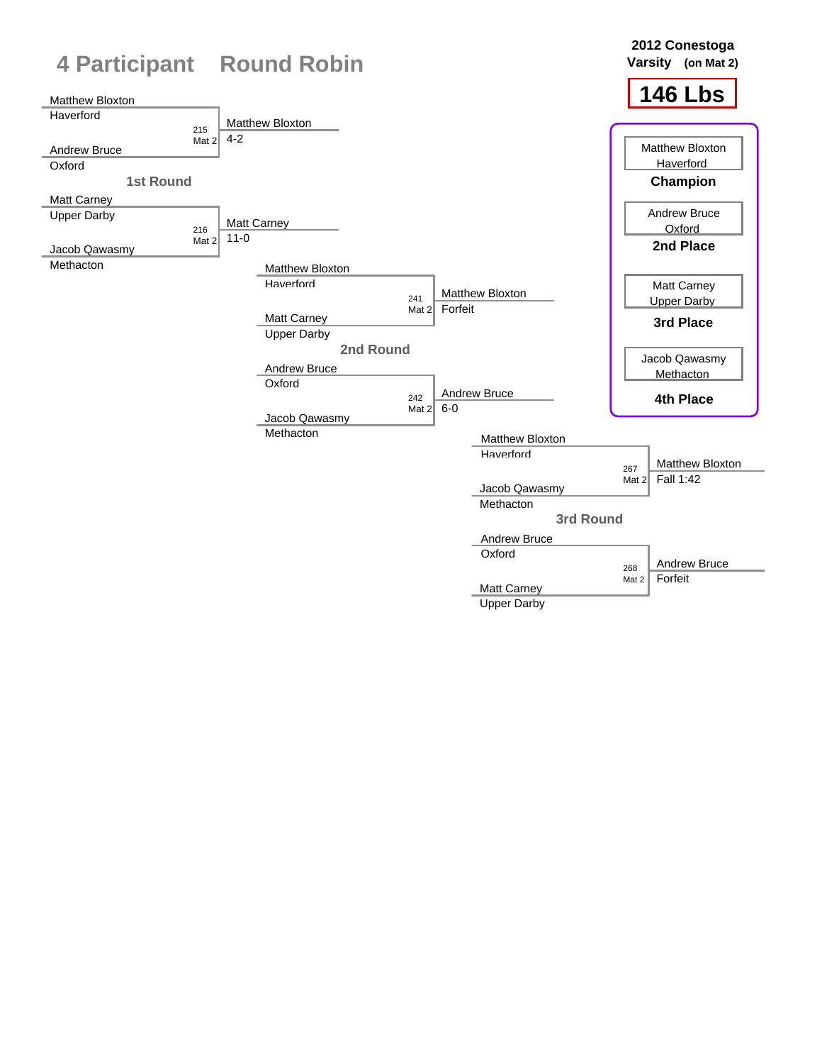# 4 Participant Round Robin

**2012 Conestoga Varsity (on Mat 2)**

**146 Lbs**

## 1st Round

| Wrestler 1 | Wrestler 2 | Bout | Winner | Result |
|---|---|---|---|---|
| Matthew Bloxton, Haverford | Andrew Bruce, Oxford | 215 Mat 2 | Matthew Bloxton | 4-2 |
| Matt Carney, Upper Darby | Jacob Qawasmy, Methacton | 216 Mat 2 | Matt Carney | 11-0 |

## 2nd Round

| Wrestler 1 | Wrestler 2 | Bout | Winner | Result |
|---|---|---|---|---|
| Matthew Bloxton, Haverford | Matt Carney, Upper Darby | 241 Mat 2 | Matthew Bloxton | Forfeit |
| Andrew Bruce, Oxford | Jacob Qawasmy, Methacton | 242 Mat 2 | Andrew Bruce | 6-0 |

## 3rd Round

| Wrestler 1 | Wrestler 2 | Bout | Winner | Result |
|---|---|---|---|---|
| Matthew Bloxton, Haverford | Jacob Qawasmy, Methacton | 267 Mat 2 | Matthew Bloxton | Fall 1:42 |
| Andrew Bruce, Oxford | Matt Carney, Upper Darby | 268 Mat 2 | Andrew Bruce | Forfeit |

## Final Placements

| Place | Wrestler | School |
|---|---|---|
| **Champion** | Matthew Bloxton | Haverford |
| **2nd Place** | Andrew Bruce | Oxford |
| **3rd Place** | Matt Carney | Upper Darby |
| **4th Place** | Jacob Qawasmy | Methacton |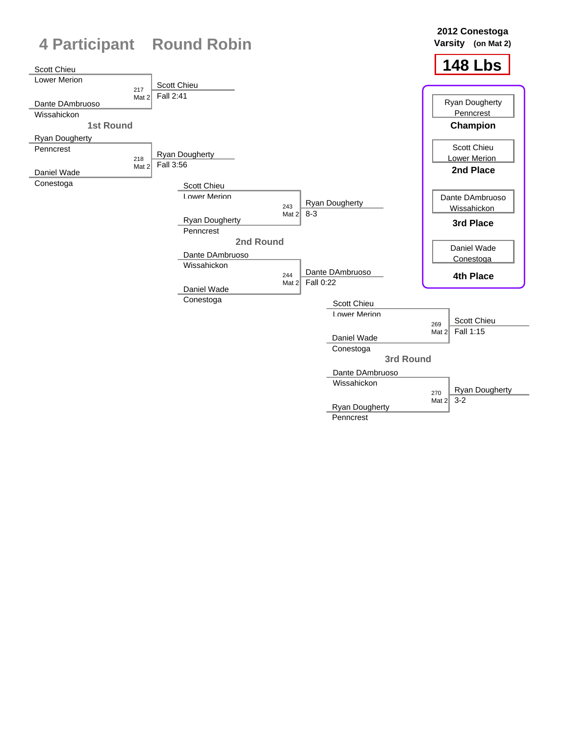# 4 Participant Round Robin

**2012 Conestoga Varsity (on Mat 2)**

**148 Lbs**

## 1st Round

| Match | Wrestler 1 | Wrestler 2 | Winner | Result |
|---|---|---|---|---|
| 217 Mat 2 | Scott Chieu (Lower Merion) | Dante DAmbruoso (Wissahickon) | Scott Chieu | Fall 2:41 |
| 218 Mat 2 | Ryan Dougherty (Penncrest) | Daniel Wade (Conestoga) | Ryan Dougherty | Fall 3:56 |

## 2nd Round

| Match | Wrestler 1 | Wrestler 2 | Winner | Result |
|---|---|---|---|---|
| 243 Mat 2 | Scott Chieu (Lower Merion) | Ryan Dougherty (Penncrest) | Ryan Dougherty | 8-3 |
| 244 Mat 2 | Dante DAmbruoso (Wissahickon) | Daniel Wade (Conestoga) | Dante DAmbruoso | Fall 0:22 |

## 3rd Round

| Match | Wrestler 1 | Wrestler 2 | Winner | Result |
|---|---|---|---|---|
| 269 Mat 2 | Scott Chieu (Lower Merion) | Daniel Wade (Conestoga) | Scott Chieu | Fall 1:15 |
| 270 Mat 2 | Dante DAmbruoso (Wissahickon) | Ryan Dougherty (Penncrest) | Ryan Dougherty | 3-2 |

## Final Placements

| Place | Wrestler | Team |
|---|---|---|
| Champion | Ryan Dougherty | Penncrest |
| 2nd Place | Scott Chieu | Lower Merion |
| 3rd Place | Dante DAmbruoso | Wissahickon |
| 4th Place | Daniel Wade | Conestoga |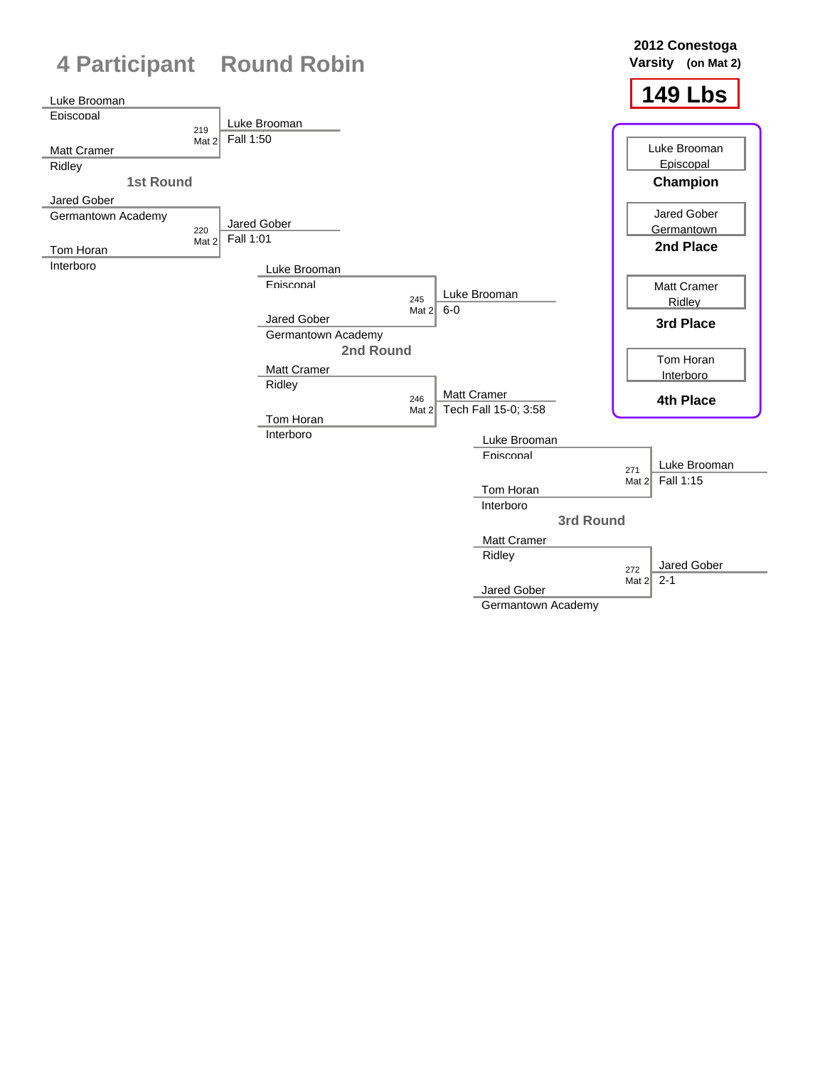# 4 Participant Round Robin

**2012 Conestoga Varsity (on Mat 2)**

**149 Lbs**

## 1st Round

| Bout | Wrestler 1 | Wrestler 2 | Winner | Result |
|---|---|---|---|---|
| 219 Mat 2 | Luke Brooman (Episcopal) | Matt Cramer (Ridley) | Luke Brooman | Fall 1:50 |
| 220 Mat 2 | Jared Gober (Germantown Academy) | Tom Horan (Interboro) | Jared Gober | Fall 1:01 |

## 2nd Round

| Bout | Wrestler 1 | Wrestler 2 | Winner | Result |
|---|---|---|---|---|
| 245 Mat 2 | Luke Brooman (Episcopal) | Jared Gober (Germantown Academy) | Luke Brooman | 6-0 |
| 246 Mat 2 | Matt Cramer (Ridley) | Tom Horan (Interboro) | Matt Cramer | Tech Fall 15-0; 3:58 |

## 3rd Round

| Bout | Wrestler 1 | Wrestler 2 | Winner | Result |
|---|---|---|---|---|
| 271 Mat 2 | Luke Brooman (Episcopal) | Tom Horan (Interboro) | Luke Brooman | Fall 1:15 |
| 272 Mat 2 | Matt Cramer (Ridley) | Jared Gober (Germantown Academy) | Jared Gober | 2-1 |

## Final Placements

| Place | Wrestler | Team |
|---|---|---|
| Champion | Luke Brooman | Episcopal |
| 2nd Place | Jared Gober | Germantown |
| 3rd Place | Matt Cramer | Ridley |
| 4th Place | Tom Horan | Interboro |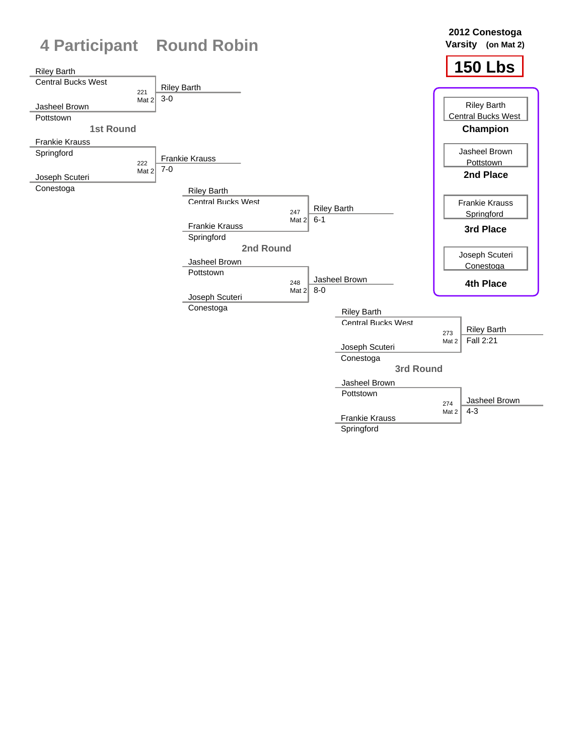# 4 Participant Round Robin

**2012 Conestoga Varsity (on Mat 2)**

**150 Lbs**

## 1st Round

| Bout | Wrestler 1 | Wrestler 2 | Winner | Result |
|---|---|---|---|---|
| 221 Mat 2 | Riley Barth (Central Bucks West) | Jasheel Brown (Pottstown) | Riley Barth | 3-0 |
| 222 Mat 2 | Frankie Krauss (Springford) | Joseph Scuteri (Conestoga) | Frankie Krauss | 7-0 |

## 2nd Round

| Bout | Wrestler 1 | Wrestler 2 | Winner | Result |
|---|---|---|---|---|
| 247 Mat 2 | Riley Barth (Central Bucks West) | Frankie Krauss (Springford) | Riley Barth | 6-1 |
| 248 Mat 2 | Jasheel Brown (Pottstown) | Joseph Scuteri (Conestoga) | Jasheel Brown | 8-0 |

## 3rd Round

| Bout | Wrestler 1 | Wrestler 2 | Winner | Result |
|---|---|---|---|---|
| 273 Mat 2 | Riley Barth (Central Bucks West) | Joseph Scuteri (Conestoga) | Riley Barth | Fall 2:21 |
| 274 Mat 2 | Jasheel Brown (Pottstown) | Frankie Krauss (Springford) | Jasheel Brown | 4-3 |

## Final Placements

| Place | Wrestler | School |
|---|---|---|
| Champion | Riley Barth | Central Bucks West |
| 2nd Place | Jasheel Brown | Pottstown |
| 3rd Place | Frankie Krauss | Springford |
| 4th Place | Joseph Scuteri | Conestoga |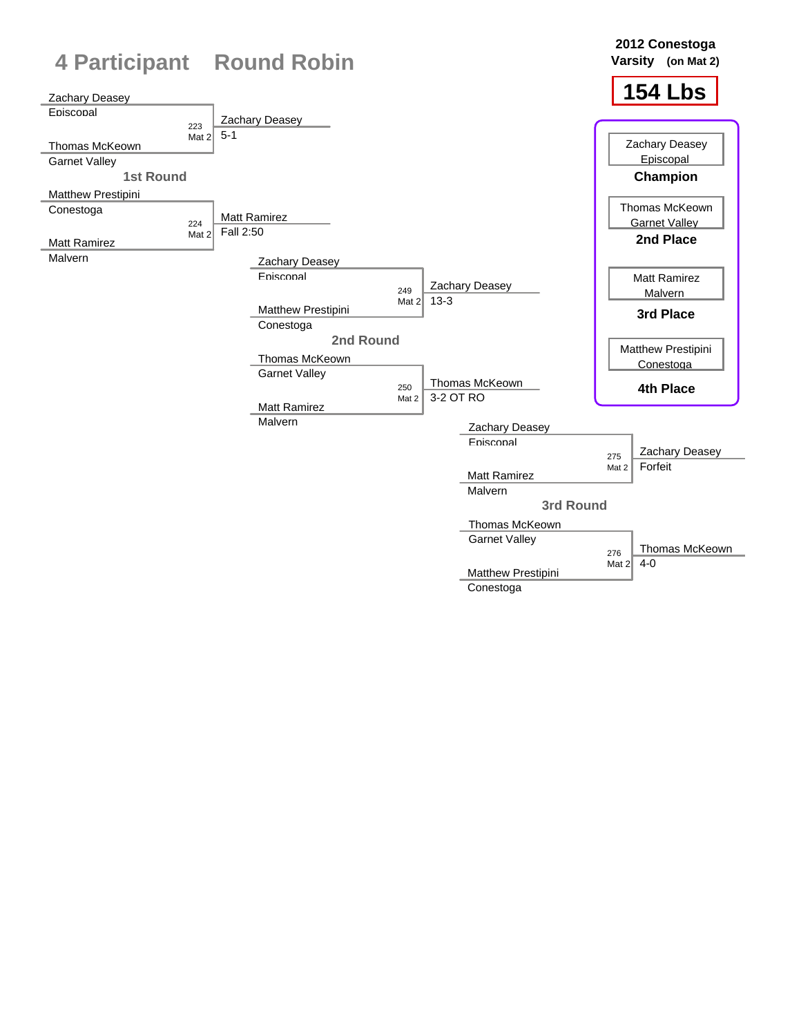# 4 Participant Round Robin

**2012 Conestoga Varsity (on Mat 2)**

**154 Lbs**

## 1st Round

| Bout | Wrestler 1 | Wrestler 2 | Winner | Result |
|---|---|---|---|---|
| 223 Mat 2 | Zachary Deasey (Episcopal) | Thomas McKeown (Garnet Valley) | Zachary Deasey | 5-1 |
| 224 Mat 2 | Matthew Prestipini (Conestoga) | Matt Ramirez (Malvern) | Matt Ramirez | Fall 2:50 |

## 2nd Round

| Bout | Wrestler 1 | Wrestler 2 | Winner | Result |
|---|---|---|---|---|
| 249 Mat 2 | Zachary Deasey (Episcopal) | Matthew Prestipini (Conestoga) | Zachary Deasey | 13-3 |
| 250 Mat 2 | Thomas McKeown (Garnet Valley) | Matt Ramirez (Malvern) | Thomas McKeown | 3-2 OT RO |

## 3rd Round

| Bout | Wrestler 1 | Wrestler 2 | Winner | Result |
|---|---|---|---|---|
| 275 Mat 2 | Zachary Deasey (Episcopal) | Matt Ramirez (Malvern) | Zachary Deasey | Forfeit |
| 276 Mat 2 | Thomas McKeown (Garnet Valley) | Matthew Prestipini (Conestoga) | Thomas McKeown | 4-0 |

## Final Placements

- **Champion**: Zachary Deasey, Episcopal
- **2nd Place**: Thomas McKeown, Garnet Valley
- **3rd Place**: Matt Ramirez, Malvern
- **4th Place**: Matthew Prestipini, Conestoga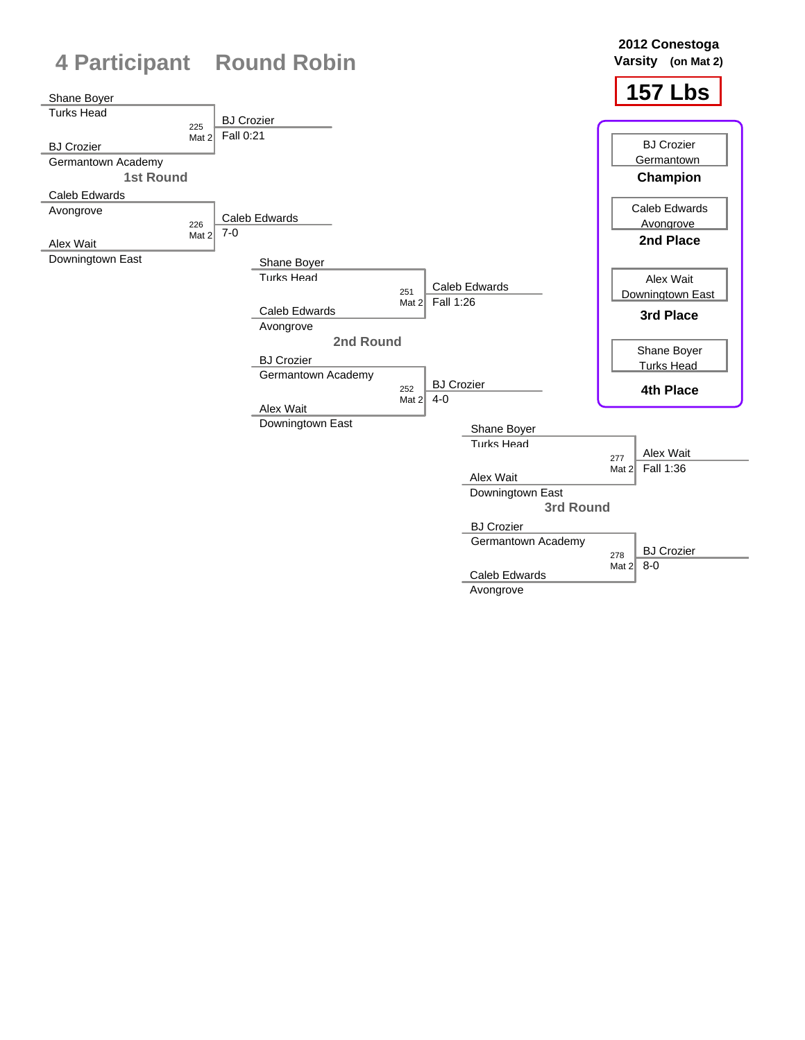# 4 Participant Round Robin

**2012 Conestoga Varsity (on Mat 2)**

**157 Lbs**

## 1st Round

| Bout | Mat | Wrestler 1 | Wrestler 2 | Winner | Result |
|---|---|---|---|---|---|
| 225 | Mat 2 | Shane Boyer (Turks Head) | BJ Crozier (Germantown Academy) | BJ Crozier | Fall 0:21 |
| 226 | Mat 2 | Caleb Edwards (Avongrove) | Alex Wait (Downingtown East) | Caleb Edwards | 7-0 |

## 2nd Round

| Bout | Mat | Wrestler 1 | Wrestler 2 | Winner | Result |
|---|---|---|---|---|---|
| 251 | Mat 2 | Shane Boyer (Turks Head) | Caleb Edwards (Avongrove) | Caleb Edwards | Fall 1:26 |
| 252 | Mat 2 | BJ Crozier (Germantown Academy) | Alex Wait (Downingtown East) | BJ Crozier | 4-0 |

## 3rd Round

| Bout | Mat | Wrestler 1 | Wrestler 2 | Winner | Result |
|---|---|---|---|---|---|
| 277 | Mat 2 | Shane Boyer (Turks Head) | Alex Wait (Downingtown East) | Alex Wait | Fall 1:36 |
| 278 | Mat 2 | BJ Crozier (Germantown Academy) | Caleb Edwards (Avongrove) | BJ Crozier | 8-0 |

## Placements

- **Champion:** BJ Crozier, Germantown
- **2nd Place:** Caleb Edwards, Avongrove
- **3rd Place:** Alex Wait, Downingtown East
- **4th Place:** Shane Boyer, Turks Head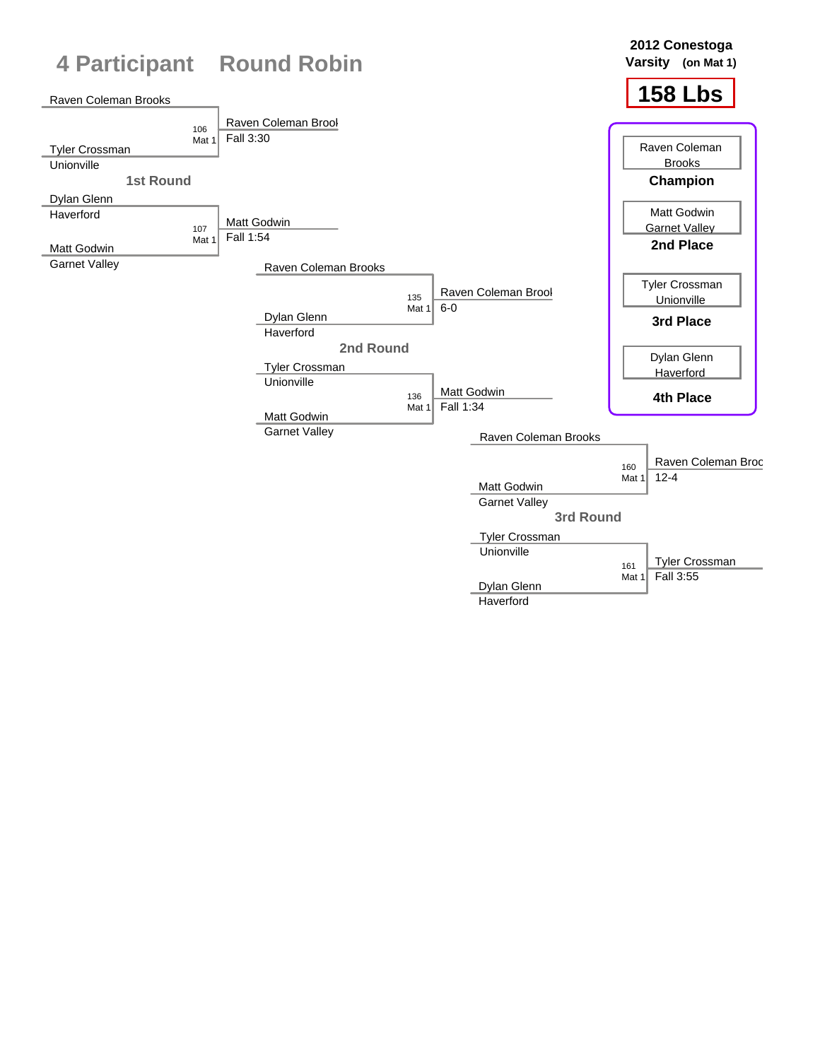# 4 Participant Round Robin

**2012 Conestoga Varsity (on Mat 1)**

**158 Lbs**

### 1st Round

| Bout | Wrestler 1 | Wrestler 2 | Winner | Result |
|---|---|---|---|---|
| 106 Mat 1 | Raven Coleman Brooks | Tyler Crossman (Unionville) | Raven Coleman Brool | Fall 3:30 |
| 107 Mat 1 | Dylan Glenn (Haverford) | Matt Godwin (Garnet Valley) | Matt Godwin | Fall 1:54 |

### 2nd Round

| Bout | Wrestler 1 | Wrestler 2 | Winner | Result |
|---|---|---|---|---|
| 135 Mat 1 | Raven Coleman Brooks | Dylan Glenn (Haverford) | Raven Coleman Brool | 6-0 |
| 136 Mat 1 | Tyler Crossman (Unionville) | Matt Godwin (Garnet Valley) | Matt Godwin | Fall 1:34 |

### 3rd Round

| Bout | Wrestler 1 | Wrestler 2 | Winner | Result |
|---|---|---|---|---|
| 160 Mat 1 | Raven Coleman Brooks | Matt Godwin (Garnet Valley) | Raven Coleman Broc | 12-4 |
| 161 Mat 1 | Tyler Crossman (Unionville) | Dylan Glenn (Haverford) | Tyler Crossman | Fall 3:55 |

### Placements

| Place | Wrestler |
|---|---|
| Champion | Raven Coleman Brooks |
| 2nd Place | Matt Godwin, Garnet Valley |
| 3rd Place | Tyler Crossman, Unionville |
| 4th Place | Dylan Glenn, Haverford |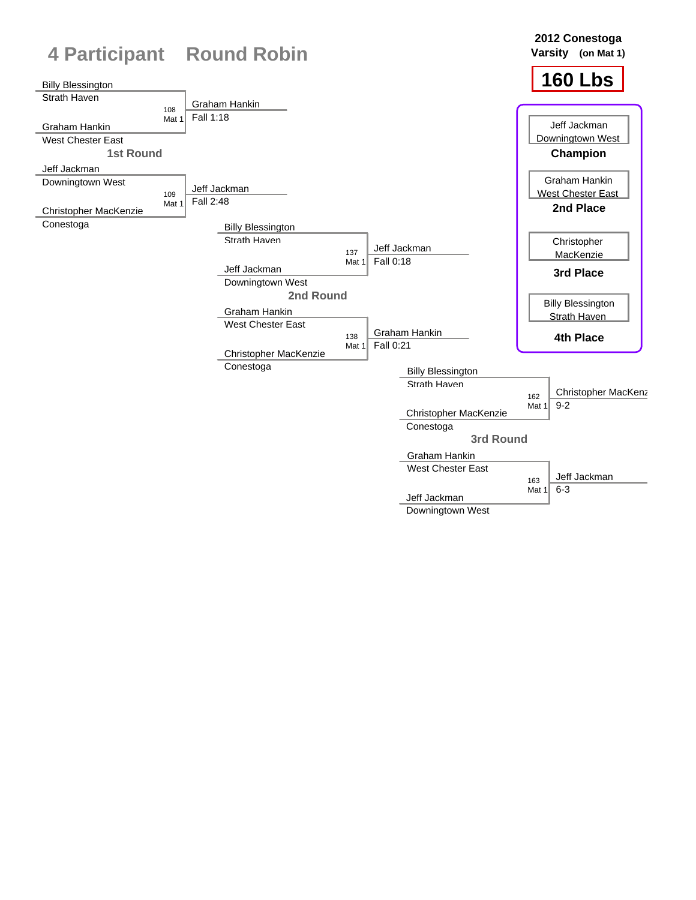# 4 Participant Round Robin

**2012 Conestoga Varsity (on Mat 1)**

**160 Lbs**

| Place | Wrestler | Team |
|---|---|---|
| **Champion** | Jeff Jackman | Downingtown West |
| **2nd Place** | Graham Hankin | West Chester East |
| **3rd Place** | Christopher MacKenzie | |
| **4th Place** | Billy Blessington | Strath Haven |

## 1st Round

| Bout | Mat | Wrestler 1 | Wrestler 2 | Winner | Result |
|---|---|---|---|---|---|
| 108 | Mat 1 | Billy Blessington (Strath Haven) | Graham Hankin (West Chester East) | Graham Hankin | Fall 1:18 |
| 109 | Mat 1 | Jeff Jackman (Downingtown West) | Christopher MacKenzie (Conestoga) | Jeff Jackman | Fall 2:48 |

## 2nd Round

| Bout | Mat | Wrestler 1 | Wrestler 2 | Winner | Result |
|---|---|---|---|---|---|
| 137 | Mat 1 | Billy Blessington (Strath Haven) | Jeff Jackman (Downingtown West) | Jeff Jackman | Fall 0:18 |
| 138 | Mat 1 | Graham Hankin (West Chester East) | Christopher MacKenzie (Conestoga) | Graham Hankin | Fall 0:21 |

## 3rd Round

| Bout | Mat | Wrestler 1 | Wrestler 2 | Winner | Result |
|---|---|---|---|---|---|
| 162 | Mat 1 | Billy Blessington (Strath Haven) | Christopher MacKenzie (Conestoga) | Christopher MacKenz | 9-2 |
| 163 | Mat 1 | Graham Hankin (West Chester East) | Jeff Jackman (Downingtown West) | Jeff Jackman | 6-3 |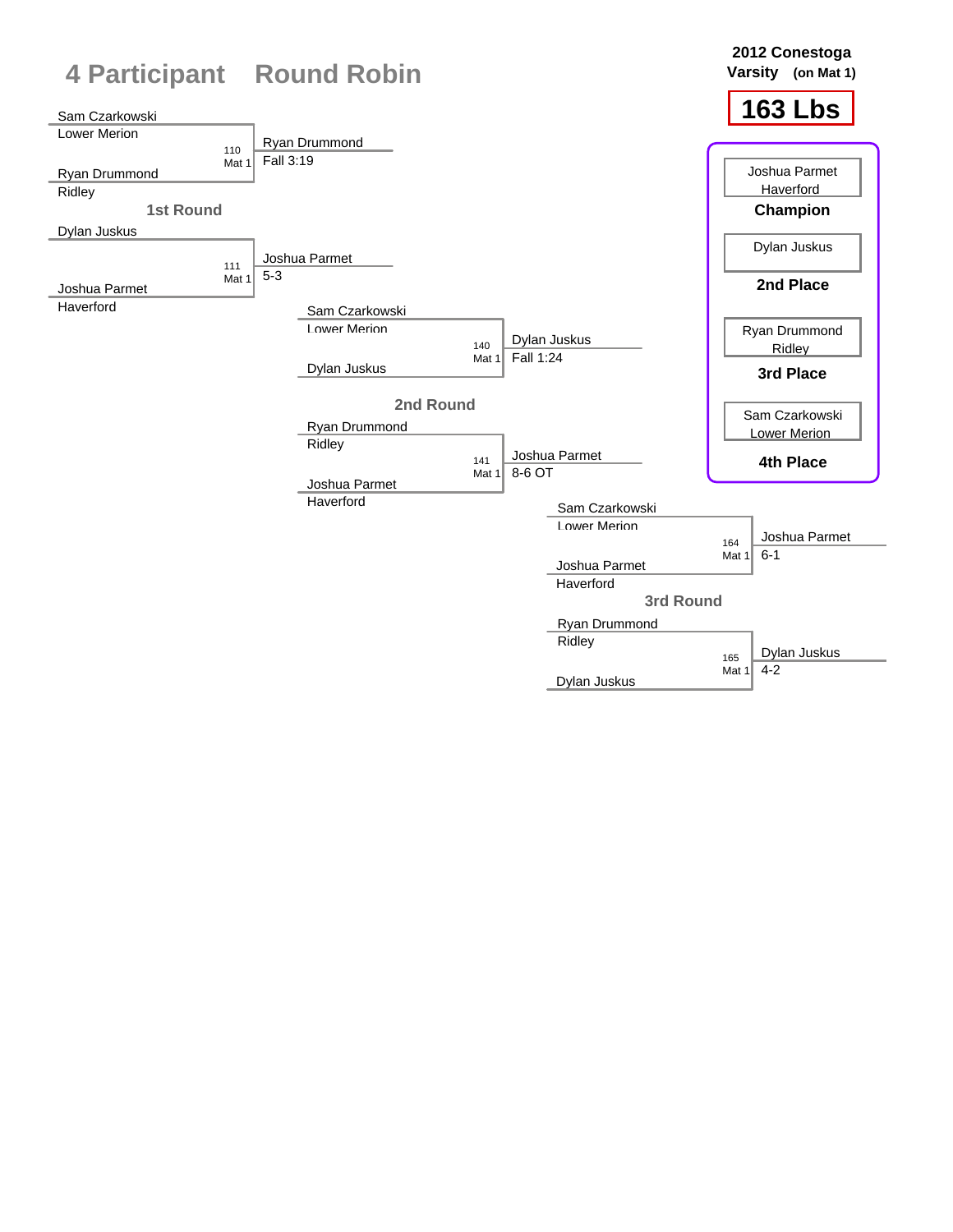# 4 Participant Round Robin

**2012 Conestoga Varsity (on Mat 1)**

**163 Lbs**

## 1st Round

| Bout | Wrestler 1 | Wrestler 2 | Winner | Result |
|---|---|---|---|---|
| 110 Mat 1 | Sam Czarkowski (Lower Merion) | Ryan Drummond (Ridley) | Ryan Drummond | Fall 3:19 |
| 111 Mat 1 | Dylan Juskus | Joshua Parmet (Haverford) | Joshua Parmet | 5-3 |

## 2nd Round

| Bout | Wrestler 1 | Wrestler 2 | Winner | Result |
|---|---|---|---|---|
| 140 Mat 1 | Sam Czarkowski (Lower Merion) | Dylan Juskus | Dylan Juskus | Fall 1:24 |
| 141 Mat 1 | Ryan Drummond (Ridley) | Joshua Parmet (Haverford) | Joshua Parmet | 8-6 OT |

## 3rd Round

| Bout | Wrestler 1 | Wrestler 2 | Winner | Result |
|---|---|---|---|---|
| 164 Mat 1 | Sam Czarkowski (Lower Merion) | Joshua Parmet (Haverford) | Joshua Parmet | 6-1 |
| 165 Mat 1 | Ryan Drummond (Ridley) | Dylan Juskus | Dylan Juskus | 4-2 |

## Placement

- **Champion:** Joshua Parmet, Haverford
- **2nd Place:** Dylan Juskus
- **3rd Place:** Ryan Drummond, Ridley
- **4th Place:** Sam Czarkowski, Lower Merion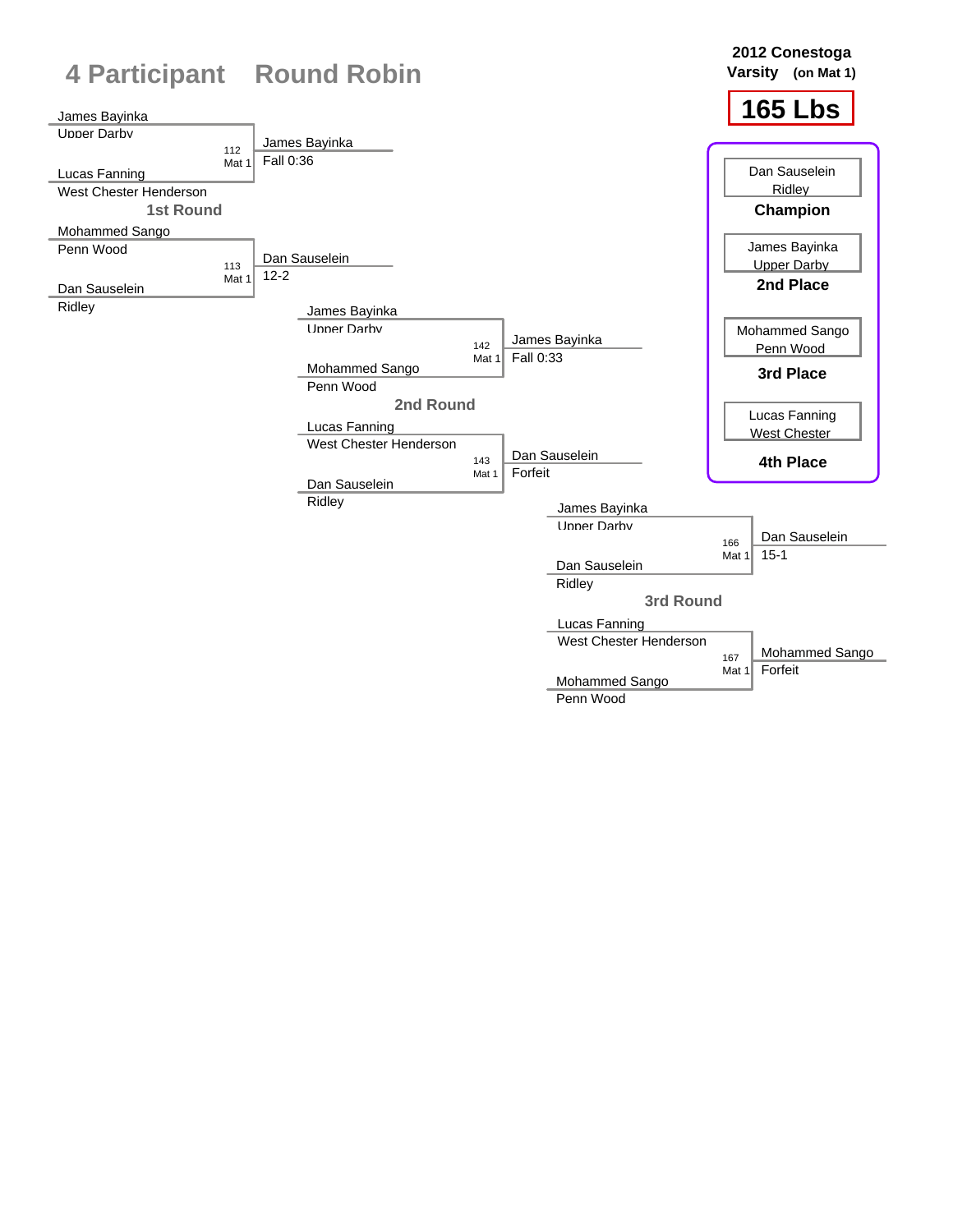# 4 Participant Round Robin

**2012 Conestoga Varsity (on Mat 1)**

## 165 Lbs

### 1st Round

| Bout | Wrestler 1 | Wrestler 2 | Winner | Result |
|---|---|---|---|---|
| 112 Mat 1 | James Bayinka, Upper Darby | Lucas Fanning, West Chester Henderson | James Bayinka | Fall 0:36 |
| 113 Mat 1 | Mohammed Sango, Penn Wood | Dan Sauselein, Ridley | Dan Sauselein | 12-2 |

### 2nd Round

| Bout | Wrestler 1 | Wrestler 2 | Winner | Result |
|---|---|---|---|---|
| 142 Mat 1 | James Bayinka, Upper Darby | Mohammed Sango, Penn Wood | James Bayinka | Fall 0:33 |
| 143 Mat 1 | Lucas Fanning, West Chester Henderson | Dan Sauselein, Ridley | Dan Sauselein | Forfeit |

### 3rd Round

| Bout | Wrestler 1 | Wrestler 2 | Winner | Result |
|---|---|---|---|---|
| 166 Mat 1 | James Bayinka, Upper Darby | Dan Sauselein, Ridley | Dan Sauselein | 15-1 |
| 167 Mat 1 | Lucas Fanning, West Chester Henderson | Mohammed Sango, Penn Wood | Mohammed Sango | Forfeit |

### Final Placings

| Place | Wrestler | School |
|---|---|---|
| Champion | Dan Sauselein | Ridley |
| 2nd Place | James Bayinka | Upper Darby |
| 3rd Place | Mohammed Sango | Penn Wood |
| 4th Place | Lucas Fanning | West Chester |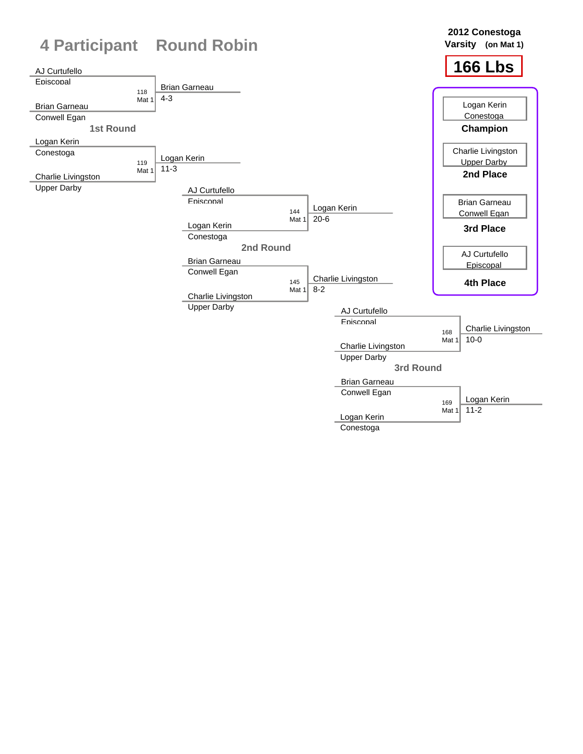# 4 Participant Round Robin

**2012 Conestoga Varsity (on Mat 1)**

## 166 Lbs

### 1st Round

| Bout | Wrestler 1 | Wrestler 2 | Winner | Score |
|---|---|---|---|---|
| 118 Mat 1 | AJ Curtufello (Episcopal) | Brian Garneau (Conwell Egan) | Brian Garneau | 4-3 |
| 119 Mat 1 | Logan Kerin (Conestoga) | Charlie Livingston (Upper Darby) | Logan Kerin | 11-3 |

### 2nd Round

| Bout | Wrestler 1 | Wrestler 2 | Winner | Score |
|---|---|---|---|---|
| 144 Mat 1 | AJ Curtufello (Episcopal) | Logan Kerin (Conestoga) | Logan Kerin | 20-6 |
| 145 Mat 1 | Brian Garneau (Conwell Egan) | Charlie Livingston (Upper Darby) | Charlie Livingston | 8-2 |

### 3rd Round

| Bout | Wrestler 1 | Wrestler 2 | Winner | Score |
|---|---|---|---|---|
| 168 Mat 1 | AJ Curtufello (Episcopal) | Charlie Livingston (Upper Darby) | Charlie Livingston | 10-0 |
| 169 Mat 1 | Brian Garneau (Conwell Egan) | Logan Kerin (Conestoga) | Logan Kerin | 11-2 |

### Placings

| Place | Wrestler | School |
|---|---|---|
| **Champion** | Logan Kerin | Conestoga |
| **2nd Place** | Charlie Livingston | Upper Darby |
| **3rd Place** | Brian Garneau | Conwell Egan |
| **4th Place** | AJ Curtufello | Episcopal |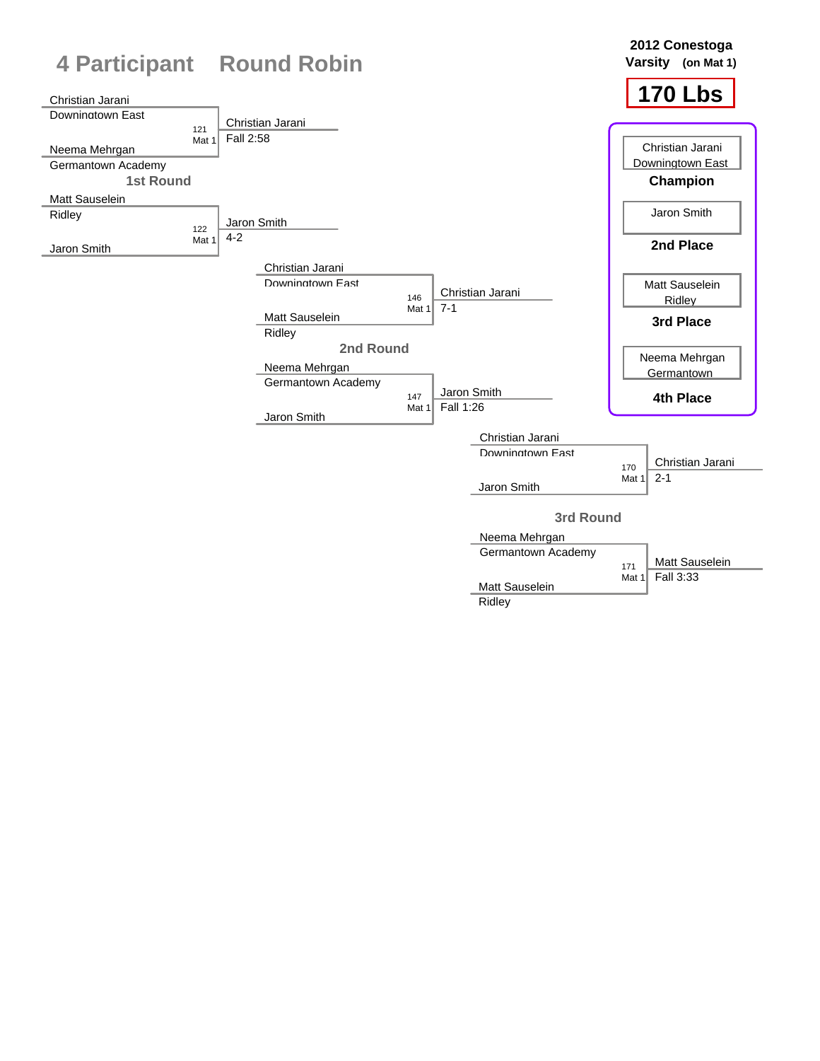# 4 Participant Round Robin

**2012 Conestoga Varsity (on Mat 1)**

**170 Lbs**

## 1st Round

| Wrestler 1 | Wrestler 2 | Bout | Winner | Result |
|---|---|---|---|---|
| Christian Jarani (Downingtown East) | Neema Mehrgan (Germantown Academy) | 121 Mat 1 | Christian Jarani | Fall 2:58 |
| Matt Sauselein (Ridley) | Jaron Smith | 122 Mat 1 | Jaron Smith | 4-2 |

## 2nd Round

| Wrestler 1 | Wrestler 2 | Bout | Winner | Result |
|---|---|---|---|---|
| Christian Jarani (Downingtown East) | Matt Sauselein (Ridley) | 146 Mat 1 | Christian Jarani | 7-1 |
| Neema Mehrgan (Germantown Academy) | Jaron Smith | 147 Mat 1 | Jaron Smith | Fall 1:26 |

## 3rd Round

| Wrestler 1 | Wrestler 2 | Bout | Winner | Result |
|---|---|---|---|---|
| Christian Jarani (Downingtown East) | Jaron Smith | 170 Mat 1 | Christian Jarani | 2-1 |
| Neema Mehrgan (Germantown Academy) | Matt Sauselein (Ridley) | 171 Mat 1 | Matt Sauselein | Fall 3:33 |

## Placements

| Place | Wrestler |
|---|---|
| **Champion** | Christian Jarani, Downingtown East |
| **2nd Place** | Jaron Smith |
| **3rd Place** | Matt Sauselein, Ridley |
| **4th Place** | Neema Mehrgan, Germantown |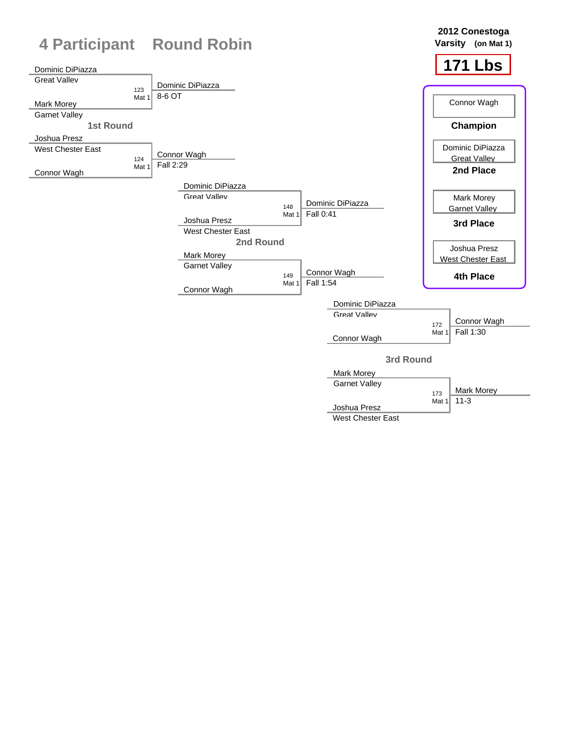# 4 Participant Round Robin

**2012 Conestoga Varsity (on Mat 1)**

**171 Lbs**

## 1st Round

| Match | Wrestler 1 | Wrestler 2 | Winner | Result |
|---|---|---|---|---|
| 123 Mat 1 | Dominic DiPiazza, Great Valley | Mark Morey, Garnet Valley | Dominic DiPiazza | 8-6 OT |
| 124 Mat 1 | Joshua Presz, West Chester East | Connor Wagh | Connor Wagh | Fall 2:29 |

## 2nd Round

| Match | Wrestler 1 | Wrestler 2 | Winner | Result |
|---|---|---|---|---|
| 148 Mat 1 | Dominic DiPiazza, Great Valley | Joshua Presz, West Chester East | Dominic DiPiazza | Fall 0:41 |
| 149 Mat 1 | Mark Morey, Garnet Valley | Connor Wagh | Connor Wagh | Fall 1:54 |

## 3rd Round

| Match | Wrestler 1 | Wrestler 2 | Winner | Result |
|---|---|---|---|---|
| 172 Mat 1 | Dominic DiPiazza, Great Valley | Connor Wagh | Connor Wagh | Fall 1:30 |
| 173 Mat 1 | Mark Morey, Garnet Valley | Joshua Presz, West Chester East | Mark Morey | 11-3 |

## Final Placements

| Place | Wrestler |
|---|---|
| Champion | Connor Wagh |
| 2nd Place | Dominic DiPiazza, Great Valley |
| 3rd Place | Mark Morey, Garnet Valley |
| 4th Place | Joshua Presz, West Chester East |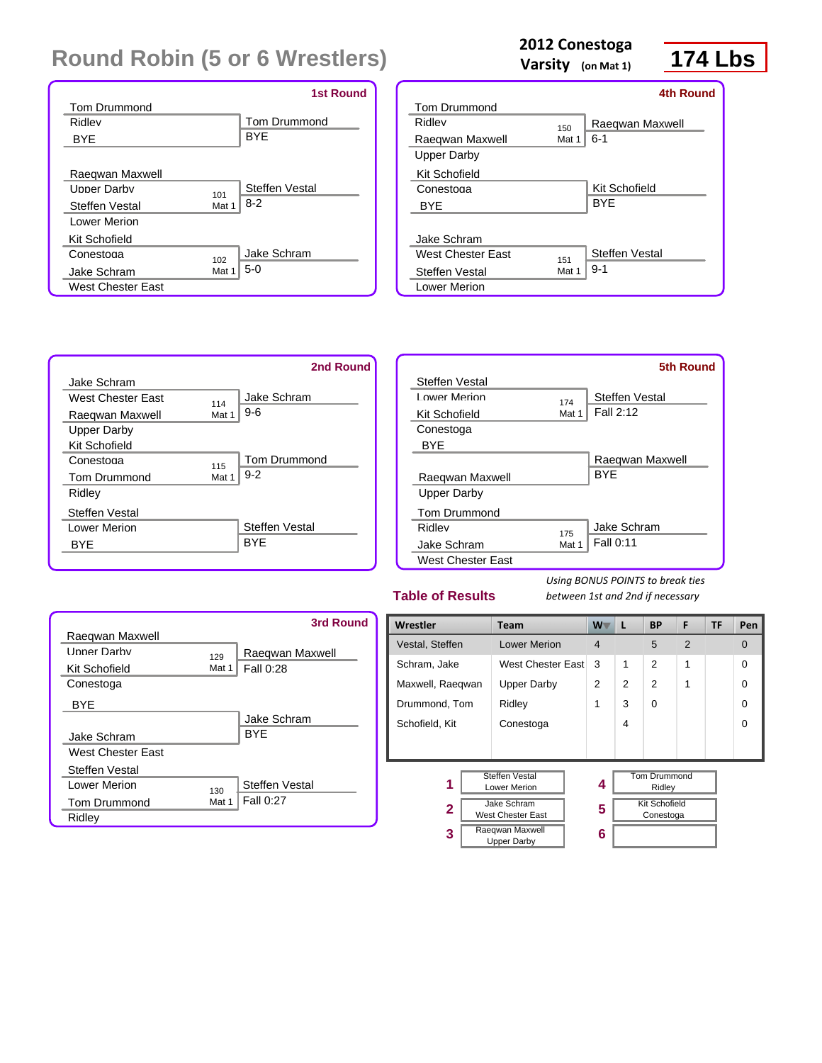# Round Robin (5 or 6 Wrestlers)

**2012 Conestoga Varsity** (on Mat 1)

**174 Lbs**

## 1st Round

| Wrestler | Team | Bout | Winner | Result |
|---|---|---|---|---|
| Tom Drummond | Ridley | | Tom Drummond | BYE |
| BYE | | | | |
| Raeqwan Maxwell | Upper Darby | 101 Mat 1 | Steffen Vestal | 8-2 |
| Steffen Vestal | Lower Merion | | | |
| Kit Schofield | Conestoga | 102 Mat 1 | Jake Schram | 5-0 |
| Jake Schram | West Chester East | | | |

## 2nd Round

| Wrestler | Team | Bout | Winner | Result |
|---|---|---|---|---|
| Jake Schram | West Chester East | 114 Mat 1 | Jake Schram | 9-6 |
| Raeqwan Maxwell | Upper Darby | | | |
| Kit Schofield | Conestoga | 115 Mat 1 | Tom Drummond | 9-2 |
| Tom Drummond | Ridley | | | |
| Steffen Vestal | Lower Merion | | Steffen Vestal | BYE |
| BYE | | | | |

## 3rd Round

| Wrestler | Team | Bout | Winner | Result |
|---|---|---|---|---|
| Raeqwan Maxwell | Upper Darby | 129 Mat 1 | Raeqwan Maxwell | Fall 0:28 |
| Kit Schofield | Conestoga | | | |
| BYE | | | Jake Schram | BYE |
| Jake Schram | West Chester East | | | |
| Steffen Vestal | Lower Merion | 130 Mat 1 | Steffen Vestal | Fall 0:27 |
| Tom Drummond | Ridley | | | |

## 4th Round

| Wrestler | Team | Bout | Winner | Result |
|---|---|---|---|---|
| Tom Drummond | Ridley | 150 Mat 1 | Raeqwan Maxwell | 6-1 |
| Raeqwan Maxwell | Upper Darby | | | |
| Kit Schofield | Conestoga | | Kit Schofield | BYE |
| BYE | | | | |
| Jake Schram | West Chester East | 151 Mat 1 | Steffen Vestal | 9-1 |
| Steffen Vestal | Lower Merion | | | |

## 5th Round

| Wrestler | Team | Bout | Winner | Result |
|---|---|---|---|---|
| Steffen Vestal | Lower Merion | 174 Mat 1 | Steffen Vestal | Fall 2:12 |
| Kit Schofield | Conestoga | | | |
| BYE | | | Raeqwan Maxwell | BYE |
| Raeqwan Maxwell | Upper Darby | | | |
| Tom Drummond | Ridley | 175 Mat 1 | Jake Schram | Fall 0:11 |
| Jake Schram | West Chester East | | | |

## Table of Results

*Using BONUS POINTS to break ties between 1st and 2nd if necessary*

| Wrestler | Team | W | L | BP | F | TF | Pen |
|---|---|---|---|---|---|---|---|
| Vestal, Steffen | Lower Merion | 4 | | 5 | 2 | | 0 |
| Schram, Jake | West Chester East | 3 | 1 | 2 | 1 | | 0 |
| Maxwell, Raeqwan | Upper Darby | 2 | 2 | 2 | 1 | | 0 |
| Drummond, Tom | Ridley | 1 | 3 | 0 | | | 0 |
| Schofield, Kit | Conestoga | | 4 | | | | 0 |

| Place | Wrestler | Place | Wrestler |
|---|---|---|---|
| 1 | Steffen Vestal, Lower Merion | 4 | Tom Drummond, Ridley |
| 2 | Jake Schram, West Chester East | 5 | Kit Schofield, Conestoga |
| 3 | Raeqwan Maxwell, Upper Darby | 6 | |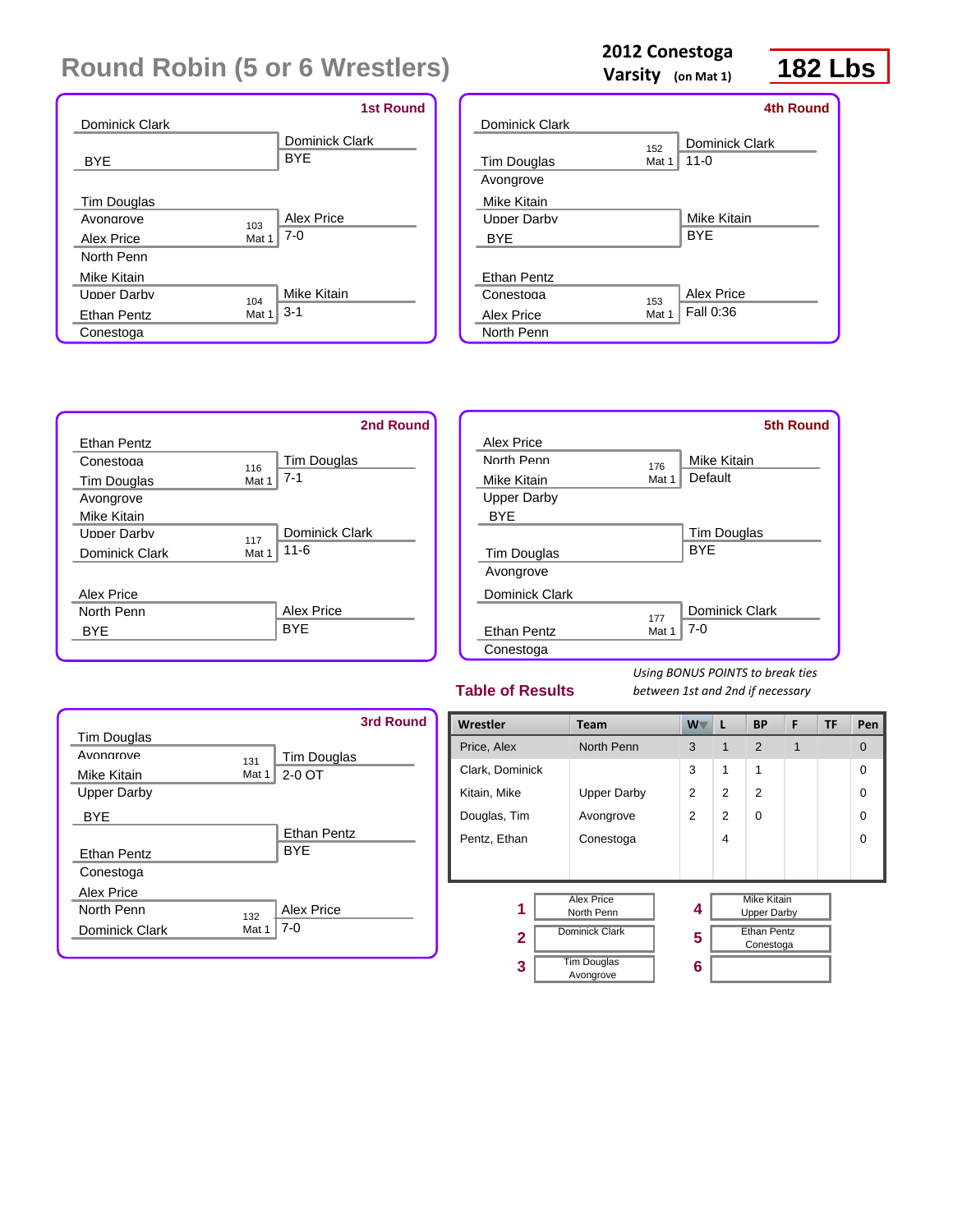# Round Robin (5 or 6 Wrestlers)

**2012 Conestoga Varsity** (on Mat 1) **182 Lbs**

## 1st Round

| Match | Wrestler 1 | Wrestler 2 | Bout | Winner | Result |
|---|---|---|---|---|---|
| | Dominick Clark | BYE | | Dominick Clark | BYE |
| 103 Mat 1 | Tim Douglas (Avongrove) | Alex Price (North Penn) | 103 | Alex Price | 7-0 |
| 104 Mat 1 | Mike Kitain (Upper Darby) | Ethan Pentz (Conestoga) | 104 | Mike Kitain | 3-1 |

## 2nd Round

| Match | Wrestler 1 | Wrestler 2 | Bout | Winner | Result |
|---|---|---|---|---|---|
| 116 Mat 1 | Ethan Pentz (Conestoga) | Tim Douglas (Avongrove) | 116 | Tim Douglas | 7-1 |
| 117 Mat 1 | Mike Kitain (Upper Darby) | Dominick Clark | 117 | Dominick Clark | 11-6 |
| | Alex Price (North Penn) | BYE | | Alex Price | BYE |

## 3rd Round

| Match | Wrestler 1 | Wrestler 2 | Bout | Winner | Result |
|---|---|---|---|---|---|
| 131 Mat 1 | Tim Douglas (Avongrove) | Mike Kitain (Upper Darby) | 131 | Tim Douglas | 2-0 OT |
| | BYE | Ethan Pentz (Conestoga) | | Ethan Pentz | BYE |
| 132 Mat 1 | Alex Price (North Penn) | Dominick Clark | 132 | Alex Price | 7-0 |

## 4th Round

| Match | Wrestler 1 | Wrestler 2 | Bout | Winner | Result |
|---|---|---|---|---|---|
| 152 Mat 1 | Dominick Clark | Tim Douglas (Avongrove) | 152 | Dominick Clark | 11-0 |
| | Mike Kitain (Upper Darby) | BYE | | Mike Kitain | BYE |
| 153 Mat 1 | Ethan Pentz (Conestoga) | Alex Price (North Penn) | 153 | Alex Price | Fall 0:36 |

## 5th Round

| Match | Wrestler 1 | Wrestler 2 | Bout | Winner | Result |
|---|---|---|---|---|---|
| 176 Mat 1 | Alex Price (North Penn) | Mike Kitain (Upper Darby) | 176 | Mike Kitain | Default |
| | BYE | Tim Douglas (Avongrove) | | Tim Douglas | BYE |
| 177 Mat 1 | Dominick Clark | Ethan Pentz (Conestoga) | 177 | Dominick Clark | 7-0 |

## Table of Results

*Using BONUS POINTS to break ties between 1st and 2nd if necessary*

| Wrestler | Team | W | L | BP | F | TF | Pen |
|---|---|---|---|---|---|---|---|
| Price, Alex | North Penn | 3 | 1 | 2 | 1 | | 0 |
| Clark, Dominick | | 3 | 1 | 1 | | | 0 |
| Kitain, Mike | Upper Darby | 2 | 2 | 2 | | | 0 |
| Douglas, Tim | Avongrove | 2 | 2 | 0 | | | 0 |
| Pentz, Ethan | Conestoga | | 4 | | | | 0 |

| Place | Wrestler |
|---|---|
| 1 | Alex Price, North Penn |
| 2 | Dominick Clark |
| 3 | Tim Douglas, Avongrove |
| 4 | Mike Kitain, Upper Darby |
| 5 | Ethan Pentz, Conestoga |
| 6 | |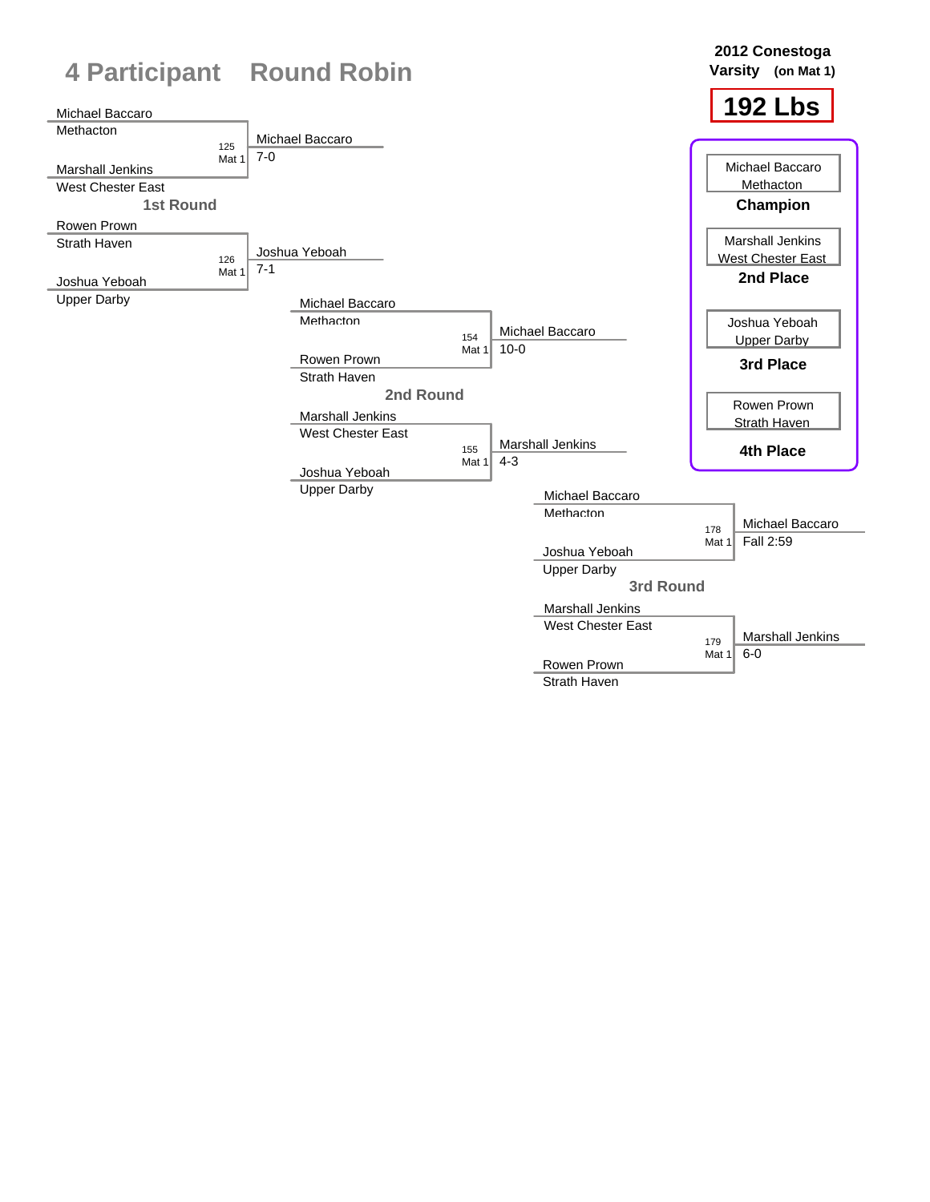# 4 Participant Round Robin

**2012 Conestoga Varsity (on Mat 1)**

**192 Lbs**

## 1st Round

| Wrestler | Team | Bout | Winner | Result |
|---|---|---|---|---|
| Michael Baccaro | Methacton | 125 Mat 1 | Michael Baccaro | 7-0 |
| Marshall Jenkins | West Chester East | | | |
| Rowen Prown | Strath Haven | 126 Mat 1 | Joshua Yeboah | 7-1 |
| Joshua Yeboah | Upper Darby | | | |

## 2nd Round

| Wrestler | Team | Bout | Winner | Result |
|---|---|---|---|---|
| Michael Baccaro | Methacton | 154 Mat 1 | Michael Baccaro | 10-0 |
| Rowen Prown | Strath Haven | | | |
| Marshall Jenkins | West Chester East | 155 Mat 1 | Marshall Jenkins | 4-3 |
| Joshua Yeboah | Upper Darby | | | |

## 3rd Round

| Wrestler | Team | Bout | Winner | Result |
|---|---|---|---|---|
| Michael Baccaro | Methacton | 178 Mat 1 | Michael Baccaro | Fall 2:59 |
| Joshua Yeboah | Upper Darby | | | |
| Marshall Jenkins | West Chester East | 179 Mat 1 | Marshall Jenkins | 6-0 |
| Rowen Prown | Strath Haven | | | |

## Final Placements

| Place | Wrestler | Team |
|---|---|---|
| **Champion** | Michael Baccaro | Methacton |
| **2nd Place** | Marshall Jenkins | West Chester East |
| **3rd Place** | Joshua Yeboah | Upper Darby |
| **4th Place** | Rowen Prown | Strath Haven |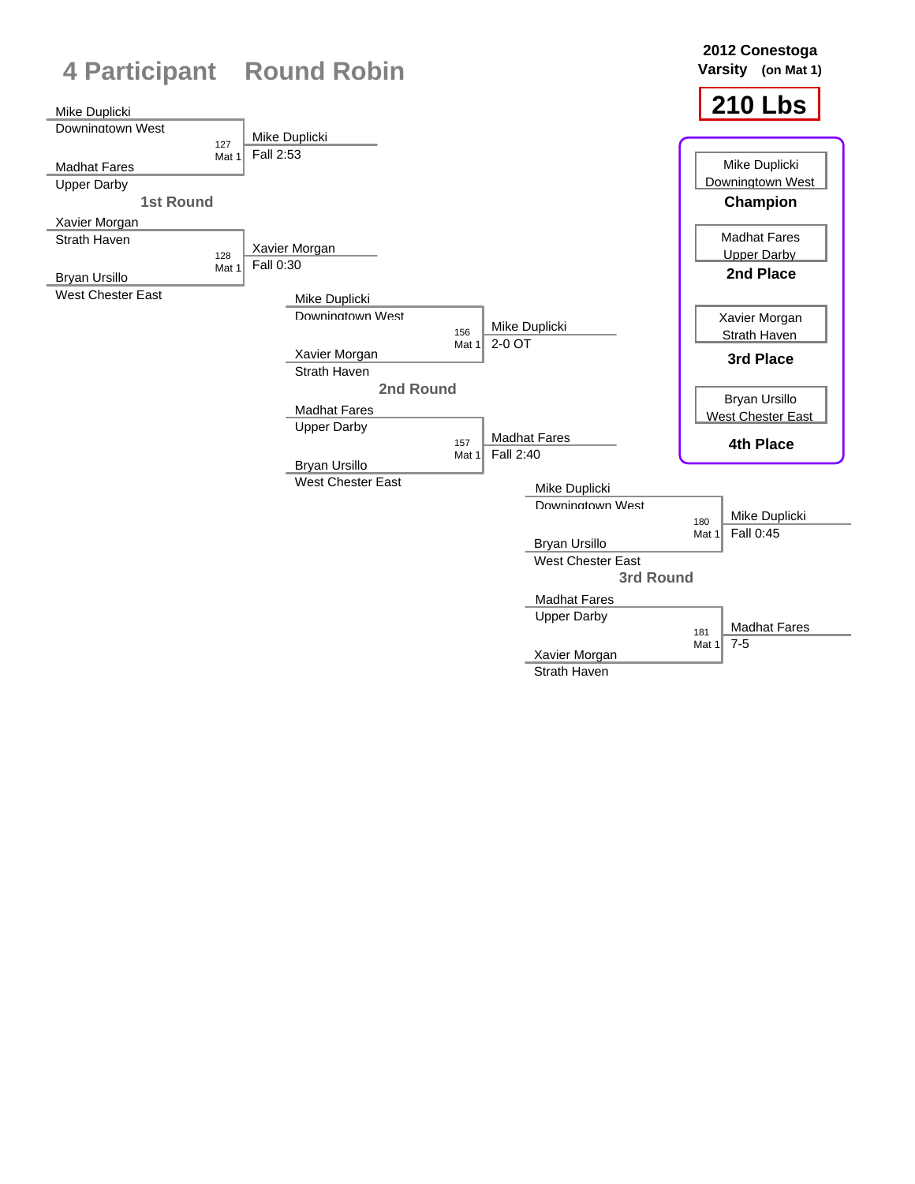# 4 Participant Round Robin

**2012 Conestoga Varsity (on Mat 1)**

**210 Lbs**

## 1st Round

| Bout | Wrestler 1 | Wrestler 2 | Winner | Result |
|---|---|---|---|---|
| 127 Mat 1 | Mike Duplicki (Downingtown West) | Madhat Fares (Upper Darby) | Mike Duplicki | Fall 2:53 |
| 128 Mat 1 | Xavier Morgan (Strath Haven) | Bryan Ursillo (West Chester East) | Xavier Morgan | Fall 0:30 |

## 2nd Round

| Bout | Wrestler 1 | Wrestler 2 | Winner | Result |
|---|---|---|---|---|
| 156 Mat 1 | Mike Duplicki (Downingtown West) | Xavier Morgan (Strath Haven) | Mike Duplicki | 2-0 OT |
| 157 Mat 1 | Madhat Fares (Upper Darby) | Bryan Ursillo (West Chester East) | Madhat Fares | Fall 2:40 |

## 3rd Round

| Bout | Wrestler 1 | Wrestler 2 | Winner | Result |
|---|---|---|---|---|
| 180 Mat 1 | Mike Duplicki (Downingtown West) | Bryan Ursillo (West Chester East) | Mike Duplicki | Fall 0:45 |
| 181 Mat 1 | Madhat Fares (Upper Darby) | Xavier Morgan (Strath Haven) | Madhat Fares | 7-5 |

## Final Placements

| Place | Wrestler | School |
|---|---|---|
| **Champion** | Mike Duplicki | Downingtown West |
| **2nd Place** | Madhat Fares | Upper Darby |
| **3rd Place** | Xavier Morgan | Strath Haven |
| **4th Place** | Bryan Ursillo | West Chester East |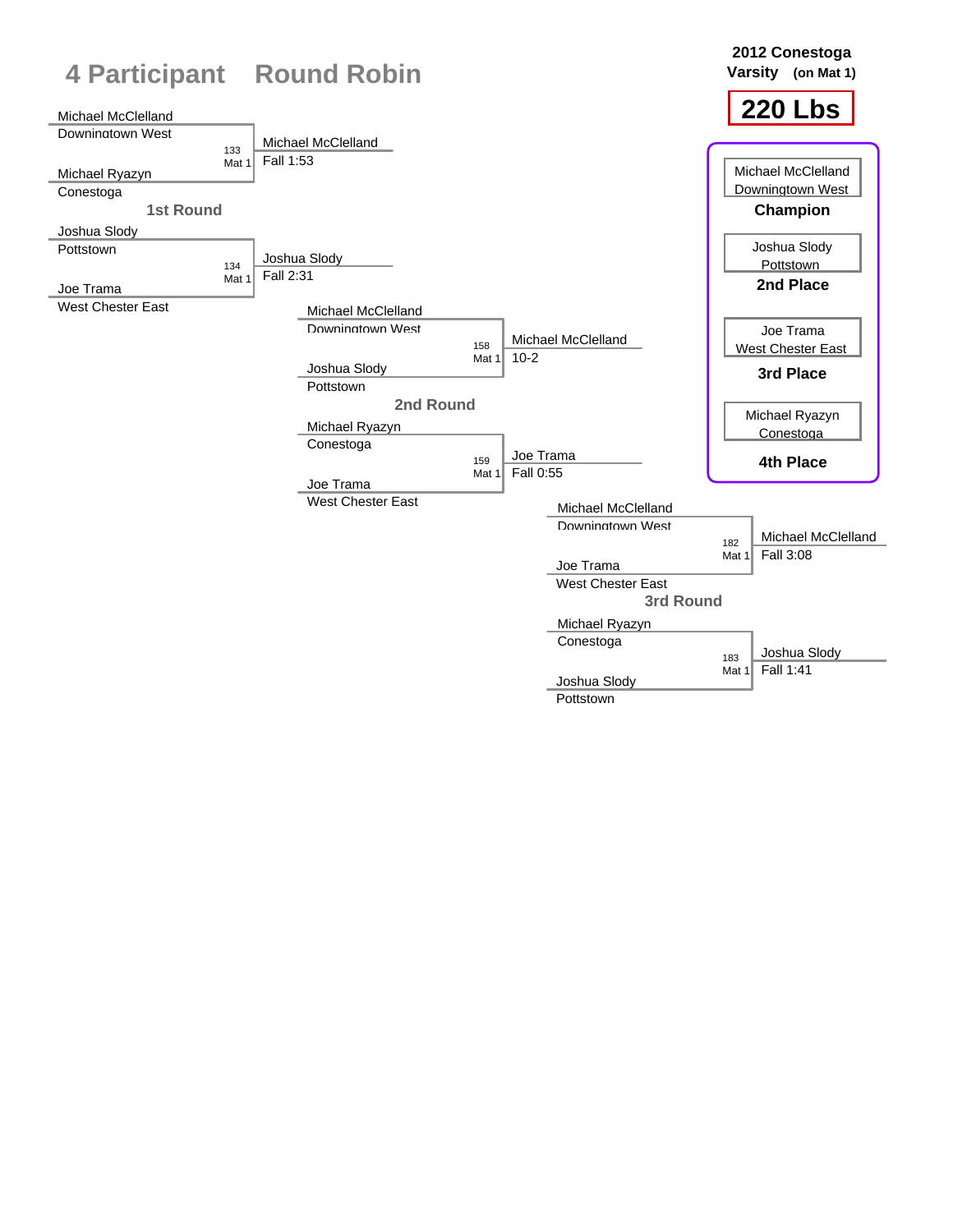# 4 Participant Round Robin

**2012 Conestoga Varsity (on Mat 1)**

**220 Lbs**

## 1st Round

| Bout | Mat | Wrestler 1 | Wrestler 2 | Winner | Result |
|---|---|---|---|---|---|
| 133 | Mat 1 | Michael McClelland (Downingtown West) | Michael Ryazyn (Conestoga) | Michael McClelland | Fall 1:53 |
| 134 | Mat 1 | Joshua Slody (Pottstown) | Joe Trama (West Chester East) | Joshua Slody | Fall 2:31 |

## 2nd Round

| Bout | Mat | Wrestler 1 | Wrestler 2 | Winner | Result |
|---|---|---|---|---|---|
| 158 | Mat 1 | Michael McClelland (Downingtown West) | Joshua Slody (Pottstown) | Michael McClelland | 10-2 |
| 159 | Mat 1 | Michael Ryazyn (Conestoga) | Joe Trama (West Chester East) | Joe Trama | Fall 0:55 |

## 3rd Round

| Bout | Mat | Wrestler 1 | Wrestler 2 | Winner | Result |
|---|---|---|---|---|---|
| 182 | Mat 1 | Michael McClelland (Downingtown West) | Joe Trama (West Chester East) | Michael McClelland | Fall 3:08 |
| 183 | Mat 1 | Michael Ryazyn (Conestoga) | Joshua Slody (Pottstown) | Joshua Slody | Fall 1:41 |

## Final Placings

| Place | Wrestler | Team |
|---|---|---|
| Champion | Michael McClelland | Downingtown West |
| 2nd Place | Joshua Slody | Pottstown |
| 3rd Place | Joe Trama | West Chester East |
| 4th Place | Michael Ryazyn | Conestoga |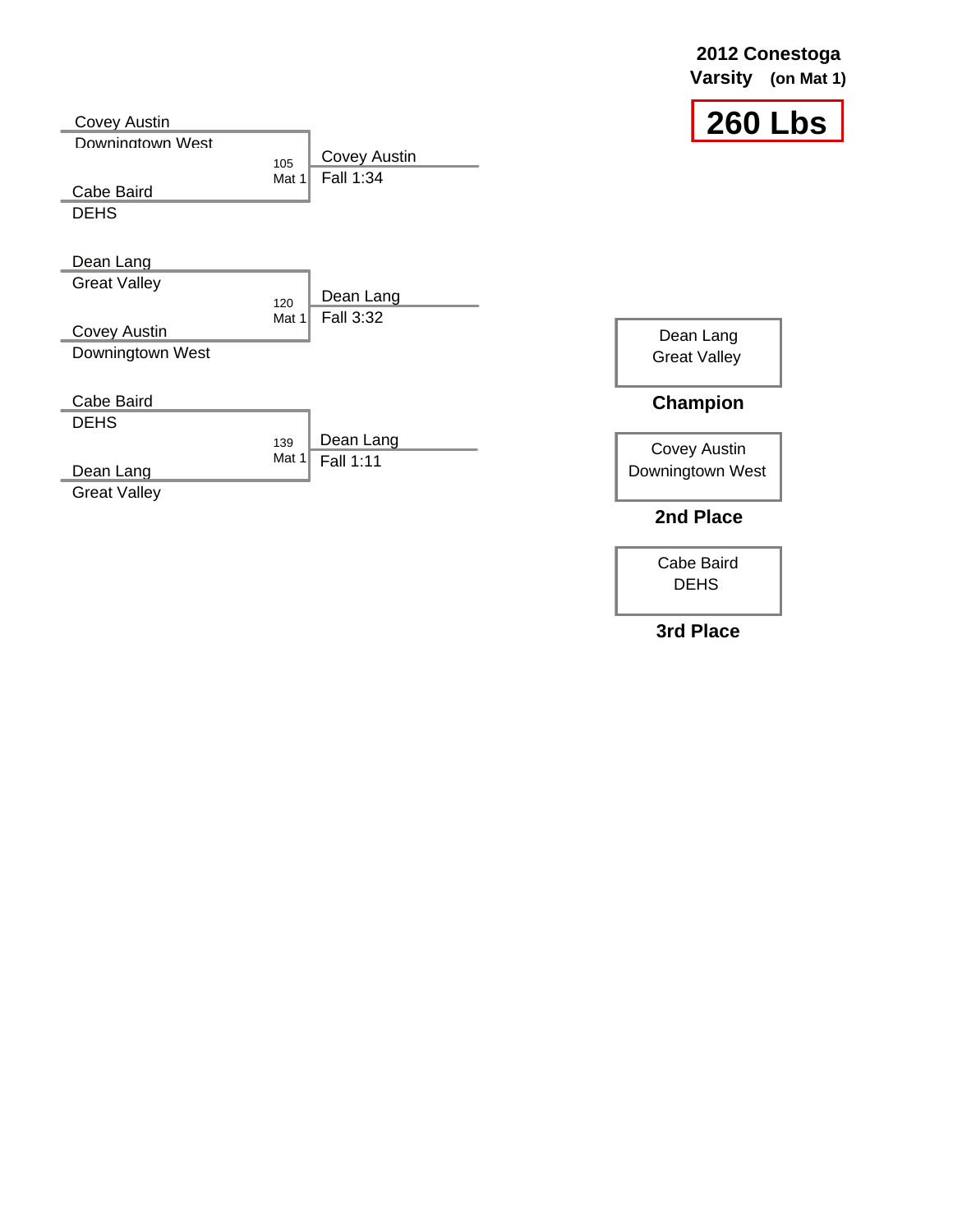**2012 Conestoga**
**Varsity** **(on Mat 1)**

# 260 Lbs

Covey Austin
Downingtown West

105
Mat 1

Cabe Baird
DEHS

Covey Austin
Fall 1:34

Dean Lang
Great Valley

120
Mat 1

Covey Austin
Downingtown West

Dean Lang
Fall 3:32

Cabe Baird
DEHS

139
Mat 1

Dean Lang
Great Valley

Dean Lang
Fall 1:11

Dean Lang
Great Valley

**Champion**

Covey Austin
Downingtown West

**2nd Place**

Cabe Baird
DEHS

**3rd Place**